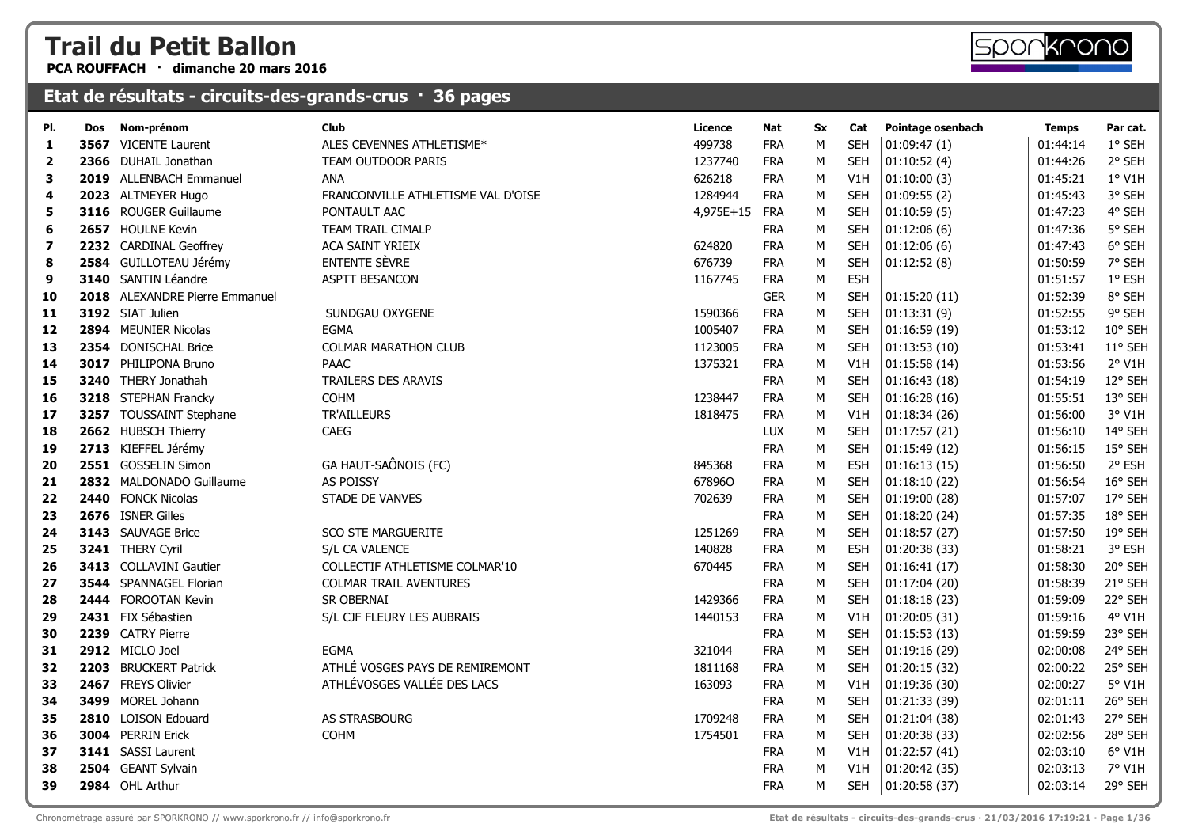# Trail du Petit Ballon

**PCA ROUFFACH · dimanche 20 mars 2016**

## Etat de résultats - circuits-des-grands-crus · 36 pages

| Pl. | Dos | Nom-prénom | Club | Licence | Nat | Sx | Cat | Pointage osenbach | Temps | Par cat. |
|---|---|---|---|---|---|---|---|---|---|---|
| 1 | 3567 | VICENTE Laurent | ALES CEVENNES ATHLETISME* | 499738 | FRA | M | SEH | 01:09:47 (1) | 01:44:14 | 1° SEH |
| 2 | 2366 | DUHAIL Jonathan | TEAM OUTDOOR PARIS | 1237740 | FRA | M | SEH | 01:10:52 (4) | 01:44:26 | 2° SEH |
| 3 | 2019 | ALLENBACH Emmanuel | ANA | 626218 | FRA | M | V1H | 01:10:00 (3) | 01:45:21 | 1° V1H |
| 4 | 2023 | ALTMEYER Hugo | FRANCONVILLE ATHLETISME VAL D'OISE | 1284944 | FRA | M | SEH | 01:09:55 (2) | 01:45:43 | 3° SEH |
| 5 | 3116 | ROUGER Guillaume | PONTAULT AAC | 4,975E+15 | FRA | M | SEH | 01:10:59 (5) | 01:47:23 | 4° SEH |
| 6 | 2657 | HOULNE Kevin | TEAM TRAIL CIMALP | | FRA | M | SEH | 01:12:06 (6) | 01:47:36 | 5° SEH |
| 7 | 2232 | CARDINAL Geoffrey | ACA SAINT YRIEIX | 624820 | FRA | M | SEH | 01:12:06 (6) | 01:47:43 | 6° SEH |
| 8 | 2584 | GUILLOTEAU Jérémy | ENTENTE SÈVRE | 676739 | FRA | M | SEH | 01:12:52 (8) | 01:50:59 | 7° SEH |
| 9 | 3140 | SANTIN Léandre | ASPTT BESANCON | 1167745 | FRA | M | ESH | | 01:51:57 | 1° ESH |
| 10 | 2018 | ALEXANDRE Pierre Emmanuel | | | GER | M | SEH | 01:15:20 (11) | 01:52:39 | 8° SEH |
| 11 | 3192 | SIAT Julien | SUNDGAU OXYGENE | 1590366 | FRA | M | SEH | 01:13:31 (9) | 01:52:55 | 9° SEH |
| 12 | 2894 | MEUNIER Nicolas | EGMA | 1005407 | FRA | M | SEH | 01:16:59 (19) | 01:53:12 | 10° SEH |
| 13 | 2354 | DONISCHAL Brice | COLMAR MARATHON CLUB | 1123005 | FRA | M | SEH | 01:13:53 (10) | 01:53:41 | 11° SEH |
| 14 | 3017 | PHILIPONA Bruno | PAAC | 1375321 | FRA | M | V1H | 01:15:58 (14) | 01:53:56 | 2° V1H |
| 15 | 3240 | THERY Jonathah | TRAILERS DES ARAVIS | | FRA | M | SEH | 01:16:43 (18) | 01:54:19 | 12° SEH |
| 16 | 3218 | STEPHAN Francky | COHM | 1238447 | FRA | M | SEH | 01:16:28 (16) | 01:55:51 | 13° SEH |
| 17 | 3257 | TOUSSAINT Stephane | TR'AILLEURS | 1818475 | FRA | M | V1H | 01:18:34 (26) | 01:56:00 | 3° V1H |
| 18 | 2662 | HUBSCH Thierry | CAEG | | LUX | M | SEH | 01:17:57 (21) | 01:56:10 | 14° SEH |
| 19 | 2713 | KIEFFEL Jérémy | | | FRA | M | SEH | 01:15:49 (12) | 01:56:15 | 15° SEH |
| 20 | 2551 | GOSSELIN Simon | GA HAUT-SAÔNOIS (FC) | 845368 | FRA | M | ESH | 01:16:13 (15) | 01:56:50 | 2° ESH |
| 21 | 2832 | MALDONADO Guillaume | AS POISSY | 67896O | FRA | M | SEH | 01:18:10 (22) | 01:56:54 | 16° SEH |
| 22 | 2440 | FONCK Nicolas | STADE DE VANVES | 702639 | FRA | M | SEH | 01:19:00 (28) | 01:57:07 | 17° SEH |
| 23 | 2676 | ISNER Gilles | | | FRA | M | SEH | 01:18:20 (24) | 01:57:35 | 18° SEH |
| 24 | 3143 | SAUVAGE Brice | SCO STE MARGUERITE | 1251269 | FRA | M | SEH | 01:18:57 (27) | 01:57:50 | 19° SEH |
| 25 | 3241 | THERY Cyril | S/L CA VALENCE | 140828 | FRA | M | ESH | 01:20:38 (33) | 01:58:21 | 3° ESH |
| 26 | 3413 | COLLAVINI Gautier | COLLECTIF ATHLETISME COLMAR'10 | 670445 | FRA | M | SEH | 01:16:41 (17) | 01:58:30 | 20° SEH |
| 27 | 3544 | SPANNAGEL Florian | COLMAR TRAIL AVENTURES | | FRA | M | SEH | 01:17:04 (20) | 01:58:39 | 21° SEH |
| 28 | 2444 | FOROOTAN Kevin | SR OBERNAI | 1429366 | FRA | M | SEH | 01:18:18 (23) | 01:59:09 | 22° SEH |
| 29 | 2431 | FIX Sébastien | S/L CJF FLEURY LES AUBRAIS | 1440153 | FRA | M | V1H | 01:20:05 (31) | 01:59:16 | 4° V1H |
| 30 | 2239 | CATRY Pierre | | | FRA | M | SEH | 01:15:53 (13) | 01:59:59 | 23° SEH |
| 31 | 2912 | MICLO Joel | EGMA | 321044 | FRA | M | SEH | 01:19:16 (29) | 02:00:08 | 24° SEH |
| 32 | 2203 | BRUCKERT Patrick | ATHLÉ VOSGES PAYS DE REMIREMONT | 1811168 | FRA | M | SEH | 01:20:15 (32) | 02:00:22 | 25° SEH |
| 33 | 2467 | FREYS Olivier | ATHLÉVOSGES VALLÉE DES LACS | 163093 | FRA | M | V1H | 01:19:36 (30) | 02:00:27 | 5° V1H |
| 34 | 3499 | MOREL Johann | | | FRA | M | SEH | 01:21:33 (39) | 02:01:11 | 26° SEH |
| 35 | 2810 | LOISON Edouard | AS STRASBOURG | 1709248 | FRA | M | SEH | 01:21:04 (38) | 02:01:43 | 27° SEH |
| 36 | 3004 | PERRIN Erick | COHM | 1754501 | FRA | M | SEH | 01:20:38 (33) | 02:02:56 | 28° SEH |
| 37 | 3141 | SASSI Laurent | | | FRA | M | V1H | 01:22:57 (41) | 02:03:10 | 6° V1H |
| 38 | 2504 | GEANT Sylvain | | | FRA | M | V1H | 01:20:42 (35) | 02:03:13 | 7° V1H |
| 39 | 2984 | OHL Arthur | | | FRA | M | SEH | 01:20:58 (37) | 02:03:14 | 29° SEH |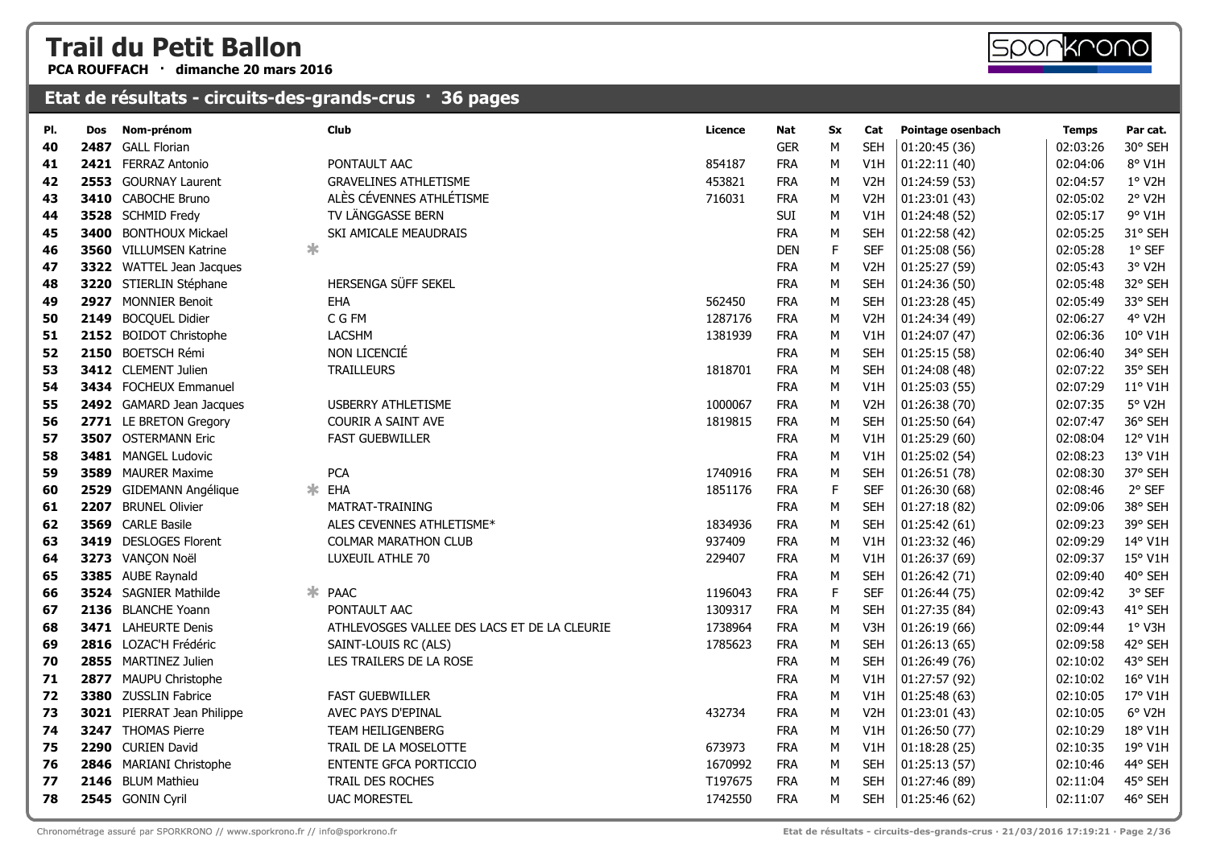# Trail du Petit Ballon

**PCA ROUFFACH · dimanche 20 mars 2016**

## Etat de résultats - circuits-des-grands-crus · 36 pages

| Pl. | Dos | Nom-prénom | | Club | Licence | Nat | Sx | Cat | Pointage osenbach | Temps | Par cat. |
|---|---|---|---|---|---|---|---|---|---|---|---|
| 40 | 2487 | GALL Florian | | | | GER | M | SEH | 01:20:45 (36) | 02:03:26 | 30° SEH |
| 41 | 2421 | FERRAZ Antonio | | PONTAULT AAC | 854187 | FRA | M | V1H | 01:22:11 (40) | 02:04:06 | 8° V1H |
| 42 | 2553 | GOURNAY Laurent | | GRAVELINES ATHLETISME | 453821 | FRA | M | V2H | 01:24:59 (53) | 02:04:57 | 1° V2H |
| 43 | 3410 | CABOCHE Bruno | | ALÈS CÉVENNES ATHLÉTISME | 716031 | FRA | M | V2H | 01:23:01 (43) | 02:05:02 | 2° V2H |
| 44 | 3528 | SCHMID Fredy | | TV LÄNGGASSE BERN | | SUI | M | V1H | 01:24:48 (52) | 02:05:17 | 9° V1H |
| 45 | 3400 | BONTHOUX Mickael | | SKI AMICALE MEAUDRAIS | | FRA | M | SEH | 01:22:58 (42) | 02:05:25 | 31° SEH |
| 46 | 3560 | VILLUMSEN Katrine | * | | | DEN | F | SEF | 01:25:08 (56) | 02:05:28 | 1° SEF |
| 47 | 3322 | WATTEL Jean Jacques | | | | FRA | M | V2H | 01:25:27 (59) | 02:05:43 | 3° V2H |
| 48 | 3220 | STIERLIN Stéphane | | HERSENGA SÜFF SEKEL | | FRA | M | SEH | 01:24:36 (50) | 02:05:48 | 32° SEH |
| 49 | 2927 | MONNIER Benoit | | EHA | 562450 | FRA | M | SEH | 01:23:28 (45) | 02:05:49 | 33° SEH |
| 50 | 2149 | BOCQUEL Didier | | C G FM | 1287176 | FRA | M | V2H | 01:24:34 (49) | 02:06:27 | 4° V2H |
| 51 | 2152 | BOIDOT Christophe | | LACSHM | 1381939 | FRA | M | V1H | 01:24:07 (47) | 02:06:36 | 10° V1H |
| 52 | 2150 | BOETSCH Rémi | | NON LICENCIÉ | | FRA | M | SEH | 01:25:15 (58) | 02:06:40 | 34° SEH |
| 53 | 3412 | CLEMENT Julien | | TRAILLEURS | 1818701 | FRA | M | SEH | 01:24:08 (48) | 02:07:22 | 35° SEH |
| 54 | 3434 | FOCHEUX Emmanuel | | | | FRA | M | V1H | 01:25:03 (55) | 02:07:29 | 11° V1H |
| 55 | 2492 | GAMARD Jean Jacques | | USBERRY ATHLETISME | 1000067 | FRA | M | V2H | 01:26:38 (70) | 02:07:35 | 5° V2H |
| 56 | 2771 | LE BRETON Gregory | | COURIR A SAINT AVE | 1819815 | FRA | M | SEH | 01:25:50 (64) | 02:07:47 | 36° SEH |
| 57 | 3507 | OSTERMANN Eric | | FAST GUEBWILLER | | FRA | M | V1H | 01:25:29 (60) | 02:08:04 | 12° V1H |
| 58 | 3481 | MANGEL Ludovic | | | | FRA | M | V1H | 01:25:02 (54) | 02:08:23 | 13° V1H |
| 59 | 3589 | MAURER Maxime | | PCA | 1740916 | FRA | M | SEH | 01:26:51 (78) | 02:08:30 | 37° SEH |
| 60 | 2529 | GIDEMANN Angélique | * | EHA | 1851176 | FRA | F | SEF | 01:26:30 (68) | 02:08:46 | 2° SEF |
| 61 | 2207 | BRUNEL Olivier | | MATRAT-TRAINING | | FRA | M | SEH | 01:27:18 (82) | 02:09:06 | 38° SEH |
| 62 | 3569 | CARLE Basile | | ALES CEVENNES ATHLETISME* | 1834936 | FRA | M | SEH | 01:25:42 (61) | 02:09:23 | 39° SEH |
| 63 | 3419 | DESLOGES Florent | | COLMAR MARATHON CLUB | 937409 | FRA | M | V1H | 01:23:32 (46) | 02:09:29 | 14° V1H |
| 64 | 3273 | VANÇON Noël | | LUXEUIL ATHLE 70 | 229407 | FRA | M | V1H | 01:26:37 (69) | 02:09:37 | 15° V1H |
| 65 | 3385 | AUBE Raynald | | | | FRA | M | SEH | 01:26:42 (71) | 02:09:40 | 40° SEH |
| 66 | 3524 | SAGNIER Mathilde | * | PAAC | 1196043 | FRA | F | SEF | 01:26:44 (75) | 02:09:42 | 3° SEF |
| 67 | 2136 | BLANCHE Yoann | | PONTAULT AAC | 1309317 | FRA | M | SEH | 01:27:35 (84) | 02:09:43 | 41° SEH |
| 68 | 3471 | LAHEURTE Denis | | ATHLEVOSGES VALLEE DES LACS ET DE LA CLEURIE | 1738964 | FRA | M | V3H | 01:26:19 (66) | 02:09:44 | 1° V3H |
| 69 | 2816 | LOZAC'H Frédéric | | SAINT-LOUIS RC (ALS) | 1785623 | FRA | M | SEH | 01:26:13 (65) | 02:09:58 | 42° SEH |
| 70 | 2855 | MARTINEZ Julien | | LES TRAILERS DE LA ROSE | | FRA | M | SEH | 01:26:49 (76) | 02:10:02 | 43° SEH |
| 71 | 2877 | MAUPU Christophe | | | | FRA | M | V1H | 01:27:57 (92) | 02:10:02 | 16° V1H |
| 72 | 3380 | ZUSSLIN Fabrice | | FAST GUEBWILLER | | FRA | M | V1H | 01:25:48 (63) | 02:10:05 | 17° V1H |
| 73 | 3021 | PIERRAT Jean Philippe | | AVEC PAYS D'EPINAL | 432734 | FRA | M | V2H | 01:23:01 (43) | 02:10:05 | 6° V2H |
| 74 | 3247 | THOMAS Pierre | | TEAM HEILIGENBERG | | FRA | M | V1H | 01:26:50 (77) | 02:10:29 | 18° V1H |
| 75 | 2290 | CURIEN David | | TRAIL DE LA MOSELOTTE | 673973 | FRA | M | V1H | 01:18:28 (25) | 02:10:35 | 19° V1H |
| 76 | 2846 | MARIANI Christophe | | ENTENTE GFCA PORTICCIO | 1670992 | FRA | M | SEH | 01:25:13 (57) | 02:10:46 | 44° SEH |
| 77 | 2146 | BLUM Mathieu | | TRAIL DES ROCHES | T197675 | FRA | M | SEH | 01:27:46 (89) | 02:11:04 | 45° SEH |
| 78 | 2545 | GONIN Cyril | | UAC MORESTEL | 1742550 | FRA | M | SEH | 01:25:46 (62) | 02:11:07 | 46° SEH |

Chronométrage assuré par SPORKRONO // www.sporkrono.fr // info@sporkrono.fr — Etat de résultats - circuits-des-grands-crus · 21/03/2016 17:19:21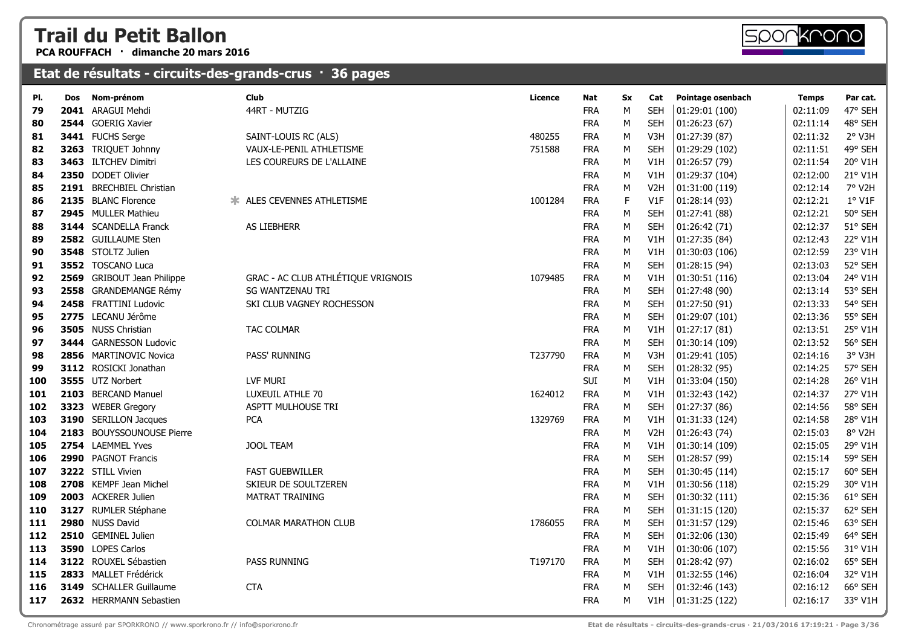# Trail du Petit Ballon

**PCA ROUFFACH · dimanche 20 mars 2016**

## Etat de résultats - circuits-des-grands-crus · 36 pages

| Pl. | Dos | Nom-prénom | Club | Licence | Nat | Sx | Cat | Pointage osenbach | Temps | Par cat. |
|---|---|---|---|---|---|---|---|---|---|---|
| 79 | **2041** | ARAGUI Mehdi | 44RT - MUTZIG | | FRA | M | SEH | 01:29:01 (100) | 02:11:09 | 47° SEH |
| 80 | **2544** | GOERIG Xavier | | | FRA | M | SEH | 01:26:23 (67) | 02:11:14 | 48° SEH |
| 81 | **3441** | FUCHS Serge | SAINT-LOUIS RC (ALS) | 480255 | FRA | M | V3H | 01:27:39 (87) | 02:11:32 | 2° V3H |
| 82 | **3263** | TRIQUET Johnny | VAUX-LE-PENIL ATHLETISME | 751588 | FRA | M | SEH | 01:29:29 (102) | 02:11:51 | 49° SEH |
| 83 | **3463** | ILTCHEV Dimitri | LES COUREURS DE L'ALLAINE | | FRA | M | V1H | 01:26:57 (79) | 02:11:54 | 20° V1H |
| 84 | **2350** | DODET Olivier | | | FRA | M | V1H | 01:29:37 (104) | 02:12:00 | 21° V1H |
| 85 | **2191** | BRECHBIEL Christian | | | FRA | M | V2H | 01:31:00 (119) | 02:12:14 | 7° V2H |
| 86 | **2135** | BLANC Florence | * ALES CEVENNES ATHLETISME | 1001284 | FRA | F | V1F | 01:28:14 (93) | 02:12:21 | 1° V1F |
| 87 | **2945** | MULLER Mathieu | | | FRA | M | SEH | 01:27:41 (88) | 02:12:21 | 50° SEH |
| 88 | **3144** | SCANDELLA Franck | AS LIEBHERR | | FRA | M | SEH | 01:26:42 (71) | 02:12:37 | 51° SEH |
| 89 | **2582** | GUILLAUME Sten | | | FRA | M | V1H | 01:27:35 (84) | 02:12:43 | 22° V1H |
| 90 | **3548** | STOLTZ Julien | | | FRA | M | V1H | 01:30:03 (106) | 02:12:59 | 23° V1H |
| 91 | **3552** | TOSCANO Luca | | | FRA | M | SEH | 01:28:15 (94) | 02:13:03 | 52° SEH |
| 92 | **2569** | GRIBOUT Jean Philippe | GRAC - AC CLUB ATHLÉTIQUE VRIGNOIS | 1079485 | FRA | M | V1H | 01:30:51 (116) | 02:13:04 | 24° V1H |
| 93 | **2558** | GRANDEMANGE Rémy | SG WANTZENAU TRI | | FRA | M | SEH | 01:27:48 (90) | 02:13:14 | 53° SEH |
| 94 | **2458** | FRATTINI Ludovic | SKI CLUB VAGNEY ROCHESSON | | FRA | M | SEH | 01:27:50 (91) | 02:13:33 | 54° SEH |
| 95 | **2775** | LECANU Jérôme | | | FRA | M | SEH | 01:29:07 (101) | 02:13:36 | 55° SEH |
| 96 | **3505** | NUSS Christian | TAC COLMAR | | FRA | M | V1H | 01:27:17 (81) | 02:13:51 | 25° V1H |
| 97 | **3444** | GARNESSON Ludovic | | | FRA | M | SEH | 01:30:14 (109) | 02:13:52 | 56° SEH |
| 98 | **2856** | MARTINOVIC Novica | PASS' RUNNING | T237790 | FRA | M | V3H | 01:29:41 (105) | 02:14:16 | 3° V3H |
| 99 | **3112** | ROSICKI Jonathan | | | FRA | M | SEH | 01:28:32 (95) | 02:14:25 | 57° SEH |
| 100 | **3555** | UTZ Norbert | LVF MURI | | SUI | M | V1H | 01:33:04 (150) | 02:14:28 | 26° V1H |
| 101 | **2103** | BERCAND Manuel | LUXEUIL ATHLE 70 | 1624012 | FRA | M | V1H | 01:32:43 (142) | 02:14:37 | 27° V1H |
| 102 | **3323** | WEBER Gregory | ASPTT MULHOUSE TRI | | FRA | M | SEH | 01:27:37 (86) | 02:14:56 | 58° SEH |
| 103 | **3190** | SERILLON Jacques | PCA | 1329769 | FRA | M | V1H | 01:31:33 (124) | 02:14:58 | 28° V1H |
| 104 | **2183** | BOUYSSOUNOUSE Pierre | | | FRA | M | V2H | 01:26:43 (74) | 02:15:03 | 8° V2H |
| 105 | **2754** | LAEMMEL Yves | JOOL TEAM | | FRA | M | V1H | 01:30:14 (109) | 02:15:05 | 29° V1H |
| 106 | **2990** | PAGNOT Francis | | | FRA | M | SEH | 01:28:57 (99) | 02:15:14 | 59° SEH |
| 107 | **3222** | STILL Vivien | FAST GUEBWILLER | | FRA | M | SEH | 01:30:45 (114) | 02:15:17 | 60° SEH |
| 108 | **2708** | KEMPF Jean Michel | SKIEUR DE SOULTZEREN | | FRA | M | V1H | 01:30:56 (118) | 02:15:29 | 30° V1H |
| 109 | **2003** | ACKERER Julien | MATRAT TRAINING | | FRA | M | SEH | 01:30:32 (111) | 02:15:36 | 61° SEH |
| 110 | **3127** | RUMLER Stéphane | | | FRA | M | SEH | 01:31:15 (120) | 02:15:37 | 62° SEH |
| 111 | **2980** | NUSS David | COLMAR MARATHON CLUB | 1786055 | FRA | M | SEH | 01:31:57 (129) | 02:15:46 | 63° SEH |
| 112 | **2510** | GEMINEL Julien | | | FRA | M | SEH | 01:32:06 (130) | 02:15:49 | 64° SEH |
| 113 | **3590** | LOPES Carlos | | | FRA | M | V1H | 01:30:06 (107) | 02:15:56 | 31° V1H |
| 114 | **3122** | ROUXEL Sébastien | PASS RUNNING | T197170 | FRA | M | SEH | 01:28:42 (97) | 02:16:02 | 65° SEH |
| 115 | **2833** | MALLET Frédérick | | | FRA | M | V1H | 01:32:55 (146) | 02:16:04 | 32° V1H |
| 116 | **3149** | SCHALLER Guillaume | CTA | | FRA | M | SEH | 01:32:46 (143) | 02:16:12 | 66° SEH |
| 117 | **2632** | HERRMANN Sebastien | | | FRA | M | V1H | 01:31:25 (122) | 02:16:17 | 33° V1H |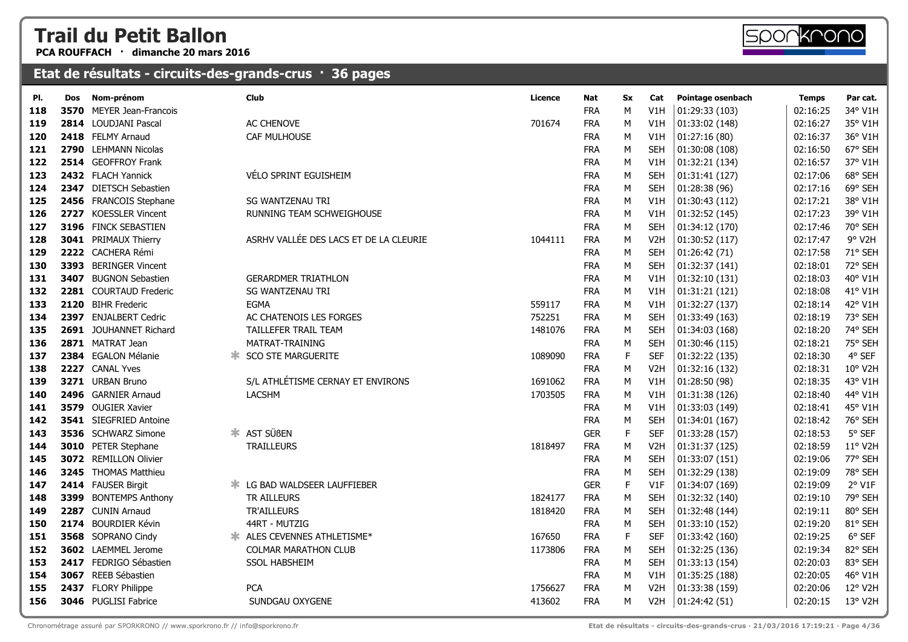# Trail du Petit Ballon

**PCA ROUFFACH · dimanche 20 mars 2016**

## Etat de résultats - circuits-des-grands-crus · 36 pages

| Pl. | Dos | Nom-prénom | | Club | Licence | Nat | Sx | Cat | Pointage osenbach | Temps | Par cat. |
|---|---|---|---|---|---|---|---|---|---|---|---|
| 118 | 3570 | MEYER Jean-Francois | | | | FRA | M | V1H | 01:29:33 (103) | 02:16:25 | 34° V1H |
| 119 | 2814 | LOUDJANI Pascal | | AC CHENOVE | 701674 | FRA | M | V1H | 01:33:02 (148) | 02:16:27 | 35° V1H |
| 120 | 2418 | FELMY Arnaud | | CAF MULHOUSE | | FRA | M | V1H | 01:27:16 (80) | 02:16:37 | 36° V1H |
| 121 | 2790 | LEHMANN Nicolas | | | | FRA | M | SEH | 01:30:08 (108) | 02:16:50 | 67° SEH |
| 122 | 2514 | GEOFFROY Frank | | | | FRA | M | V1H | 01:32:21 (134) | 02:16:57 | 37° V1H |
| 123 | 2432 | FLACH Yannick | | VÉLO SPRINT EGUISHEIM | | FRA | M | SEH | 01:31:41 (127) | 02:17:06 | 68° SEH |
| 124 | 2347 | DIETSCH Sebastien | | | | FRA | M | SEH | 01:28:38 (96) | 02:17:16 | 69° SEH |
| 125 | 2456 | FRANCOIS Stephane | | SG WANTZENAU TRI | | FRA | M | V1H | 01:30:43 (112) | 02:17:21 | 38° V1H |
| 126 | 2727 | KOESSLER Vincent | | RUNNING TEAM SCHWEIGHOUSE | | FRA | M | V1H | 01:32:52 (145) | 02:17:23 | 39° V1H |
| 127 | 3196 | FINCK SEBASTIEN | | | | FRA | M | SEH | 01:34:12 (170) | 02:17:46 | 70° SEH |
| 128 | 3041 | PRIMAUX Thierry | | ASRHV VALLÉE DES LACS ET DE LA CLEURIE | 1044111 | FRA | M | V2H | 01:30:52 (117) | 02:17:47 | 9° V2H |
| 129 | 2222 | CACHERA Rémi | | | | FRA | M | SEH | 01:26:42 (71) | 02:17:58 | 71° SEH |
| 130 | 3393 | BERINGER Vincent | | | | FRA | M | SEH | 01:32:37 (141) | 02:18:01 | 72° SEH |
| 131 | 3407 | BUGNON Sebastien | | GERARDMER TRIATHLON | | FRA | M | V1H | 01:32:10 (131) | 02:18:03 | 40° V1H |
| 132 | 2281 | COURTAUD Frederic | | SG WANTZENAU TRI | | FRA | M | V1H | 01:31:21 (121) | 02:18:08 | 41° V1H |
| 133 | 2120 | BIHR Frederic | | EGMA | 559117 | FRA | M | V1H | 01:32:27 (137) | 02:18:14 | 42° V1H |
| 134 | 2397 | ENJALBERT Cedric | | AC CHATENOIS LES FORGES | 752251 | FRA | M | SEH | 01:33:49 (163) | 02:18:19 | 73° SEH |
| 135 | 2691 | JOUHANNET Richard | | TAILLEFER TRAIL TEAM | 1481076 | FRA | M | SEH | 01:34:03 (168) | 02:18:20 | 74° SEH |
| 136 | 2871 | MATRAT Jean | | MATRAT-TRAINING | | FRA | M | SEH | 01:30:46 (115) | 02:18:21 | 75° SEH |
| 137 | 2384 | EGALON Mélanie | * | SCO STE MARGUERITE | 1089090 | FRA | F | SEF | 01:32:22 (135) | 02:18:30 | 4° SEF |
| 138 | 2227 | CANAL Yves | | | | FRA | M | V2H | 01:32:16 (132) | 02:18:31 | 10° V2H |
| 139 | 3271 | URBAN Bruno | | S/L ATHLÉTISME CERNAY ET ENVIRONS | 1691062 | FRA | M | V1H | 01:28:50 (98) | 02:18:35 | 43° V1H |
| 140 | 2496 | GARNIER Arnaud | | LACSHM | 1703505 | FRA | M | V1H | 01:31:38 (126) | 02:18:40 | 44° V1H |
| 141 | 3579 | OUGIER Xavier | | | | FRA | M | V1H | 01:33:03 (149) | 02:18:41 | 45° V1H |
| 142 | 3541 | SIEGFRIED Antoine | | | | FRA | M | SEH | 01:34:01 (167) | 02:18:42 | 76° SEH |
| 143 | 3536 | SCHWARZ Simone | * | AST SÜßEN | | GER | F | SEF | 01:33:28 (157) | 02:18:53 | 5° SEF |
| 144 | 3010 | PETER Stephane | | TRAILLEURS | 1818497 | FRA | M | V2H | 01:31:37 (125) | 02:18:59 | 11° V2H |
| 145 | 3072 | REMILLON Olivier | | | | FRA | M | SEH | 01:33:07 (151) | 02:19:06 | 77° SEH |
| 146 | 3245 | THOMAS Matthieu | | | | FRA | M | SEH | 01:32:29 (138) | 02:19:09 | 78° SEH |
| 147 | 2414 | FAUSER Birgit | * | LG BAD WALDSEER LAUFFIEBER | | GER | F | V1F | 01:34:07 (169) | 02:19:09 | 2° V1F |
| 148 | 3399 | BONTEMPS Anthony | | TR AILLEURS | 1824177 | FRA | M | SEH | 01:32:32 (140) | 02:19:10 | 79° SEH |
| 149 | 2287 | CUNIN Arnaud | | TR'AILLEURS | 1818420 | FRA | M | SEH | 01:32:48 (144) | 02:19:11 | 80° SEH |
| 150 | 2174 | BOURDIER Kévin | | 44RT - MUTZIG | | FRA | M | SEH | 01:33:10 (152) | 02:19:20 | 81° SEH |
| 151 | 3568 | SOPRANO Cindy | * | ALES CEVENNES ATHLETISME* | 167650 | FRA | F | SEF | 01:33:42 (160) | 02:19:25 | 6° SEF |
| 152 | 3602 | LAEMMEL Jerome | | COLMAR MARATHON CLUB | 1173806 | FRA | M | SEH | 01:32:25 (136) | 02:19:34 | 82° SEH |
| 153 | 2417 | FEDRIGO Sébastien | | SSOL HABSHEIM | | FRA | M | SEH | 01:33:13 (154) | 02:20:03 | 83° SEH |
| 154 | 3067 | REEB Sébastien | | | | FRA | M | V1H | 01:35:25 (188) | 02:20:05 | 46° V1H |
| 155 | 2437 | FLORY Philippe | | PCA | 1756627 | FRA | M | V2H | 01:33:38 (159) | 02:20:06 | 12° V2H |
| 156 | 3046 | PUGLISI Fabrice | | SUNDGAU OXYGENE | 413602 | FRA | M | V2H | 01:24:42 (51) | 02:20:15 | 13° V2H |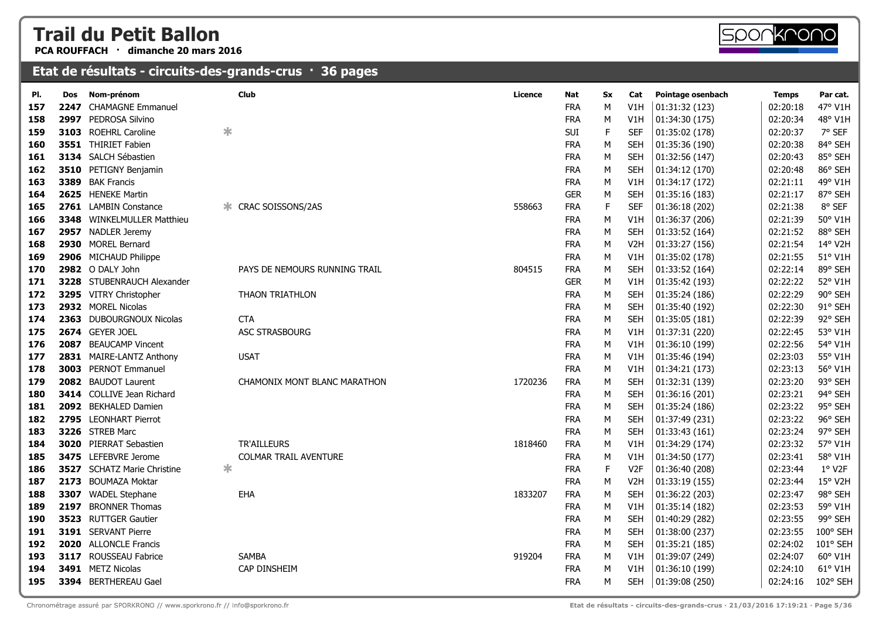# Trail du Petit Ballon

**PCA ROUFFACH · dimanche 20 mars 2016**

## Etat de résultats - circuits-des-grands-crus · 36 pages

| Pl. | Dos | Nom-prénom | | Club | Licence | Nat | Sx | Cat | Pointage osenbach | Temps | Par cat. |
|---|---|---|---|---|---|---|---|---|---|---|---|
| 157 | 2247 | CHAMAGNE Emmanuel | | | | FRA | M | V1H | 01:31:32 (123) | 02:20:18 | 47° V1H |
| 158 | 2997 | PEDROSA Silvino | | | | FRA | M | V1H | 01:34:30 (175) | 02:20:34 | 48° V1H |
| 159 | 3103 | ROEHRL Caroline | * | | | SUI | F | SEF | 01:35:02 (178) | 02:20:37 | 7° SEF |
| 160 | 3551 | THIRIET Fabien | | | | FRA | M | SEH | 01:35:36 (190) | 02:20:38 | 84° SEH |
| 161 | 3134 | SALCH Sébastien | | | | FRA | M | SEH | 01:32:56 (147) | 02:20:43 | 85° SEH |
| 162 | 3510 | PETIGNY Benjamin | | | | FRA | M | SEH | 01:34:12 (170) | 02:20:48 | 86° SEH |
| 163 | 3389 | BAK Francis | | | | FRA | M | V1H | 01:34:17 (172) | 02:21:11 | 49° V1H |
| 164 | 2625 | HENEKE Martin | | | | GER | M | SEH | 01:35:16 (183) | 02:21:17 | 87° SEH |
| 165 | 2761 | LAMBIN Constance | * | CRAC SOISSONS/2AS | 558663 | FRA | F | SEF | 01:36:18 (202) | 02:21:38 | 8° SEF |
| 166 | 3348 | WINKELMULLER Matthieu | | | | FRA | M | V1H | 01:36:37 (206) | 02:21:39 | 50° V1H |
| 167 | 2957 | NADLER Jeremy | | | | FRA | M | SEH | 01:33:52 (164) | 02:21:52 | 88° SEH |
| 168 | 2930 | MOREL Bernard | | | | FRA | M | V2H | 01:33:27 (156) | 02:21:54 | 14° V2H |
| 169 | 2906 | MICHAUD Philippe | | | | FRA | M | V1H | 01:35:02 (178) | 02:21:55 | 51° V1H |
| 170 | 2982 | O DALY John | | PAYS DE NEMOURS RUNNING TRAIL | 804515 | FRA | M | SEH | 01:33:52 (164) | 02:22:14 | 89° SEH |
| 171 | 3228 | STUBENRAUCH Alexander | | | | GER | M | V1H | 01:35:42 (193) | 02:22:22 | 52° V1H |
| 172 | 3295 | VITRY Christopher | | THAON TRIATHLON | | FRA | M | SEH | 01:35:24 (186) | 02:22:29 | 90° SEH |
| 173 | 2932 | MOREL Nicolas | | | | FRA | M | SEH | 01:35:40 (192) | 02:22:30 | 91° SEH |
| 174 | 2363 | DUBOURGNOUX Nicolas | | CTA | | FRA | M | SEH | 01:35:05 (181) | 02:22:39 | 92° SEH |
| 175 | 2674 | GEYER JOEL | | ASC STRASBOURG | | FRA | M | V1H | 01:37:31 (220) | 02:22:45 | 53° V1H |
| 176 | 2087 | BEAUCAMP Vincent | | | | FRA | M | V1H | 01:36:10 (199) | 02:22:56 | 54° V1H |
| 177 | 2831 | MAIRE-LANTZ Anthony | | USAT | | FRA | M | V1H | 01:35:46 (194) | 02:23:03 | 55° V1H |
| 178 | 3003 | PERNOT Emmanuel | | | | FRA | M | V1H | 01:34:21 (173) | 02:23:13 | 56° V1H |
| 179 | 2082 | BAUDOT Laurent | | CHAMONIX MONT BLANC MARATHON | 1720236 | FRA | M | SEH | 01:32:31 (139) | 02:23:20 | 93° SEH |
| 180 | 3414 | COLLIVE Jean Richard | | | | FRA | M | SEH | 01:36:16 (201) | 02:23:21 | 94° SEH |
| 181 | 2092 | BEKHALED Damien | | | | FRA | M | SEH | 01:35:24 (186) | 02:23:22 | 95° SEH |
| 182 | 2795 | LEONHART Pierrot | | | | FRA | M | SEH | 01:37:49 (231) | 02:23:22 | 96° SEH |
| 183 | 3226 | STREB Marc | | | | FRA | M | SEH | 01:33:43 (161) | 02:23:24 | 97° SEH |
| 184 | 3020 | PIERRAT Sebastien | | TR'AILLEURS | 1818460 | FRA | M | V1H | 01:34:29 (174) | 02:23:32 | 57° V1H |
| 185 | 3475 | LEFEBVRE Jerome | | COLMAR TRAIL AVENTURE | | FRA | M | V1H | 01:34:50 (177) | 02:23:41 | 58° V1H |
| 186 | 3527 | SCHATZ Marie Christine | * | | | FRA | F | V2F | 01:36:40 (208) | 02:23:44 | 1° V2F |
| 187 | 2173 | BOUMAZA Moktar | | | | FRA | M | V2H | 01:33:19 (155) | 02:23:44 | 15° V2H |
| 188 | 3307 | WADEL Stephane | | EHA | 1833207 | FRA | M | SEH | 01:36:22 (203) | 02:23:47 | 98° SEH |
| 189 | 2197 | BRONNER Thomas | | | | FRA | M | V1H | 01:35:14 (182) | 02:23:53 | 59° V1H |
| 190 | 3523 | RUTTGER Gautier | | | | FRA | M | SEH | 01:40:29 (282) | 02:23:55 | 99° SEH |
| 191 | 3191 | SERVANT Pierre | | | | FRA | M | SEH | 01:38:00 (237) | 02:23:55 | 100° SEH |
| 192 | 2020 | ALLONCLE Francis | | | | FRA | M | SEH | 01:35:21 (185) | 02:24:02 | 101° SEH |
| 193 | 3117 | ROUSSEAU Fabrice | | SAMBA | 919204 | FRA | M | V1H | 01:39:07 (249) | 02:24:07 | 60° V1H |
| 194 | 3491 | METZ Nicolas | | CAP DINSHEIM | | FRA | M | V1H | 01:36:10 (199) | 02:24:10 | 61° V1H |
| 195 | 3394 | BERTHEREAU Gael | | | | FRA | M | SEH | 01:39:08 (250) | 02:24:16 | 102° SEH |

Chronométrage assuré par SPORKRONO // www.sporkrono.fr // info@sporkrono.fr

Etat de résultats - circuits-des-grands-crus · 21/03/2016 17:19:21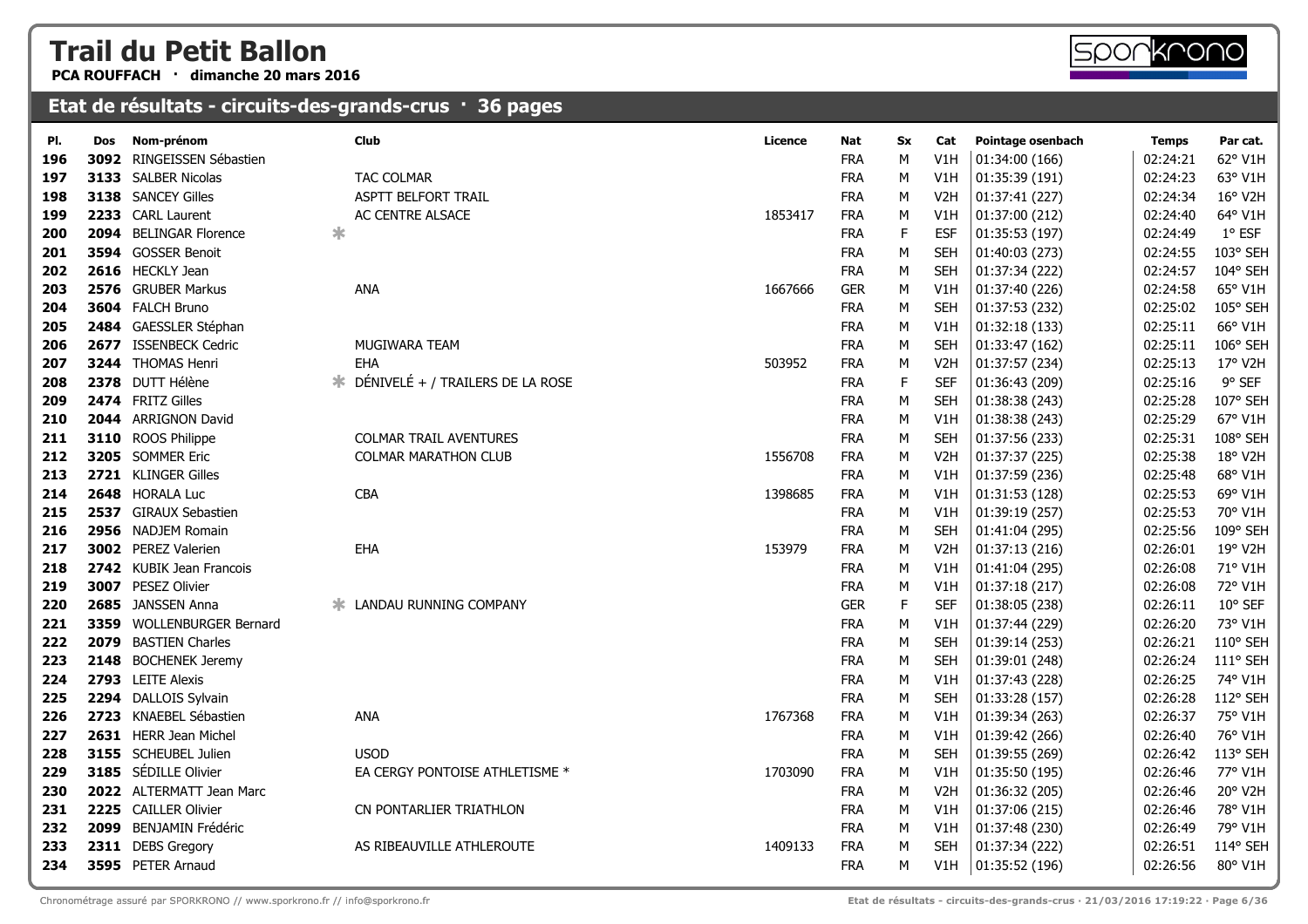# Trail du Petit Ballon

**PCA ROUFFACH · dimanche 20 mars 2016**

## Etat de résultats - circuits-des-grands-crus · 36 pages

| Pl. | Dos | Nom-prénom | | Club | Licence | Nat | Sx | Cat | Pointage osenbach | Temps | Par cat. |
|---|---|---|---|---|---|---|---|---|---|---|---|
| 196 | 3092 | RINGEISSEN Sébastien | | | | FRA | M | V1H | 01:34:00 (166) | 02:24:21 | 62° V1H |
| 197 | 3133 | SALBER Nicolas | | TAC COLMAR | | FRA | M | V1H | 01:35:39 (191) | 02:24:23 | 63° V1H |
| 198 | 3138 | SANCEY Gilles | | ASPTT BELFORT TRAIL | | FRA | M | V2H | 01:37:41 (227) | 02:24:34 | 16° V2H |
| 199 | 2233 | CARL Laurent | | AC CENTRE ALSACE | 1853417 | FRA | M | V1H | 01:37:00 (212) | 02:24:40 | 64° V1H |
| 200 | 2094 | BELINGAR Florence | * | | | FRA | F | ESF | 01:35:53 (197) | 02:24:49 | 1° ESF |
| 201 | 3594 | GOSSER Benoit | | | | FRA | M | SEH | 01:40:03 (273) | 02:24:55 | 103° SEH |
| 202 | 2616 | HECKLY Jean | | | | FRA | M | SEH | 01:37:34 (222) | 02:24:57 | 104° SEH |
| 203 | 2576 | GRUBER Markus | | ANA | 1667666 | GER | M | V1H | 01:37:40 (226) | 02:24:58 | 65° V1H |
| 204 | 3604 | FALCH Bruno | | | | FRA | M | SEH | 01:37:53 (232) | 02:25:02 | 105° SEH |
| 205 | 2484 | GAESSLER Stéphan | | | | FRA | M | V1H | 01:32:18 (133) | 02:25:11 | 66° V1H |
| 206 | 2677 | ISSENBECK Cedric | | MUGIWARA TEAM | | FRA | M | SEH | 01:33:47 (162) | 02:25:11 | 106° SEH |
| 207 | 3244 | THOMAS Henri | | EHA | 503952 | FRA | M | V2H | 01:37:57 (234) | 02:25:13 | 17° V2H |
| 208 | 2378 | DUTT Hélène | * | DÉNIVELÉ + / TRAILERS DE LA ROSE | | FRA | F | SEF | 01:36:43 (209) | 02:25:16 | 9° SEF |
| 209 | 2474 | FRITZ Gilles | | | | FRA | M | SEH | 01:38:38 (243) | 02:25:28 | 107° SEH |
| 210 | 2044 | ARRIGNON David | | | | FRA | M | V1H | 01:38:38 (243) | 02:25:29 | 67° V1H |
| 211 | 3110 | ROOS Philippe | | COLMAR TRAIL AVENTURES | | FRA | M | SEH | 01:37:56 (233) | 02:25:31 | 108° SEH |
| 212 | 3205 | SOMMER Eric | | COLMAR MARATHON CLUB | 1556708 | FRA | M | V2H | 01:37:37 (225) | 02:25:38 | 18° V2H |
| 213 | 2721 | KLINGER Gilles | | | | FRA | M | V1H | 01:37:59 (236) | 02:25:48 | 68° V1H |
| 214 | 2648 | HORALA Luc | | CBA | 1398685 | FRA | M | V1H | 01:31:53 (128) | 02:25:53 | 69° V1H |
| 215 | 2537 | GIRAUX Sebastien | | | | FRA | M | V1H | 01:39:19 (257) | 02:25:53 | 70° V1H |
| 216 | 2956 | NADJEM Romain | | | | FRA | M | SEH | 01:41:04 (295) | 02:25:56 | 109° SEH |
| 217 | 3002 | PEREZ Valerien | | EHA | 153979 | FRA | M | V2H | 01:37:13 (216) | 02:26:01 | 19° V2H |
| 218 | 2742 | KUBIK Jean Francois | | | | FRA | M | V1H | 01:41:04 (295) | 02:26:08 | 71° V1H |
| 219 | 3007 | PESEZ Olivier | | | | FRA | M | V1H | 01:37:18 (217) | 02:26:08 | 72° V1H |
| 220 | 2685 | JANSSEN Anna | * | LANDAU RUNNING COMPANY | | GER | F | SEF | 01:38:05 (238) | 02:26:11 | 10° SEF |
| 221 | 3359 | WOLLENBURGER Bernard | | | | FRA | M | V1H | 01:37:44 (229) | 02:26:20 | 73° V1H |
| 222 | 2079 | BASTIEN Charles | | | | FRA | M | SEH | 01:39:14 (253) | 02:26:21 | 110° SEH |
| 223 | 2148 | BOCHENEK Jeremy | | | | FRA | M | SEH | 01:39:01 (248) | 02:26:24 | 111° SEH |
| 224 | 2793 | LEITE Alexis | | | | FRA | M | V1H | 01:37:43 (228) | 02:26:25 | 74° V1H |
| 225 | 2294 | DALLOIS Sylvain | | | | FRA | M | SEH | 01:33:28 (157) | 02:26:28 | 112° SEH |
| 226 | 2723 | KNAEBEL Sébastien | | ANA | 1767368 | FRA | M | V1H | 01:39:34 (263) | 02:26:37 | 75° V1H |
| 227 | 2631 | HERR Jean Michel | | | | FRA | M | V1H | 01:39:42 (266) | 02:26:40 | 76° V1H |
| 228 | 3155 | SCHEUBEL Julien | | USOD | | FRA | M | SEH | 01:39:55 (269) | 02:26:42 | 113° SEH |
| 229 | 3185 | SÉDILLE Olivier | | EA CERGY PONTOISE ATHLETISME * | 1703090 | FRA | M | V1H | 01:35:50 (195) | 02:26:46 | 77° V1H |
| 230 | 2022 | ALTERMATT Jean Marc | | | | FRA | M | V2H | 01:36:32 (205) | 02:26:46 | 20° V2H |
| 231 | 2225 | CAILLER Olivier | | CN PONTARLIER TRIATHLON | | FRA | M | V1H | 01:37:06 (215) | 02:26:46 | 78° V1H |
| 232 | 2099 | BENJAMIN Frédéric | | | | FRA | M | V1H | 01:37:48 (230) | 02:26:49 | 79° V1H |
| 233 | 2311 | DEBS Gregory | | AS RIBEAUVILLE ATHLEROUTE | 1409133 | FRA | M | SEH | 01:37:34 (222) | 02:26:51 | 114° SEH |
| 234 | 3595 | PETER Arnaud | | | | FRA | M | V1H | 01:35:52 (196) | 02:26:56 | 80° V1H |

Chronométrage assuré par SPORKRONO // www.sporkrono.fr // info@sporkrono.fr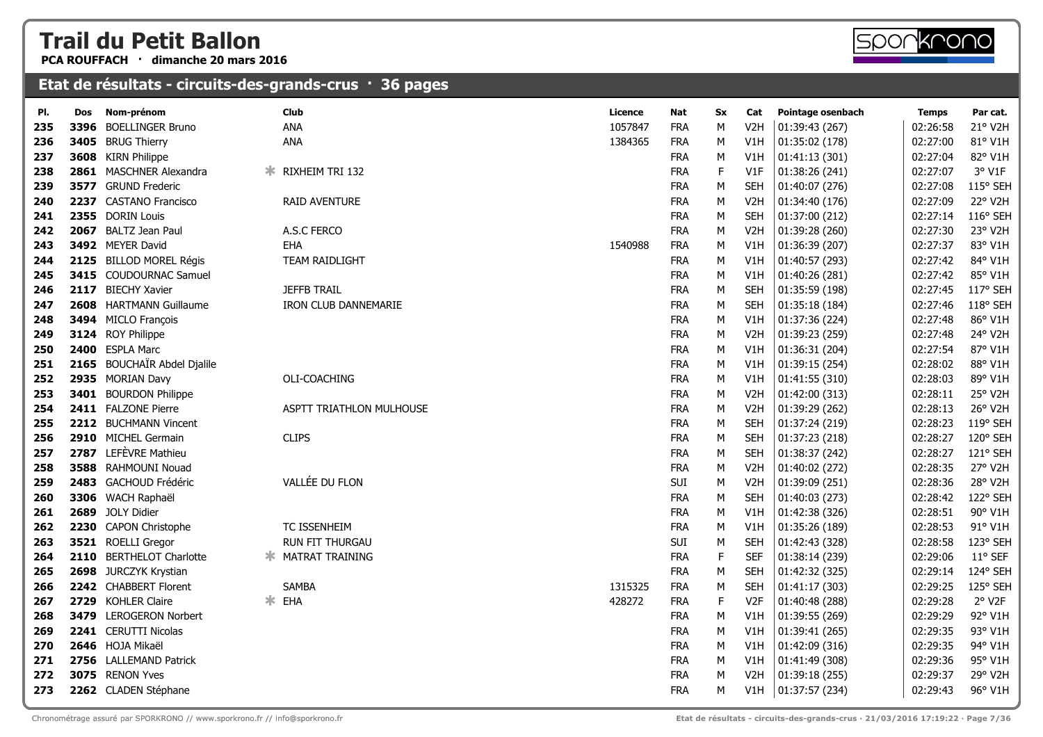# Trail du Petit Ballon

**PCA ROUFFACH · dimanche 20 mars 2016**

## Etat de résultats - circuits-des-grands-crus · 36 pages

| Pl. | Dos | Nom-prénom | Club | Licence | Nat | Sx | Cat | Pointage osenbach | Temps | Par cat. |
|---|---|---|---|---|---|---|---|---|---|---|
| 235 | 3396 | BOELLINGER Bruno | ANA | 1057847 | FRA | M | V2H | 01:39:43 (267) | 02:26:58 | 21° V2H |
| 236 | 3405 | BRUG Thierry | ANA | 1384365 | FRA | M | V1H | 01:35:02 (178) | 02:27:00 | 81° V1H |
| 237 | 3608 | KIRN Philippe | | | FRA | M | V1H | 01:41:13 (301) | 02:27:04 | 82° V1H |
| 238 | 2861 | MASCHNER Alexandra | * RIXHEIM TRI 132 | | FRA | F | V1F | 01:38:26 (241) | 02:27:07 | 3° V1F |
| 239 | 3577 | GRUND Frederic | | | FRA | M | SEH | 01:40:07 (276) | 02:27:08 | 115° SEH |
| 240 | 2237 | CASTANO Francisco | RAID AVENTURE | | FRA | M | V2H | 01:34:40 (176) | 02:27:09 | 22° V2H |
| 241 | 2355 | DORIN Louis | | | FRA | M | SEH | 01:37:00 (212) | 02:27:14 | 116° SEH |
| 242 | 2067 | BALTZ Jean Paul | A.S.C FERCO | | FRA | M | V2H | 01:39:28 (260) | 02:27:30 | 23° V2H |
| 243 | 3492 | MEYER David | EHA | 1540988 | FRA | M | V1H | 01:36:39 (207) | 02:27:37 | 83° V1H |
| 244 | 2125 | BILLOD MOREL Régis | TEAM RAIDLIGHT | | FRA | M | V1H | 01:40:57 (293) | 02:27:42 | 84° V1H |
| 245 | 3415 | COUDOURNAC Samuel | | | FRA | M | V1H | 01:40:26 (281) | 02:27:42 | 85° V1H |
| 246 | 2117 | BIECHY Xavier | JEFFB TRAIL | | FRA | M | SEH | 01:35:59 (198) | 02:27:45 | 117° SEH |
| 247 | 2608 | HARTMANN Guillaume | IRON CLUB DANNEMARIE | | FRA | M | SEH | 01:35:18 (184) | 02:27:46 | 118° SEH |
| 248 | 3494 | MICLO François | | | FRA | M | V1H | 01:37:36 (224) | 02:27:48 | 86° V1H |
| 249 | 3124 | ROY Philippe | | | FRA | M | V2H | 01:39:23 (259) | 02:27:48 | 24° V2H |
| 250 | 2400 | ESPLA Marc | | | FRA | M | V1H | 01:36:31 (204) | 02:27:54 | 87° V1H |
| 251 | 2165 | BOUCHAÏR Abdel Djalile | | | FRA | M | V1H | 01:39:15 (254) | 02:28:02 | 88° V1H |
| 252 | 2935 | MORIAN Davy | OLI-COACHING | | FRA | M | V1H | 01:41:55 (310) | 02:28:03 | 89° V1H |
| 253 | 3401 | BOURDON Philippe | | | FRA | M | V2H | 01:42:00 (313) | 02:28:11 | 25° V2H |
| 254 | 2411 | FALZONE Pierre | ASPTT TRIATHLON MULHOUSE | | FRA | M | V2H | 01:39:29 (262) | 02:28:13 | 26° V2H |
| 255 | 2212 | BUCHMANN Vincent | | | FRA | M | SEH | 01:37:24 (219) | 02:28:23 | 119° SEH |
| 256 | 2910 | MICHEL Germain | CLIPS | | FRA | M | SEH | 01:37:23 (218) | 02:28:27 | 120° SEH |
| 257 | 2787 | LEFÈVRE Mathieu | | | FRA | M | SEH | 01:38:37 (242) | 02:28:27 | 121° SEH |
| 258 | 3588 | RAHMOUNI Nouad | | | FRA | M | V2H | 01:40:02 (272) | 02:28:35 | 27° V2H |
| 259 | 2483 | GACHOUD Frédéric | VALLÉE DU FLON | | SUI | M | V2H | 01:39:09 (251) | 02:28:36 | 28° V2H |
| 260 | 3306 | WACH Raphaël | | | FRA | M | SEH | 01:40:03 (273) | 02:28:42 | 122° SEH |
| 261 | 2689 | JOLY Didier | | | FRA | M | V1H | 01:42:38 (326) | 02:28:51 | 90° V1H |
| 262 | 2230 | CAPON Christophe | TC ISSENHEIM | | FRA | M | V1H | 01:35:26 (189) | 02:28:53 | 91° V1H |
| 263 | 3521 | ROELLI Gregor | RUN FIT THURGAU | | SUI | M | SEH | 01:42:43 (328) | 02:28:58 | 123° SEH |
| 264 | 2110 | BERTHELOT Charlotte | * MATRAT TRAINING | | FRA | F | SEF | 01:38:14 (239) | 02:29:06 | 11° SEF |
| 265 | 2698 | JURCZYK Krystian | | | FRA | M | SEH | 01:42:32 (325) | 02:29:14 | 124° SEH |
| 266 | 2242 | CHABBERT Florent | SAMBA | 1315325 | FRA | M | SEH | 01:41:17 (303) | 02:29:25 | 125° SEH |
| 267 | 2729 | KOHLER Claire | * EHA | 428272 | FRA | F | V2F | 01:40:48 (288) | 02:29:28 | 2° V2F |
| 268 | 3479 | LEROGERON Norbert | | | FRA | M | V1H | 01:39:55 (269) | 02:29:29 | 92° V1H |
| 269 | 2241 | CERUTTI Nicolas | | | FRA | M | V1H | 01:39:41 (265) | 02:29:35 | 93° V1H |
| 270 | 2646 | HOJA Mikaël | | | FRA | M | V1H | 01:42:09 (316) | 02:29:35 | 94° V1H |
| 271 | 2756 | LALLEMAND Patrick | | | FRA | M | V1H | 01:41:49 (308) | 02:29:36 | 95° V1H |
| 272 | 3075 | RENON Yves | | | FRA | M | V2H | 01:39:18 (255) | 02:29:37 | 29° V2H |
| 273 | 2262 | CLADEN Stéphane | | | FRA | M | V1H | 01:37:57 (234) | 02:29:43 | 96° V1H |

Chronométrage assuré par SPORKRONO // www.sporkrono.fr // info@sporkrono.fr

Etat de résultats - circuits-des-grands-crus · 21/03/2016 17:19:22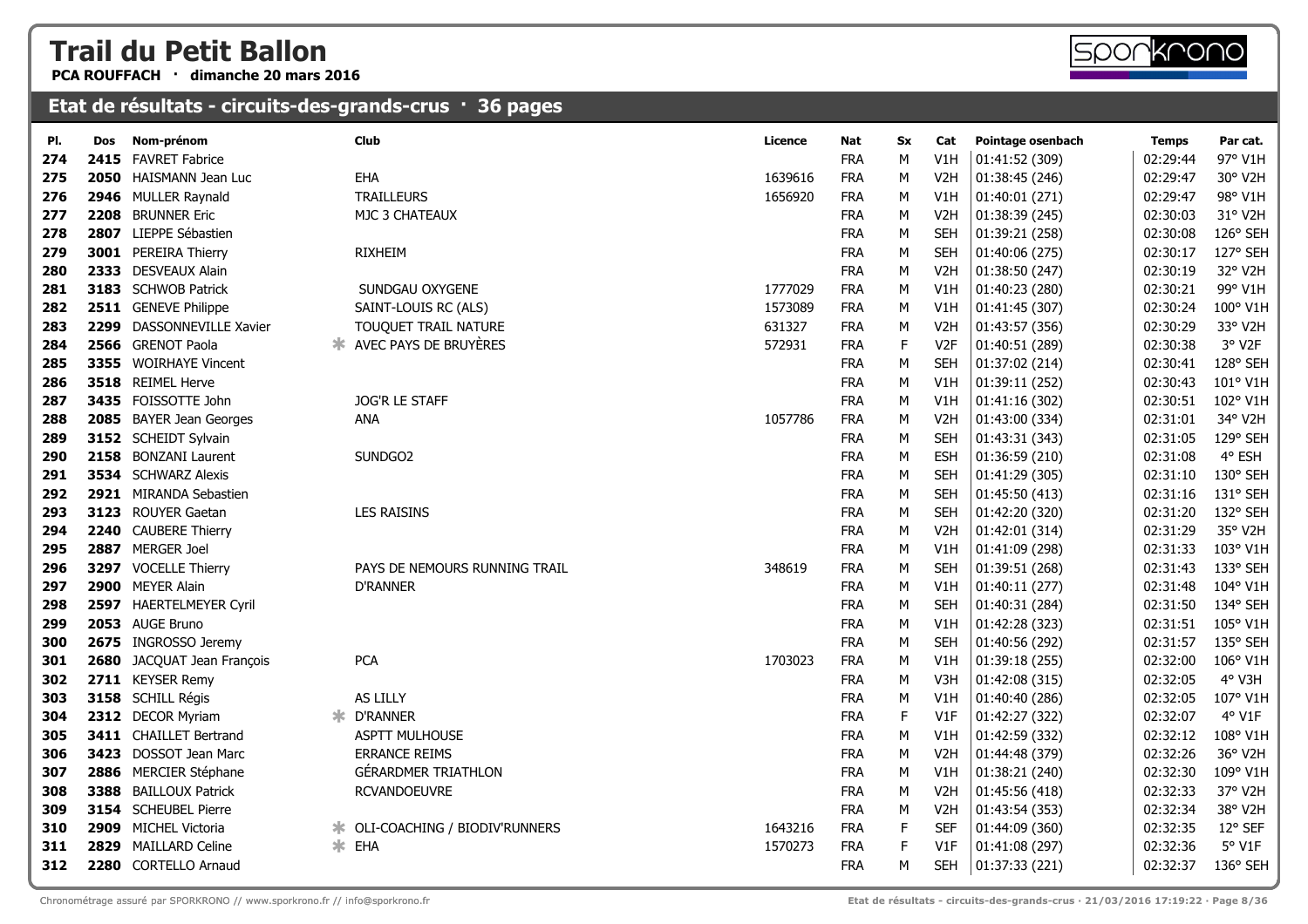# Trail du Petit Ballon

**PCA ROUFFACH · dimanche 20 mars 2016**

## Etat de résultats - circuits-des-grands-crus · 36 pages

| Pl. | Dos | Nom-prénom | | Club | Licence | Nat | Sx | Cat | Pointage osenbach | Temps | Par cat. |
|---|---|---|---|---|---|---|---|---|---|---|---|
| 274 | **2415** | FAVRET Fabrice | | | | FRA | M | V1H | 01:41:52 (309) | 02:29:44 | 97° V1H |
| 275 | **2050** | HAISMANN Jean Luc | | EHA | 1639616 | FRA | M | V2H | 01:38:45 (246) | 02:29:47 | 30° V2H |
| 276 | **2946** | MULLER Raynald | | TRAILLEURS | 1656920 | FRA | M | V1H | 01:40:01 (271) | 02:29:47 | 98° V1H |
| 277 | **2208** | BRUNNER Eric | | MJC 3 CHATEAUX | | FRA | M | V2H | 01:38:39 (245) | 02:30:03 | 31° V2H |
| 278 | **2807** | LIEPPE Sébastien | | | | FRA | M | SEH | 01:39:21 (258) | 02:30:08 | 126° SEH |
| 279 | **3001** | PEREIRA Thierry | | RIXHEIM | | FRA | M | SEH | 01:40:06 (275) | 02:30:17 | 127° SEH |
| 280 | **2333** | DESVEAUX Alain | | | | FRA | M | V2H | 01:38:50 (247) | 02:30:19 | 32° V2H |
| 281 | **3183** | SCHWOB Patrick | | SUNDGAU OXYGENE | 1777029 | FRA | M | V1H | 01:40:23 (280) | 02:30:21 | 99° V1H |
| 282 | **2511** | GENEVE Philippe | | SAINT-LOUIS RC (ALS) | 1573089 | FRA | M | V1H | 01:41:45 (307) | 02:30:24 | 100° V1H |
| 283 | **2299** | DASSONNEVILLE Xavier | | TOUQUET TRAIL NATURE | 631327 | FRA | M | V2H | 01:43:57 (356) | 02:30:29 | 33° V2H |
| 284 | **2566** | GRENOT Paola | * | AVEC PAYS DE BRUYÈRES | 572931 | FRA | F | V2F | 01:40:51 (289) | 02:30:38 | 3° V2F |
| 285 | **3355** | WOIRHAYE Vincent | | | | FRA | M | SEH | 01:37:02 (214) | 02:30:41 | 128° SEH |
| 286 | **3518** | REIMEL Herve | | | | FRA | M | V1H | 01:39:11 (252) | 02:30:43 | 101° V1H |
| 287 | **3435** | FOISSOTTE John | | JOG'R LE STAFF | | FRA | M | V1H | 01:41:16 (302) | 02:30:51 | 102° V1H |
| 288 | **2085** | BAYER Jean Georges | | ANA | 1057786 | FRA | M | V2H | 01:43:00 (334) | 02:31:01 | 34° V2H |
| 289 | **3152** | SCHEIDT Sylvain | | | | FRA | M | SEH | 01:43:31 (343) | 02:31:05 | 129° SEH |
| 290 | **2158** | BONZANI Laurent | | SUNDGO2 | | FRA | M | ESH | 01:36:59 (210) | 02:31:08 | 4° ESH |
| 291 | **3534** | SCHWARZ Alexis | | | | FRA | M | SEH | 01:41:29 (305) | 02:31:10 | 130° SEH |
| 292 | **2921** | MIRANDA Sebastien | | | | FRA | M | SEH | 01:45:50 (413) | 02:31:16 | 131° SEH |
| 293 | **3123** | ROUYER Gaetan | | LES RAISINS | | FRA | M | SEH | 01:42:20 (320) | 02:31:20 | 132° SEH |
| 294 | **2240** | CAUBERE Thierry | | | | FRA | M | V2H | 01:42:01 (314) | 02:31:29 | 35° V2H |
| 295 | **2887** | MERGER Joel | | | | FRA | M | V1H | 01:41:09 (298) | 02:31:33 | 103° V1H |
| 296 | **3297** | VOCELLE Thierry | | PAYS DE NEMOURS RUNNING TRAIL | 348619 | FRA | M | SEH | 01:39:51 (268) | 02:31:43 | 133° SEH |
| 297 | **2900** | MEYER Alain | | D'RANNER | | FRA | M | V1H | 01:40:11 (277) | 02:31:48 | 104° V1H |
| 298 | **2597** | HAERTELMEYER Cyril | | | | FRA | M | SEH | 01:40:31 (284) | 02:31:50 | 134° SEH |
| 299 | **2053** | AUGE Bruno | | | | FRA | M | V1H | 01:42:28 (323) | 02:31:51 | 105° V1H |
| 300 | **2675** | INGROSSO Jeremy | | | | FRA | M | SEH | 01:40:56 (292) | 02:31:57 | 135° SEH |
| 301 | **2680** | JACQUAT Jean François | | PCA | 1703023 | FRA | M | V1H | 01:39:18 (255) | 02:32:00 | 106° V1H |
| 302 | **2711** | KEYSER Remy | | | | FRA | M | V3H | 01:42:08 (315) | 02:32:05 | 4° V3H |
| 303 | **3158** | SCHILL Régis | | AS LILLY | | FRA | M | V1H | 01:40:40 (286) | 02:32:05 | 107° V1H |
| 304 | **2312** | DECOR Myriam | * | D'RANNER | | FRA | F | V1F | 01:42:27 (322) | 02:32:07 | 4° V1F |
| 305 | **3411** | CHAILLET Bertrand | | ASPTT MULHOUSE | | FRA | M | V1H | 01:42:59 (332) | 02:32:12 | 108° V1H |
| 306 | **3423** | DOSSOT Jean Marc | | ERRANCE REIMS | | FRA | M | V2H | 01:44:48 (379) | 02:32:26 | 36° V2H |
| 307 | **2886** | MERCIER Stéphane | | GÉRARDMER TRIATHLON | | FRA | M | V1H | 01:38:21 (240) | 02:32:30 | 109° V1H |
| 308 | **3388** | BAILLOUX Patrick | | RCVANDOEUVRE | | FRA | M | V2H | 01:45:56 (418) | 02:32:33 | 37° V2H |
| 309 | **3154** | SCHEUBEL Pierre | | | | FRA | M | V2H | 01:43:54 (353) | 02:32:34 | 38° V2H |
| 310 | **2909** | MICHEL Victoria | * | OLI-COACHING / BIODIV'RUNNERS | 1643216 | FRA | F | SEF | 01:44:09 (360) | 02:32:35 | 12° SEF |
| 311 | **2829** | MAILLARD Celine | * | EHA | 1570273 | FRA | F | V1F | 01:41:08 (297) | 02:32:36 | 5° V1F |
| 312 | **2280** | CORTELLO Arnaud | | | | FRA | M | SEH | 01:37:33 (221) | 02:32:37 | 136° SEH |

Chronométrage assuré par SPORKRONO // www.sporkrono.fr // info@sporkrono.fr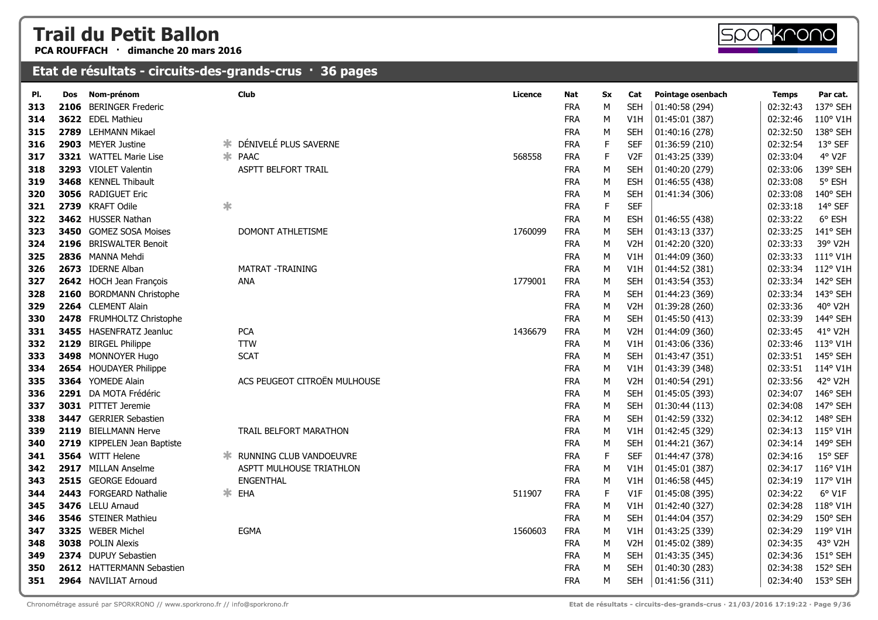# Trail du Petit Ballon

**PCA ROUFFACH · dimanche 20 mars 2016**

## Etat de résultats - circuits-des-grands-crus · 36 pages

| Pl. | Dos | Nom-prénom | | Club | Licence | Nat | Sx | Cat | Pointage osenbach | Temps | Par cat. |
|---|---|---|---|---|---|---|---|---|---|---|---|
| 313 | 2106 | BERINGER Frederic | | | | FRA | M | SEH | 01:40:58 (294) | 02:32:43 | 137° SEH |
| 314 | 3622 | EDEL Mathieu | | | | FRA | M | V1H | 01:45:01 (387) | 02:32:46 | 110° V1H |
| 315 | 2789 | LEHMANN Mikael | | | | FRA | M | SEH | 01:40:16 (278) | 02:32:50 | 138° SEH |
| 316 | 2903 | MEYER Justine | * | DÉNIVELÉ PLUS SAVERNE | | FRA | F | SEF | 01:36:59 (210) | 02:32:54 | 13° SEF |
| 317 | 3321 | WATTEL Marie Lise | * | PAAC | 568558 | FRA | F | V2F | 01:43:25 (339) | 02:33:04 | 4° V2F |
| 318 | 3293 | VIOLET Valentin | | ASPTT BELFORT TRAIL | | FRA | M | SEH | 01:40:20 (279) | 02:33:06 | 139° SEH |
| 319 | 3468 | KENNEL Thibault | | | | FRA | M | ESH | 01:46:55 (438) | 02:33:08 | 5° ESH |
| 320 | 3056 | RADIGUET Eric | | | | FRA | M | SEH | 01:41:34 (306) | 02:33:08 | 140° SEH |
| 321 | 2739 | KRAFT Odile | * | | | FRA | F | SEF | | 02:33:18 | 14° SEF |
| 322 | 3462 | HUSSER Nathan | | | | FRA | M | ESH | 01:46:55 (438) | 02:33:22 | 6° ESH |
| 323 | 3450 | GOMEZ SOSA Moises | | DOMONT ATHLETISME | 1760099 | FRA | M | SEH | 01:43:13 (337) | 02:33:25 | 141° SEH |
| 324 | 2196 | BRISWALTER Benoit | | | | FRA | M | V2H | 01:42:20 (320) | 02:33:33 | 39° V2H |
| 325 | 2836 | MANNA Mehdi | | | | FRA | M | V1H | 01:44:09 (360) | 02:33:33 | 111° V1H |
| 326 | 2673 | IDERNE Alban | | MATRAT -TRAINING | | FRA | M | V1H | 01:44:52 (381) | 02:33:34 | 112° V1H |
| 327 | 2642 | HOCH Jean François | | ANA | 1779001 | FRA | M | SEH | 01:43:54 (353) | 02:33:34 | 142° SEH |
| 328 | 2160 | BORDMANN Christophe | | | | FRA | M | SEH | 01:44:23 (369) | 02:33:34 | 143° SEH |
| 329 | 2264 | CLEMENT Alain | | | | FRA | M | V2H | 01:39:28 (260) | 02:33:36 | 40° V2H |
| 330 | 2478 | FRUMHOLTZ Christophe | | | | FRA | M | SEH | 01:45:50 (413) | 02:33:39 | 144° SEH |
| 331 | 3455 | HASENFRATZ Jeanluc | | PCA | 1436679 | FRA | M | V2H | 01:44:09 (360) | 02:33:45 | 41° V2H |
| 332 | 2129 | BIRGEL Philippe | | TTW | | FRA | M | V1H | 01:43:06 (336) | 02:33:46 | 113° V1H |
| 333 | 3498 | MONNOYER Hugo | | SCAT | | FRA | M | SEH | 01:43:47 (351) | 02:33:51 | 145° SEH |
| 334 | 2654 | HOUDAYER Philippe | | | | FRA | M | V1H | 01:43:39 (348) | 02:33:51 | 114° V1H |
| 335 | 3364 | YOMEDE Alain | | ACS PEUGEOT CITROËN MULHOUSE | | FRA | M | V2H | 01:40:54 (291) | 02:33:56 | 42° V2H |
| 336 | 2291 | DA MOTA Frédéric | | | | FRA | M | SEH | 01:45:05 (393) | 02:34:07 | 146° SEH |
| 337 | 3031 | PITTET Jeremie | | | | FRA | M | SEH | 01:30:44 (113) | 02:34:08 | 147° SEH |
| 338 | 3447 | GERRIER Sebastien | | | | FRA | M | SEH | 01:42:59 (332) | 02:34:12 | 148° SEH |
| 339 | 2119 | BIELLMANN Herve | | TRAIL BELFORT MARATHON | | FRA | M | V1H | 01:42:45 (329) | 02:34:13 | 115° V1H |
| 340 | 2719 | KIPPELEN Jean Baptiste | | | | FRA | M | SEH | 01:44:21 (367) | 02:34:14 | 149° SEH |
| 341 | 3564 | WITT Helene | * | RUNNING CLUB VANDOEUVRE | | FRA | F | SEF | 01:44:47 (378) | 02:34:16 | 15° SEF |
| 342 | 2917 | MILLAN Anselme | | ASPTT MULHOUSE TRIATHLON | | FRA | M | V1H | 01:45:01 (387) | 02:34:17 | 116° V1H |
| 343 | 2515 | GEORGE Edouard | | ENGENTHAL | | FRA | M | V1H | 01:46:58 (445) | 02:34:19 | 117° V1H |
| 344 | 2443 | FORGEARD Nathalie | * | EHA | 511907 | FRA | F | V1F | 01:45:08 (395) | 02:34:22 | 6° V1F |
| 345 | 3476 | LELU Arnaud | | | | FRA | M | V1H | 01:42:40 (327) | 02:34:28 | 118° V1H |
| 346 | 3546 | STEINER Mathieu | | | | FRA | M | SEH | 01:44:04 (357) | 02:34:29 | 150° SEH |
| 347 | 3325 | WEBER Michel | | EGMA | 1560603 | FRA | M | V1H | 01:43:25 (339) | 02:34:29 | 119° V1H |
| 348 | 3038 | POLIN Alexis | | | | FRA | M | V2H | 01:45:02 (389) | 02:34:35 | 43° V2H |
| 349 | 2374 | DUPUY Sebastien | | | | FRA | M | SEH | 01:43:35 (345) | 02:34:36 | 151° SEH |
| 350 | 2612 | HATTERMANN Sebastien | | | | FRA | M | SEH | 01:40:30 (283) | 02:34:38 | 152° SEH |
| 351 | 2964 | NAVILIAT Arnoud | | | | FRA | M | SEH | 01:41:56 (311) | 02:34:40 | 153° SEH |

Chronométrage assuré par SPORKRONO // www.sporkrono.fr // info@sporkrono.fr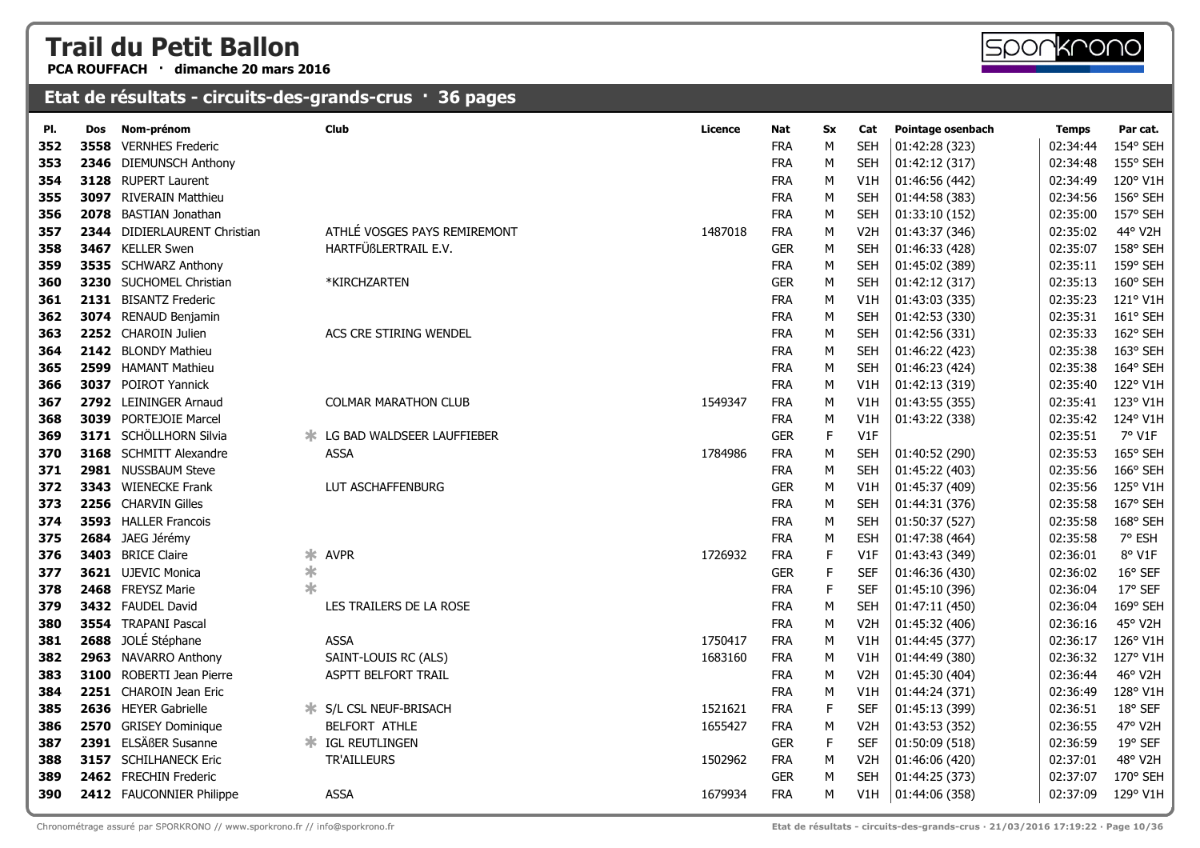# Trail du Petit Ballon

**PCA ROUFFACH · dimanche 20 mars 2016**

## Etat de résultats - circuits-des-grands-crus · 36 pages

| Pl. | Dos | Nom-prénom | | Club | Licence | Nat | Sx | Cat | Pointage osenbach | Temps | Par cat. |
|---|---|---|---|---|---|---|---|---|---|---|---|
| 352 | 3558 | VERNHES Frederic | | | | FRA | M | SEH | 01:42:28 (323) | 02:34:44 | 154° SEH |
| 353 | 2346 | DIEMUNSCH Anthony | | | | FRA | M | SEH | 01:42:12 (317) | 02:34:48 | 155° SEH |
| 354 | 3128 | RUPERT Laurent | | | | FRA | M | V1H | 01:46:56 (442) | 02:34:49 | 120° V1H |
| 355 | 3097 | RIVERAIN Matthieu | | | | FRA | M | SEH | 01:44:58 (383) | 02:34:56 | 156° SEH |
| 356 | 2078 | BASTIAN Jonathan | | | | FRA | M | SEH | 01:33:10 (152) | 02:35:00 | 157° SEH |
| 357 | 2344 | DIDIERLAURENT Christian | | ATHLÉ VOSGES PAYS REMIREMONT | 1487018 | FRA | M | V2H | 01:43:37 (346) | 02:35:02 | 44° V2H |
| 358 | 3467 | KELLER Swen | | HARTFÜßLERTRAIL E.V. | | GER | M | SEH | 01:46:33 (428) | 02:35:07 | 158° SEH |
| 359 | 3535 | SCHWARZ Anthony | | | | FRA | M | SEH | 01:45:02 (389) | 02:35:11 | 159° SEH |
| 360 | 3230 | SUCHOMEL Christian | | *KIRCHZARTEN | | GER | M | SEH | 01:42:12 (317) | 02:35:13 | 160° SEH |
| 361 | 2131 | BISANTZ Frederic | | | | FRA | M | V1H | 01:43:03 (335) | 02:35:23 | 121° V1H |
| 362 | 3074 | RENAUD Benjamin | | | | FRA | M | SEH | 01:42:53 (330) | 02:35:31 | 161° SEH |
| 363 | 2252 | CHAROIN Julien | | ACS CRE STIRING WENDEL | | FRA | M | SEH | 01:42:56 (331) | 02:35:33 | 162° SEH |
| 364 | 2142 | BLONDY Mathieu | | | | FRA | M | SEH | 01:46:22 (423) | 02:35:38 | 163° SEH |
| 365 | 2599 | HAMANT Mathieu | | | | FRA | M | SEH | 01:46:23 (424) | 02:35:38 | 164° SEH |
| 366 | 3037 | POIROT Yannick | | | | FRA | M | V1H | 01:42:13 (319) | 02:35:40 | 122° V1H |
| 367 | 2792 | LEININGER Arnaud | | COLMAR MARATHON CLUB | 1549347 | FRA | M | V1H | 01:43:55 (355) | 02:35:41 | 123° V1H |
| 368 | 3039 | PORTEJOIE Marcel | | | | FRA | M | V1H | 01:43:22 (338) | 02:35:42 | 124° V1H |
| 369 | 3171 | SCHÖLLHORN Silvia | * | LG BAD WALDSEER LAUFFIEBER | | GER | F | V1F | | 02:35:51 | 7° V1F |
| 370 | 3168 | SCHMITT Alexandre | | ASSA | 1784986 | FRA | M | SEH | 01:40:52 (290) | 02:35:53 | 165° SEH |
| 371 | 2981 | NUSSBAUM Steve | | | | FRA | M | SEH | 01:45:22 (403) | 02:35:56 | 166° SEH |
| 372 | 3343 | WIENECKE Frank | | LUT ASCHAFFENBURG | | GER | M | V1H | 01:45:37 (409) | 02:35:56 | 125° V1H |
| 373 | 2256 | CHARVIN Gilles | | | | FRA | M | SEH | 01:44:31 (376) | 02:35:58 | 167° SEH |
| 374 | 3593 | HALLER Francois | | | | FRA | M | SEH | 01:50:37 (527) | 02:35:58 | 168° SEH |
| 375 | 2684 | JAEG Jérémy | | | | FRA | M | ESH | 01:47:38 (464) | 02:35:58 | 7° ESH |
| 376 | 3403 | BRICE Claire | * | AVPR | 1726932 | FRA | F | V1F | 01:43:43 (349) | 02:36:01 | 8° V1F |
| 377 | 3621 | UJEVIC Monica | * | | | GER | F | SEF | 01:46:36 (430) | 02:36:02 | 16° SEF |
| 378 | 2468 | FREYSZ Marie | * | | | FRA | F | SEF | 01:45:10 (396) | 02:36:04 | 17° SEF |
| 379 | 3432 | FAUDEL David | | LES TRAILERS DE LA ROSE | | FRA | M | SEH | 01:47:11 (450) | 02:36:04 | 169° SEH |
| 380 | 3554 | TRAPANI Pascal | | | | FRA | M | V2H | 01:45:32 (406) | 02:36:16 | 45° V2H |
| 381 | 2688 | JOLÉ Stéphane | | ASSA | 1750417 | FRA | M | V1H | 01:44:45 (377) | 02:36:17 | 126° V1H |
| 382 | 2963 | NAVARRO Anthony | | SAINT-LOUIS RC (ALS) | 1683160 | FRA | M | V1H | 01:44:49 (380) | 02:36:32 | 127° V1H |
| 383 | 3100 | ROBERTI Jean Pierre | | ASPTT BELFORT TRAIL | | FRA | M | V2H | 01:45:30 (404) | 02:36:44 | 46° V2H |
| 384 | 2251 | CHAROIN Jean Eric | | | | FRA | M | V1H | 01:44:24 (371) | 02:36:49 | 128° V1H |
| 385 | 2636 | HEYER Gabrielle | * | S/L CSL NEUF-BRISACH | 1521621 | FRA | F | SEF | 01:45:13 (399) | 02:36:51 | 18° SEF |
| 386 | 2570 | GRISEY Dominique | | BELFORT ATHLE | 1655427 | FRA | M | V2H | 01:43:53 (352) | 02:36:55 | 47° V2H |
| 387 | 2391 | ELSÄßER Susanne | * | IGL REUTLINGEN | | GER | F | SEF | 01:50:09 (518) | 02:36:59 | 19° SEF |
| 388 | 3157 | SCHILHANECK Eric | | TR'AILLEURS | 1502962 | FRA | M | V2H | 01:46:06 (420) | 02:37:01 | 48° V2H |
| 389 | 2462 | FRECHIN Frederic | | | | GER | M | SEH | 01:44:25 (373) | 02:37:07 | 170° SEH |
| 390 | 2412 | FAUCONNIER Philippe | | ASSA | 1679934 | FRA | M | V1H | 01:44:06 (358) | 02:37:09 | 129° V1H |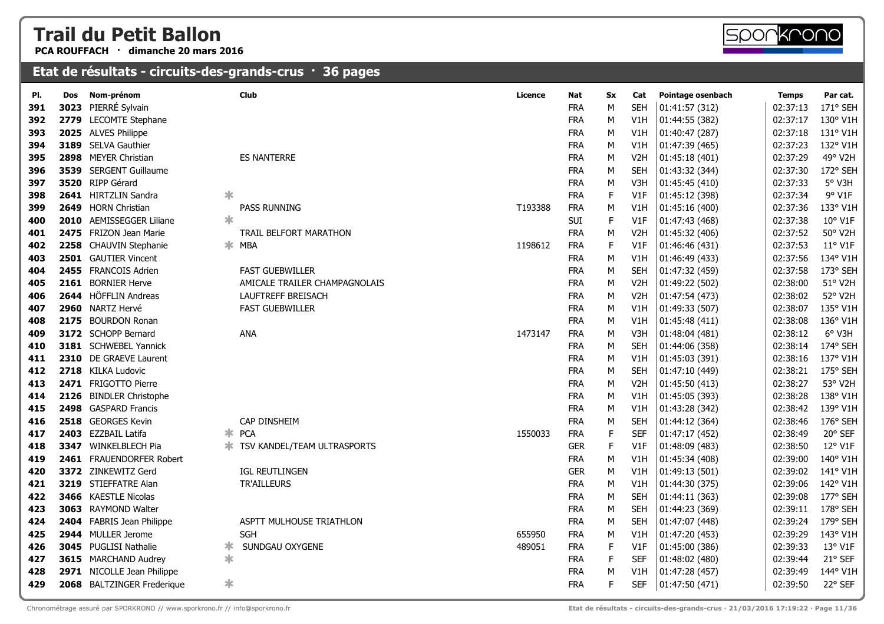# Trail du Petit Ballon

**PCA ROUFFACH · dimanche 20 mars 2016**

## Etat de résultats - circuits-des-grands-crus · 36 pages

| Pl. | Dos | Nom-prénom | | Club | Licence | Nat | Sx | Cat | Pointage osenbach | Temps | Par cat. |
|---|---|---|---|---|---|---|---|---|---|---|---|
| 391 | 3023 | PIERRÉ Sylvain | | | | FRA | M | SEH | 01:41:57 (312) | 02:37:13 | 171° SEH |
| 392 | 2779 | LECOMTE Stephane | | | | FRA | M | V1H | 01:44:55 (382) | 02:37:17 | 130° V1H |
| 393 | 2025 | ALVES Philippe | | | | FRA | M | V1H | 01:40:47 (287) | 02:37:18 | 131° V1H |
| 394 | 3189 | SELVA Gauthier | | | | FRA | M | V1H | 01:47:39 (465) | 02:37:23 | 132° V1H |
| 395 | 2898 | MEYER Christian | | ES NANTERRE | | FRA | M | V2H | 01:45:18 (401) | 02:37:29 | 49° V2H |
| 396 | 3539 | SERGENT Guillaume | | | | FRA | M | SEH | 01:43:32 (344) | 02:37:30 | 172° SEH |
| 397 | 3520 | RIPP Gérard | | | | FRA | M | V3H | 01:45:45 (410) | 02:37:33 | 5° V3H |
| 398 | 2641 | HIRTZLIN Sandra | * | | | FRA | F | V1F | 01:45:12 (398) | 02:37:34 | 9° V1F |
| 399 | 2649 | HORN Christian | | PASS RUNNING | T193388 | FRA | M | V1H | 01:45:16 (400) | 02:37:36 | 133° V1H |
| 400 | 2010 | AEMISSEGGER Liliane | * | | | SUI | F | V1F | 01:47:43 (468) | 02:37:38 | 10° V1F |
| 401 | 2475 | FRIZON Jean Marie | | TRAIL BELFORT MARATHON | | FRA | M | V2H | 01:45:32 (406) | 02:37:52 | 50° V2H |
| 402 | 2258 | CHAUVIN Stephanie | * | MBA | 1198612 | FRA | F | V1F | 01:46:46 (431) | 02:37:53 | 11° V1F |
| 403 | 2501 | GAUTIER Vincent | | | | FRA | M | V1H | 01:46:49 (433) | 02:37:56 | 134° V1H |
| 404 | 2455 | FRANCOIS Adrien | | FAST GUEBWILLER | | FRA | M | SEH | 01:47:32 (459) | 02:37:58 | 173° SEH |
| 405 | 2161 | BORNIER Herve | | AMICALE TRAILER CHAMPAGNOLAIS | | FRA | M | V2H | 01:49:22 (502) | 02:38:00 | 51° V2H |
| 406 | 2644 | HÖFFLIN Andreas | | LAUFTREFF BREISACH | | FRA | M | V2H | 01:47:54 (473) | 02:38:02 | 52° V2H |
| 407 | 2960 | NARTZ Hervé | | FAST GUEBWILLER | | FRA | M | V1H | 01:49:33 (507) | 02:38:07 | 135° V1H |
| 408 | 2175 | BOURDON Ronan | | | | FRA | M | V1H | 01:45:48 (411) | 02:38:08 | 136° V1H |
| 409 | 3172 | SCHOPP Bernard | | ANA | 1473147 | FRA | M | V3H | 01:48:04 (481) | 02:38:12 | 6° V3H |
| 410 | 3181 | SCHWEBEL Yannick | | | | FRA | M | SEH | 01:44:06 (358) | 02:38:14 | 174° SEH |
| 411 | 2310 | DE GRAEVE Laurent | | | | FRA | M | V1H | 01:45:03 (391) | 02:38:16 | 137° V1H |
| 412 | 2718 | KILKA Ludovic | | | | FRA | M | SEH | 01:47:10 (449) | 02:38:21 | 175° SEH |
| 413 | 2471 | FRIGOTTO Pierre | | | | FRA | M | V2H | 01:45:50 (413) | 02:38:27 | 53° V2H |
| 414 | 2126 | BINDLER Christophe | | | | FRA | M | V1H | 01:45:05 (393) | 02:38:28 | 138° V1H |
| 415 | 2498 | GASPARD Francis | | | | FRA | M | V1H | 01:43:28 (342) | 02:38:42 | 139° V1H |
| 416 | 2518 | GEORGES Kevin | | CAP DINSHEIM | | FRA | M | SEH | 01:44:12 (364) | 02:38:46 | 176° SEH |
| 417 | 2403 | EZZBAIL Latifa | * | PCA | 1550033 | FRA | F | SEF | 01:47:17 (452) | 02:38:49 | 20° SEF |
| 418 | 3347 | WINKELBLECH Pia | * | TSV KANDEL/TEAM ULTRASPORTS | | GER | F | V1F | 01:48:09 (483) | 02:38:50 | 12° V1F |
| 419 | 2461 | FRAUENDORFER Robert | | | | FRA | M | V1H | 01:45:34 (408) | 02:39:00 | 140° V1H |
| 420 | 3372 | ZINKEWITZ Gerd | | IGL REUTLINGEN | | GER | M | V1H | 01:49:13 (501) | 02:39:02 | 141° V1H |
| 421 | 3219 | STIEFFATRE Alan | | TR'AILLEURS | | FRA | M | V1H | 01:44:30 (375) | 02:39:06 | 142° V1H |
| 422 | 3466 | KAESTLE Nicolas | | | | FRA | M | SEH | 01:44:11 (363) | 02:39:08 | 177° SEH |
| 423 | 3063 | RAYMOND Walter | | | | FRA | M | SEH | 01:44:23 (369) | 02:39:11 | 178° SEH |
| 424 | 2404 | FABRIS Jean Philippe | | ASPTT MULHOUSE TRIATHLON | | FRA | M | SEH | 01:47:07 (448) | 02:39:24 | 179° SEH |
| 425 | 2944 | MULLER Jerome | | SGH | 655950 | FRA | M | V1H | 01:47:20 (453) | 02:39:29 | 143° V1H |
| 426 | 3045 | PUGLISI Nathalie | * | SUNDGAU OXYGENE | 489051 | FRA | F | V1F | 01:45:00 (386) | 02:39:33 | 13° V1F |
| 427 | 3615 | MARCHAND Audrey | * | | | FRA | F | SEF | 01:48:02 (480) | 02:39:44 | 21° SEF |
| 428 | 2971 | NICOLLE Jean Philippe | | | | FRA | M | V1H | 01:47:28 (457) | 02:39:49 | 144° V1H |
| 429 | 2068 | BALTZINGER Frederique | * | | | FRA | F | SEF | 01:47:50 (471) | 02:39:50 | 22° SEF |

Chronométrage assuré par SPORKRONO // www.sporkrono.fr // info@sporkrono.fr

Etat de résultats - circuits-des-grands-crus · 21/03/2016 17:19:22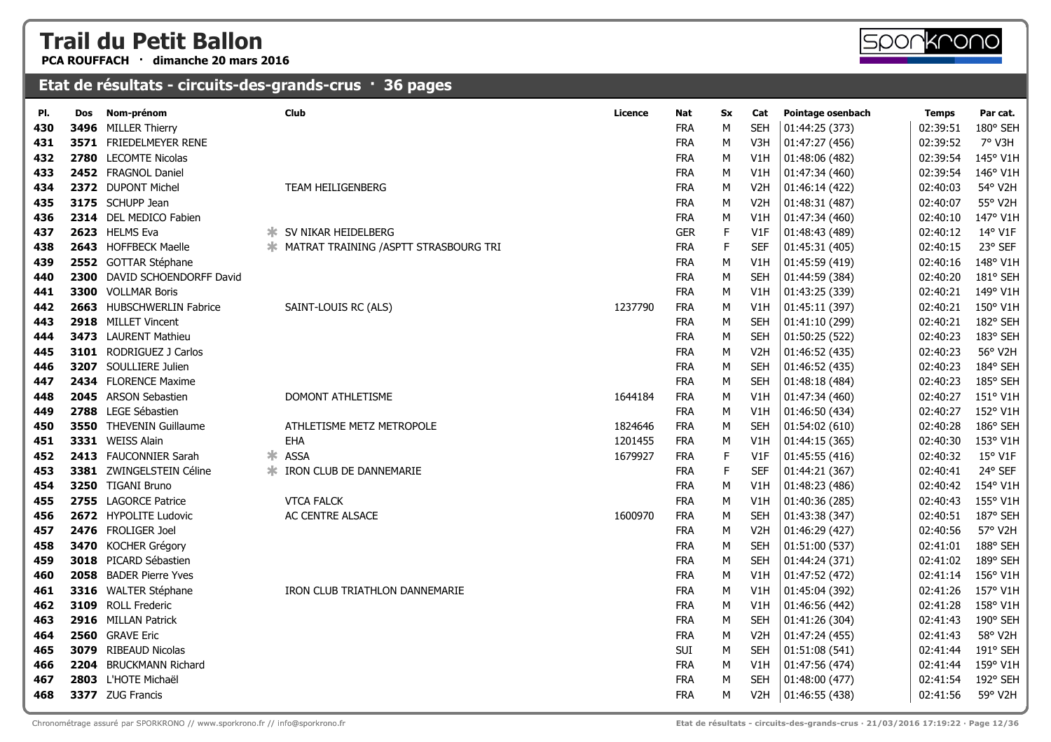# Trail du Petit Ballon

**PCA ROUFFACH · dimanche 20 mars 2016**

## Etat de résultats - circuits-des-grands-crus · 36 pages

| Pl. | Dos | Nom-prénom | | Club | Licence | Nat | Sx | Cat | Pointage osenbach | Temps | Par cat. |
|---|---|---|---|---|---|---|---|---|---|---|---|
| 430 | 3496 | MILLER Thierry | | | | FRA | M | SEH | 01:44:25 (373) | 02:39:51 | 180° SEH |
| 431 | 3571 | FRIEDELMEYER RENE | | | | FRA | M | V3H | 01:47:27 (456) | 02:39:52 | 7° V3H |
| 432 | 2780 | LECOMTE Nicolas | | | | FRA | M | V1H | 01:48:06 (482) | 02:39:54 | 145° V1H |
| 433 | 2452 | FRAGNOL Daniel | | | | FRA | M | V1H | 01:47:34 (460) | 02:39:54 | 146° V1H |
| 434 | 2372 | DUPONT Michel | | TEAM HEILIGENBERG | | FRA | M | V2H | 01:46:14 (422) | 02:40:03 | 54° V2H |
| 435 | 3175 | SCHUPP Jean | | | | FRA | M | V2H | 01:48:31 (487) | 02:40:07 | 55° V2H |
| 436 | 2314 | DEL MEDICO Fabien | | | | FRA | M | V1H | 01:47:34 (460) | 02:40:10 | 147° V1H |
| 437 | 2623 | HELMS Eva | * | SV NIKAR HEIDELBERG | | GER | F | V1F | 01:48:43 (489) | 02:40:12 | 14° V1F |
| 438 | 2643 | HOFFBECK Maelle | * | MATRAT TRAINING /ASPTT STRASBOURG TRI | | FRA | F | SEF | 01:45:31 (405) | 02:40:15 | 23° SEF |
| 439 | 2552 | GOTTAR Stéphane | | | | FRA | M | V1H | 01:45:59 (419) | 02:40:16 | 148° V1H |
| 440 | 2300 | DAVID SCHOENDORFF David | | | | FRA | M | SEH | 01:44:59 (384) | 02:40:20 | 181° SEH |
| 441 | 3300 | VOLLMAR Boris | | | | FRA | M | V1H | 01:43:25 (339) | 02:40:21 | 149° V1H |
| 442 | 2663 | HUBSCHWERLIN Fabrice | | SAINT-LOUIS RC (ALS) | 1237790 | FRA | M | V1H | 01:45:11 (397) | 02:40:21 | 150° V1H |
| 443 | 2918 | MILLET Vincent | | | | FRA | M | SEH | 01:41:10 (299) | 02:40:21 | 182° SEH |
| 444 | 3473 | LAURENT Mathieu | | | | FRA | M | SEH | 01:50:25 (522) | 02:40:23 | 183° SEH |
| 445 | 3101 | RODRIGUEZ J Carlos | | | | FRA | M | V2H | 01:46:52 (435) | 02:40:23 | 56° V2H |
| 446 | 3207 | SOULLIERE Julien | | | | FRA | M | SEH | 01:46:52 (435) | 02:40:23 | 184° SEH |
| 447 | 2434 | FLORENCE Maxime | | | | FRA | M | SEH | 01:48:18 (484) | 02:40:23 | 185° SEH |
| 448 | 2045 | ARSON Sebastien | | DOMONT ATHLETISME | 1644184 | FRA | M | V1H | 01:47:34 (460) | 02:40:27 | 151° V1H |
| 449 | 2788 | LEGE Sébastien | | | | FRA | M | V1H | 01:46:50 (434) | 02:40:27 | 152° V1H |
| 450 | 3550 | THEVENIN Guillaume | | ATHLETISME METZ METROPOLE | 1824646 | FRA | M | SEH | 01:54:02 (610) | 02:40:28 | 186° SEH |
| 451 | 3331 | WEISS Alain | | EHA | 1201455 | FRA | M | V1H | 01:44:15 (365) | 02:40:30 | 153° V1H |
| 452 | 2413 | FAUCONNIER Sarah | * | ASSA | 1679927 | FRA | F | V1F | 01:45:55 (416) | 02:40:32 | 15° V1F |
| 453 | 3381 | ZWINGELSTEIN Céline | * | IRON CLUB DE DANNEMARIE | | FRA | F | SEF | 01:44:21 (367) | 02:40:41 | 24° SEF |
| 454 | 3250 | TIGANI Bruno | | | | FRA | M | V1H | 01:48:23 (486) | 02:40:42 | 154° V1H |
| 455 | 2755 | LAGORCE Patrice | | VTCA FALCK | | FRA | M | V1H | 01:40:36 (285) | 02:40:43 | 155° V1H |
| 456 | 2672 | HYPOLITE Ludovic | | AC CENTRE ALSACE | 1600970 | FRA | M | SEH | 01:43:38 (347) | 02:40:51 | 187° SEH |
| 457 | 2476 | FROLIGER Joel | | | | FRA | M | V2H | 01:46:29 (427) | 02:40:56 | 57° V2H |
| 458 | 3470 | KOCHER Grégory | | | | FRA | M | SEH | 01:51:00 (537) | 02:41:01 | 188° SEH |
| 459 | 3018 | PICARD Sébastien | | | | FRA | M | SEH | 01:44:24 (371) | 02:41:02 | 189° SEH |
| 460 | 2058 | BADER Pierre Yves | | | | FRA | M | V1H | 01:47:52 (472) | 02:41:14 | 156° V1H |
| 461 | 3316 | WALTER Stéphane | | IRON CLUB TRIATHLON DANNEMARIE | | FRA | M | V1H | 01:45:04 (392) | 02:41:26 | 157° V1H |
| 462 | 3109 | ROLL Frederic | | | | FRA | M | V1H | 01:46:56 (442) | 02:41:28 | 158° V1H |
| 463 | 2916 | MILLAN Patrick | | | | FRA | M | SEH | 01:41:26 (304) | 02:41:43 | 190° SEH |
| 464 | 2560 | GRAVE Eric | | | | FRA | M | V2H | 01:47:24 (455) | 02:41:43 | 58° V2H |
| 465 | 3079 | RIBEAUD Nicolas | | | | SUI | M | SEH | 01:51:08 (541) | 02:41:44 | 191° SEH |
| 466 | 2204 | BRUCKMANN Richard | | | | FRA | M | V1H | 01:47:56 (474) | 02:41:44 | 159° V1H |
| 467 | 2803 | L'HOTE Michaël | | | | FRA | M | SEH | 01:48:00 (477) | 02:41:54 | 192° SEH |
| 468 | 3377 | ZUG Francis | | | | FRA | M | V2H | 01:46:55 (438) | 02:41:56 | 59° V2H |

Chronométrage assuré par SPORKRONO // www.sporkrono.fr // info@sporkrono.fr

Etat de résultats - circuits-des-grands-crus · 21/03/2016 17:19:22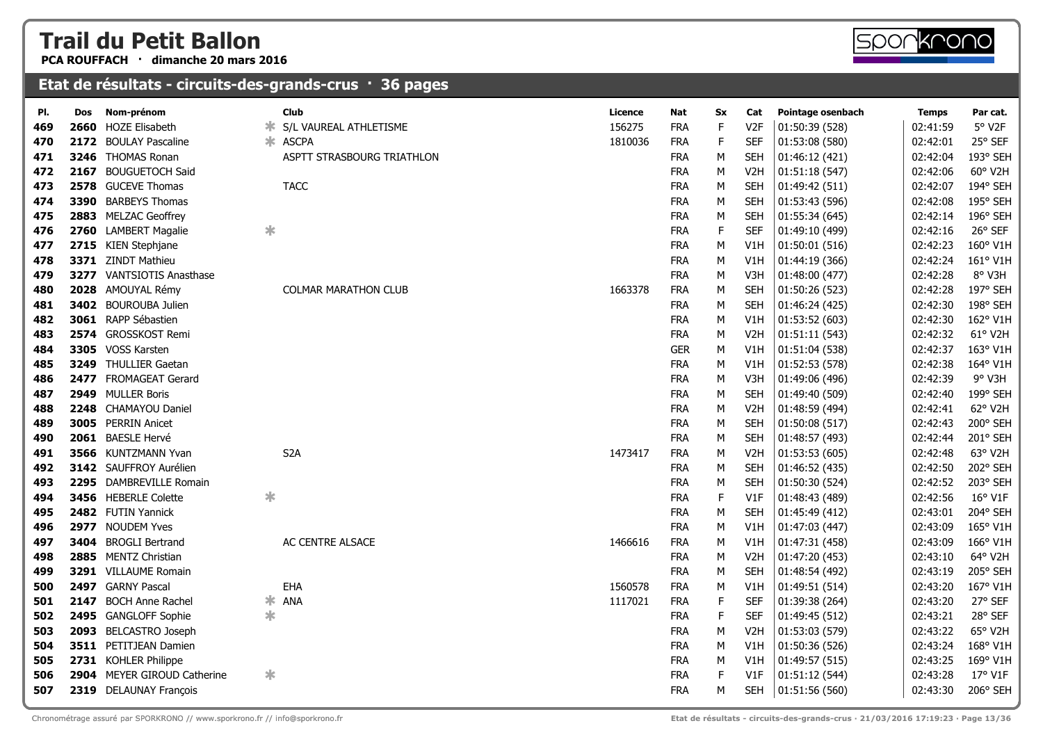# Trail du Petit Ballon

**PCA ROUFFACH · dimanche 20 mars 2016**

## Etat de résultats - circuits-des-grands-crus · 36 pages

| Pl. | Dos | Nom-prénom | | Club | Licence | Nat | Sx | Cat | Pointage osenbach | Temps | Par cat. |
|---|---|---|---|---|---|---|---|---|---|---|---|
| 469 | **2660** | HOZE Elisabeth | * | S/L VAUREAL ATHLETISME | 156275 | FRA | F | V2F | 01:50:39 (528) | 02:41:59 | 5° V2F |
| 470 | **2172** | BOULAY Pascaline | * | ASCPA | 1810036 | FRA | F | SEF | 01:53:08 (580) | 02:42:01 | 25° SEF |
| 471 | **3246** | THOMAS Ronan | | ASPTT STRASBOURG TRIATHLON | | FRA | M | SEH | 01:46:12 (421) | 02:42:04 | 193° SEH |
| 472 | **2167** | BOUGUETOCH Said | | | | FRA | M | V2H | 01:51:18 (547) | 02:42:06 | 60° V2H |
| 473 | **2578** | GUCEVE Thomas | | TACC | | FRA | M | SEH | 01:49:42 (511) | 02:42:07 | 194° SEH |
| 474 | **3390** | BARBEYS Thomas | | | | FRA | M | SEH | 01:53:43 (596) | 02:42:08 | 195° SEH |
| 475 | **2883** | MELZAC Geoffrey | | | | FRA | M | SEH | 01:55:34 (645) | 02:42:14 | 196° SEH |
| 476 | **2760** | LAMBERT Magalie | * | | | FRA | F | SEF | 01:49:10 (499) | 02:42:16 | 26° SEF |
| 477 | **2715** | KIEN Stephjane | | | | FRA | M | V1H | 01:50:01 (516) | 02:42:23 | 160° V1H |
| 478 | **3371** | ZINDT Mathieu | | | | FRA | M | V1H | 01:44:19 (366) | 02:42:24 | 161° V1H |
| 479 | **3277** | VANTSIOTIS Anasthase | | | | FRA | M | V3H | 01:48:00 (477) | 02:42:28 | 8° V3H |
| 480 | **2028** | AMOUYAL Rémy | | COLMAR MARATHON CLUB | 1663378 | FRA | M | SEH | 01:50:26 (523) | 02:42:28 | 197° SEH |
| 481 | **3402** | BOUROUBA Julien | | | | FRA | M | SEH | 01:46:24 (425) | 02:42:30 | 198° SEH |
| 482 | **3061** | RAPP Sébastien | | | | FRA | M | V1H | 01:53:52 (603) | 02:42:30 | 162° V1H |
| 483 | **2574** | GROSSKOST Remi | | | | FRA | M | V2H | 01:51:11 (543) | 02:42:32 | 61° V2H |
| 484 | **3305** | VOSS Karsten | | | | GER | M | V1H | 01:51:04 (538) | 02:42:37 | 163° V1H |
| 485 | **3249** | THULLIER Gaetan | | | | FRA | M | V1H | 01:52:53 (578) | 02:42:38 | 164° V1H |
| 486 | **2477** | FROMAGEAT Gerard | | | | FRA | M | V3H | 01:49:06 (496) | 02:42:39 | 9° V3H |
| 487 | **2949** | MULLER Boris | | | | FRA | M | SEH | 01:49:40 (509) | 02:42:40 | 199° SEH |
| 488 | **2248** | CHAMAYOU Daniel | | | | FRA | M | V2H | 01:48:59 (494) | 02:42:41 | 62° V2H |
| 489 | **3005** | PERRIN Anicet | | | | FRA | M | SEH | 01:50:08 (517) | 02:42:43 | 200° SEH |
| 490 | **2061** | BAESLE Hervé | | | | FRA | M | SEH | 01:48:57 (493) | 02:42:44 | 201° SEH |
| 491 | **3566** | KUNTZMANN Yvan | | S2A | 1473417 | FRA | M | V2H | 01:53:53 (605) | 02:42:48 | 63° V2H |
| 492 | **3142** | SAUFFROY Aurélien | | | | FRA | M | SEH | 01:46:52 (435) | 02:42:50 | 202° SEH |
| 493 | **2295** | DAMBREVILLE Romain | | | | FRA | M | SEH | 01:50:30 (524) | 02:42:52 | 203° SEH |
| 494 | **3456** | HEBERLE Colette | * | | | FRA | F | V1F | 01:48:43 (489) | 02:42:56 | 16° V1F |
| 495 | **2482** | FUTIN Yannick | | | | FRA | M | SEH | 01:45:49 (412) | 02:43:01 | 204° SEH |
| 496 | **2977** | NOUDEM Yves | | | | FRA | M | V1H | 01:47:03 (447) | 02:43:09 | 165° V1H |
| 497 | **3404** | BROGLI Bertrand | | AC CENTRE ALSACE | 1466616 | FRA | M | V1H | 01:47:31 (458) | 02:43:09 | 166° V1H |
| 498 | **2885** | MENTZ Christian | | | | FRA | M | V2H | 01:47:20 (453) | 02:43:10 | 64° V2H |
| 499 | **3291** | VILLAUME Romain | | | | FRA | M | SEH | 01:48:54 (492) | 02:43:19 | 205° SEH |
| 500 | **2497** | GARNY Pascal | | EHA | 1560578 | FRA | M | V1H | 01:49:51 (514) | 02:43:20 | 167° V1H |
| 501 | **2147** | BOCH Anne Rachel | * | ANA | 1117021 | FRA | F | SEF | 01:39:38 (264) | 02:43:20 | 27° SEF |
| 502 | **2495** | GANGLOFF Sophie | * | | | FRA | F | SEF | 01:49:45 (512) | 02:43:21 | 28° SEF |
| 503 | **2093** | BELCASTRO Joseph | | | | FRA | M | V2H | 01:53:03 (579) | 02:43:22 | 65° V2H |
| 504 | **3511** | PETITJEAN Damien | | | | FRA | M | V1H | 01:50:36 (526) | 02:43:24 | 168° V1H |
| 505 | **2731** | KOHLER Philippe | | | | FRA | M | V1H | 01:49:57 (515) | 02:43:25 | 169° V1H |
| 506 | **2904** | MEYER GIROUD Catherine | * | | | FRA | F | V1F | 01:51:12 (544) | 02:43:28 | 17° V1F |
| 507 | **2319** | DELAUNAY François | | | | FRA | M | SEH | 01:51:56 (560) | 02:43:30 | 206° SEH |

Chronométrage assuré par SPORKRONO // www.sporkrono.fr // info@sporkrono.fr

Etat de résultats - circuits-des-grands-crus · 21/03/2016 17:19:23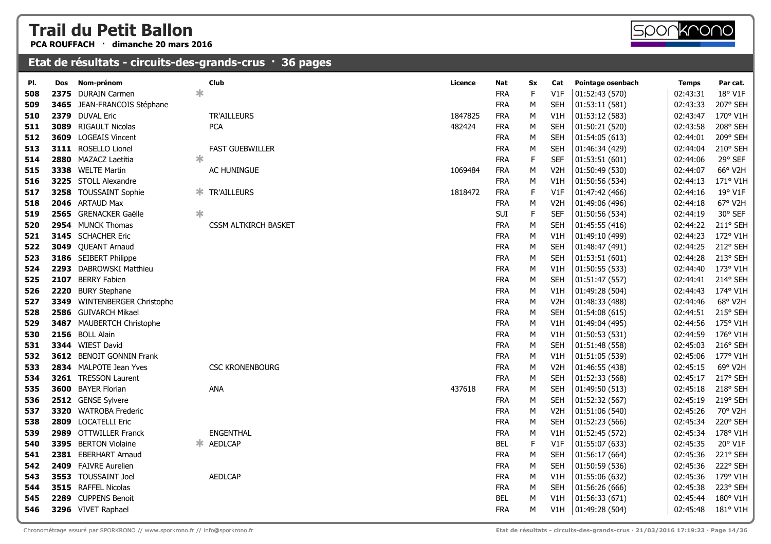# Trail du Petit Ballon

**PCA ROUFFACH · dimanche 20 mars 2016**

## Etat de résultats - circuits-des-grands-crus · 36 pages

| Pl. | Dos | Nom-prénom | | Club | Licence | Nat | Sx | Cat | Pointage osenbach | Temps | Par cat. |
|---|---|---|---|---|---|---|---|---|---|---|---|
| 508 | 2375 | DURAIN Carmen | * | | | FRA | F | V1F | 01:52:43 (570) | 02:43:31 | 18° V1F |
| 509 | 3465 | JEAN-FRANCOIS Stéphane | | | | FRA | M | SEH | 01:53:11 (581) | 02:43:33 | 207° SEH |
| 510 | 2379 | DUVAL Eric | | TR'AILLEURS | 1847825 | FRA | M | V1H | 01:53:12 (583) | 02:43:47 | 170° V1H |
| 511 | 3089 | RIGAULT Nicolas | | PCA | 482424 | FRA | M | SEH | 01:50:21 (520) | 02:43:58 | 208° SEH |
| 512 | 3609 | LOGEAIS Vincent | | | | FRA | M | SEH | 01:54:05 (613) | 02:44:01 | 209° SEH |
| 513 | 3111 | ROSELLO Lionel | | FAST GUEBWILLER | | FRA | M | SEH | 01:46:34 (429) | 02:44:04 | 210° SEH |
| 514 | 2880 | MAZACZ Laetitia | * | | | FRA | F | SEF | 01:53:51 (601) | 02:44:06 | 29° SEF |
| 515 | 3338 | WELTE Martin | | AC HUNINGUE | 1069484 | FRA | M | V2H | 01:50:49 (530) | 02:44:07 | 66° V2H |
| 516 | 3225 | STOLL Alexandre | | | | FRA | M | V1H | 01:50:56 (534) | 02:44:13 | 171° V1H |
| 517 | 3258 | TOUSSAINT Sophie | * | TR'AILLEURS | 1818472 | FRA | F | V1F | 01:47:42 (466) | 02:44:16 | 19° V1F |
| 518 | 2046 | ARTAUD Max | | | | FRA | M | V2H | 01:49:06 (496) | 02:44:18 | 67° V2H |
| 519 | 2565 | GRENACKER Gaëlle | * | | | SUI | F | SEF | 01:50:56 (534) | 02:44:19 | 30° SEF |
| 520 | 2954 | MUNCK Thomas | | CSSM ALTKIRCH BASKET | | FRA | M | SEH | 01:45:55 (416) | 02:44:22 | 211° SEH |
| 521 | 3145 | SCHACHER Eric | | | | FRA | M | V1H | 01:49:10 (499) | 02:44:23 | 172° V1H |
| 522 | 3049 | QUEANT Arnaud | | | | FRA | M | SEH | 01:48:47 (491) | 02:44:25 | 212° SEH |
| 523 | 3186 | SEIBERT Philippe | | | | FRA | M | SEH | 01:53:51 (601) | 02:44:28 | 213° SEH |
| 524 | 2293 | DABROWSKI Matthieu | | | | FRA | M | V1H | 01:50:55 (533) | 02:44:40 | 173° V1H |
| 525 | 2107 | BERRY Fabien | | | | FRA | M | SEH | 01:51:47 (557) | 02:44:41 | 214° SEH |
| 526 | 2220 | BURY Stephane | | | | FRA | M | V1H | 01:49:28 (504) | 02:44:43 | 174° V1H |
| 527 | 3349 | WINTENBERGER Christophe | | | | FRA | M | V2H | 01:48:33 (488) | 02:44:46 | 68° V2H |
| 528 | 2586 | GUIVARCH Mikael | | | | FRA | M | SEH | 01:54:08 (615) | 02:44:51 | 215° SEH |
| 529 | 3487 | MAUBERTCH Christophe | | | | FRA | M | V1H | 01:49:04 (495) | 02:44:56 | 175° V1H |
| 530 | 2156 | BOLL Alain | | | | FRA | M | V1H | 01:50:53 (531) | 02:44:59 | 176° V1H |
| 531 | 3344 | WIEST David | | | | FRA | M | SEH | 01:51:48 (558) | 02:45:03 | 216° SEH |
| 532 | 3612 | BENOIT GONNIN Frank | | | | FRA | M | V1H | 01:51:05 (539) | 02:45:06 | 177° V1H |
| 533 | 2834 | MALPOTE Jean Yves | | CSC KRONENBOURG | | FRA | M | V2H | 01:46:55 (438) | 02:45:15 | 69° V2H |
| 534 | 3261 | TRESSON Laurent | | | | FRA | M | SEH | 01:52:33 (568) | 02:45:17 | 217° SEH |
| 535 | 3600 | BAYER Florian | | ANA | 437618 | FRA | M | SEH | 01:49:50 (513) | 02:45:18 | 218° SEH |
| 536 | 2512 | GENSE Sylvere | | | | FRA | M | SEH | 01:52:32 (567) | 02:45:19 | 219° SEH |
| 537 | 3320 | WATROBA Frederic | | | | FRA | M | V2H | 01:51:06 (540) | 02:45:26 | 70° V2H |
| 538 | 2809 | LOCATELLI Eric | | | | FRA | M | SEH | 01:52:23 (566) | 02:45:34 | 220° SEH |
| 539 | 2989 | OTTWILLER Franck | | ENGENTHAL | | FRA | M | V1H | 01:52:45 (572) | 02:45:34 | 178° V1H |
| 540 | 3395 | BERTON Violaine | * | AEDLCAP | | BEL | F | V1F | 01:55:07 (633) | 02:45:35 | 20° V1F |
| 541 | 2381 | EBERHART Arnaud | | | | FRA | M | SEH | 01:56:17 (664) | 02:45:36 | 221° SEH |
| 542 | 2409 | FAIVRE Aurelien | | | | FRA | M | SEH | 01:50:59 (536) | 02:45:36 | 222° SEH |
| 543 | 3553 | TOUSSAINT Joel | | AEDLCAP | | FRA | M | V1H | 01:55:06 (632) | 02:45:36 | 179° V1H |
| 544 | 3515 | RAFFEL Nicolas | | | | FRA | M | SEH | 01:56:26 (666) | 02:45:38 | 223° SEH |
| 545 | 2289 | CUPPENS Benoit | | | | BEL | M | V1H | 01:56:33 (671) | 02:45:44 | 180° V1H |
| 546 | 3296 | VIVET Raphael | | | | FRA | M | V1H | 01:49:28 (504) | 02:45:48 | 181° V1H |

Chronométrage assuré par SPORKRONO // www.sporkrono.fr // info@sporkrono.fr

Etat de résultats - circuits-des-grands-crus · 21/03/2016 17:19:23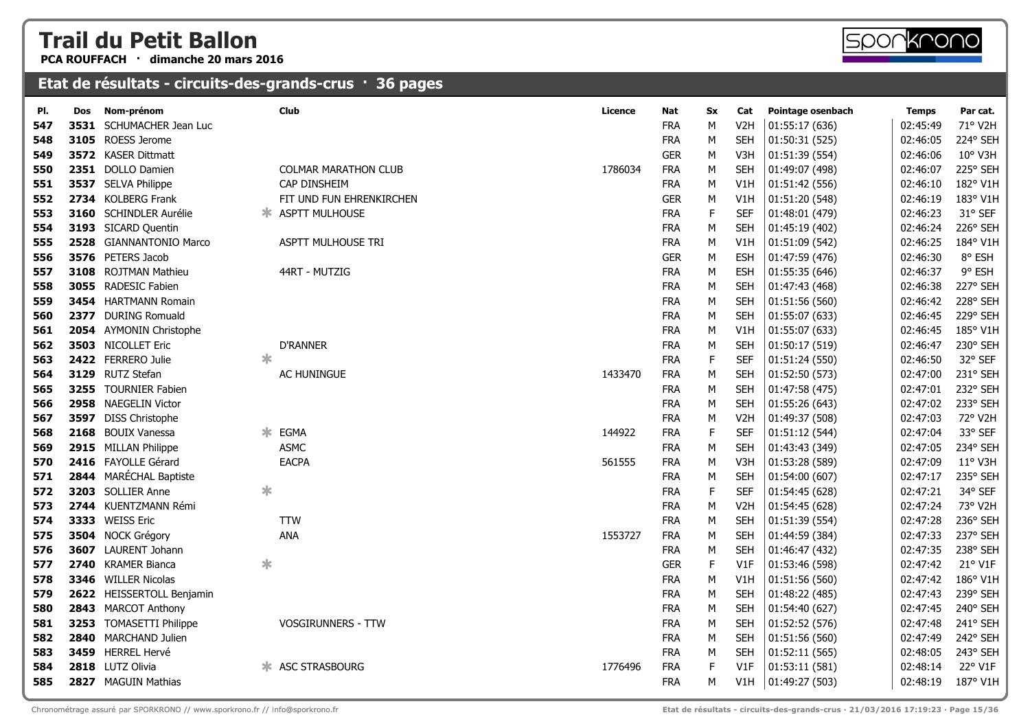# Trail du Petit Ballon

**PCA ROUFFACH · dimanche 20 mars 2016**

## Etat de résultats - circuits-des-grands-crus · 36 pages

| Pl. | Dos | Nom-prénom | | Club | Licence | Nat | Sx | Cat | Pointage osenbach | Temps | Par cat. |
|---|---|---|---|---|---|---|---|---|---|---|---|
| 547 | 3531 | SCHUMACHER Jean Luc | | | | FRA | M | V2H | 01:55:17 (636) | 02:45:49 | 71° V2H |
| 548 | 3105 | ROESS Jerome | | | | FRA | M | SEH | 01:50:31 (525) | 02:46:05 | 224° SEH |
| 549 | 3572 | KASER Dittmatt | | | | GER | M | V3H | 01:51:39 (554) | 02:46:06 | 10° V3H |
| 550 | 2351 | DOLLO Damien | | COLMAR MARATHON CLUB | 1786034 | FRA | M | SEH | 01:49:07 (498) | 02:46:07 | 225° SEH |
| 551 | 3537 | SELVA Philippe | | CAP DINSHEIM | | FRA | M | V1H | 01:51:42 (556) | 02:46:10 | 182° V1H |
| 552 | 2734 | KOLBERG Frank | | FIT UND FUN EHRENKIRCHEN | | GER | M | V1H | 01:51:20 (548) | 02:46:19 | 183° V1H |
| 553 | 3160 | SCHINDLER Aurélie | * | ASPTT MULHOUSE | | FRA | F | SEF | 01:48:01 (479) | 02:46:23 | 31° SEF |
| 554 | 3193 | SICARD Quentin | | | | FRA | M | SEH | 01:45:19 (402) | 02:46:24 | 226° SEH |
| 555 | 2528 | GIANNANTONIO Marco | | ASPTT MULHOUSE TRI | | FRA | M | V1H | 01:51:09 (542) | 02:46:25 | 184° V1H |
| 556 | 3576 | PETERS Jacob | | | | GER | M | ESH | 01:47:59 (476) | 02:46:30 | 8° ESH |
| 557 | 3108 | ROJTMAN Mathieu | | 44RT - MUTZIG | | FRA | M | ESH | 01:55:35 (646) | 02:46:37 | 9° ESH |
| 558 | 3055 | RADESIC Fabien | | | | FRA | M | SEH | 01:47:43 (468) | 02:46:38 | 227° SEH |
| 559 | 3454 | HARTMANN Romain | | | | FRA | M | SEH | 01:51:56 (560) | 02:46:42 | 228° SEH |
| 560 | 2377 | DURING Romuald | | | | FRA | M | SEH | 01:55:07 (633) | 02:46:45 | 229° SEH |
| 561 | 2054 | AYMONIN Christophe | | | | FRA | M | V1H | 01:55:07 (633) | 02:46:45 | 185° V1H |
| 562 | 3503 | NICOLLET Eric | | D'RANNER | | FRA | M | SEH | 01:50:17 (519) | 02:46:47 | 230° SEH |
| 563 | 2422 | FERRERO Julie | * | | | FRA | F | SEF | 01:51:24 (550) | 02:46:50 | 32° SEF |
| 564 | 3129 | RUTZ Stefan | | AC HUNINGUE | 1433470 | FRA | M | SEH | 01:52:50 (573) | 02:47:00 | 231° SEH |
| 565 | 3255 | TOURNIER Fabien | | | | FRA | M | SEH | 01:47:58 (475) | 02:47:01 | 232° SEH |
| 566 | 2958 | NAEGELIN Victor | | | | FRA | M | SEH | 01:55:26 (643) | 02:47:02 | 233° SEH |
| 567 | 3597 | DISS Christophe | | | | FRA | M | V2H | 01:49:37 (508) | 02:47:03 | 72° V2H |
| 568 | 2168 | BOUIX Vanessa | * | EGMA | 144922 | FRA | F | SEF | 01:51:12 (544) | 02:47:04 | 33° SEF |
| 569 | 2915 | MILLAN Philippe | | ASMC | | FRA | M | SEH | 01:43:43 (349) | 02:47:05 | 234° SEH |
| 570 | 2416 | FAYOLLE Gérard | | EACPA | 561555 | FRA | M | V3H | 01:53:28 (589) | 02:47:09 | 11° V3H |
| 571 | 2844 | MARÉCHAL Baptiste | | | | FRA | M | SEH | 01:54:00 (607) | 02:47:17 | 235° SEH |
| 572 | 3203 | SOLLIER Anne | * | | | FRA | F | SEF | 01:54:45 (628) | 02:47:21 | 34° SEF |
| 573 | 2744 | KUENTZMANN Rémi | | | | FRA | M | V2H | 01:54:45 (628) | 02:47:24 | 73° V2H |
| 574 | 3333 | WEISS Eric | | TTW | | FRA | M | SEH | 01:51:39 (554) | 02:47:28 | 236° SEH |
| 575 | 3504 | NOCK Grégory | | ANA | 1553727 | FRA | M | SEH | 01:44:59 (384) | 02:47:33 | 237° SEH |
| 576 | 3607 | LAURENT Johann | | | | FRA | M | SEH | 01:46:47 (432) | 02:47:35 | 238° SEH |
| 577 | 2740 | KRAMER Bianca | * | | | GER | F | V1F | 01:53:46 (598) | 02:47:42 | 21° V1F |
| 578 | 3346 | WILLER Nicolas | | | | FRA | M | V1H | 01:51:56 (560) | 02:47:42 | 186° V1H |
| 579 | 2622 | HEISSERTOLL Benjamin | | | | FRA | M | SEH | 01:48:22 (485) | 02:47:43 | 239° SEH |
| 580 | 2843 | MARCOT Anthony | | | | FRA | M | SEH | 01:54:40 (627) | 02:47:45 | 240° SEH |
| 581 | 3253 | TOMASETTI Philippe | | VOSGIRUNNERS - TTW | | FRA | M | SEH | 01:52:52 (576) | 02:47:48 | 241° SEH |
| 582 | 2840 | MARCHAND Julien | | | | FRA | M | SEH | 01:51:56 (560) | 02:47:49 | 242° SEH |
| 583 | 3459 | HERREL Hervé | | | | FRA | M | SEH | 01:52:11 (565) | 02:48:05 | 243° SEH |
| 584 | 2818 | LUTZ Olivia | * | ASC STRASBOURG | 1776496 | FRA | F | V1F | 01:53:11 (581) | 02:48:14 | 22° V1F |
| 585 | 2827 | MAGUIN Mathias | | | | FRA | M | V1H | 01:49:27 (503) | 02:48:19 | 187° V1H |

Chronométrage assuré par SPORKRONO // www.sporkrono.fr // info@sporkrono.fr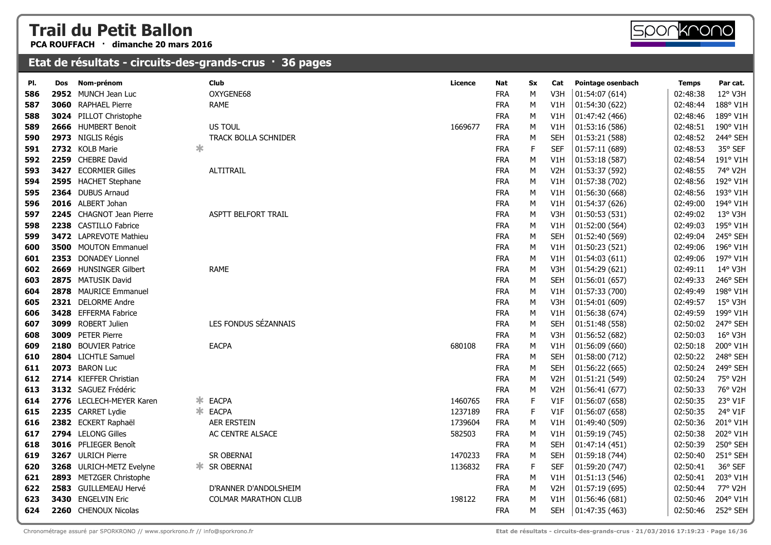# Trail du Petit Ballon

**PCA ROUFFACH · dimanche 20 mars 2016**

## Etat de résultats - circuits-des-grands-crus · 36 pages

| Pl. | Dos | Nom-prénom | | Club | Licence | Nat | Sx | Cat | Pointage osenbach | Temps | Par cat. |
|---|---|---|---|---|---|---|---|---|---|---|---|
| 586 | 2952 | MUNCH Jean Luc | | OXYGENE68 | | FRA | M | V3H | 01:54:07 (614) | 02:48:38 | 12° V3H |
| 587 | 3060 | RAPHAEL Pierre | | RAME | | FRA | M | V1H | 01:54:30 (622) | 02:48:44 | 188° V1H |
| 588 | 3024 | PILLOT Christophe | | | | FRA | M | V1H | 01:47:42 (466) | 02:48:46 | 189° V1H |
| 589 | 2666 | HUMBERT Benoit | | US TOUL | 1669677 | FRA | M | V1H | 01:53:16 (586) | 02:48:51 | 190° V1H |
| 590 | 2973 | NIGLIS Régis | | TRACK BOLLA SCHNIDER | | FRA | M | SEH | 01:53:21 (588) | 02:48:52 | 244° SEH |
| 591 | 2732 | KOLB Marie | * | | | FRA | F | SEF | 01:57:11 (689) | 02:48:53 | 35° SEF |
| 592 | 2259 | CHEBRE David | | | | FRA | M | V1H | 01:53:18 (587) | 02:48:54 | 191° V1H |
| 593 | 3427 | ECORMIER Gilles | | ALTITRAIL | | FRA | M | V2H | 01:53:37 (592) | 02:48:55 | 74° V2H |
| 594 | 2595 | HACHET Stephane | | | | FRA | M | V1H | 01:57:38 (702) | 02:48:56 | 192° V1H |
| 595 | 2364 | DUBUS Arnaud | | | | FRA | M | V1H | 01:56:30 (668) | 02:48:56 | 193° V1H |
| 596 | 2016 | ALBERT Johan | | | | FRA | M | V1H | 01:54:37 (626) | 02:49:00 | 194° V1H |
| 597 | 2245 | CHAGNOT Jean Pierre | | ASPTT BELFORT TRAIL | | FRA | M | V3H | 01:50:53 (531) | 02:49:02 | 13° V3H |
| 598 | 2238 | CASTILLO Fabrice | | | | FRA | M | V1H | 01:52:00 (564) | 02:49:03 | 195° V1H |
| 599 | 3472 | LAPREVOTE Mathieu | | | | FRA | M | SEH | 01:52:40 (569) | 02:49:04 | 245° SEH |
| 600 | 3500 | MOUTON Emmanuel | | | | FRA | M | V1H | 01:50:23 (521) | 02:49:06 | 196° V1H |
| 601 | 2353 | DONADEY Lionnel | | | | FRA | M | V1H | 01:54:03 (611) | 02:49:06 | 197° V1H |
| 602 | 2669 | HUNSINGER Gilbert | | RAME | | FRA | M | V3H | 01:54:29 (621) | 02:49:11 | 14° V3H |
| 603 | 2875 | MATUSIK David | | | | FRA | M | SEH | 01:56:01 (657) | 02:49:33 | 246° SEH |
| 604 | 2878 | MAURICE Emmanuel | | | | FRA | M | V1H | 01:57:33 (700) | 02:49:49 | 198° V1H |
| 605 | 2321 | DELORME Andre | | | | FRA | M | V3H | 01:54:01 (609) | 02:49:57 | 15° V3H |
| 606 | 3428 | EFFERMA Fabrice | | | | FRA | M | V1H | 01:56:38 (674) | 02:49:59 | 199° V1H |
| 607 | 3099 | ROBERT Julien | | LES FONDUS SÉZANNAIS | | FRA | M | SEH | 01:51:48 (558) | 02:50:02 | 247° SEH |
| 608 | 3009 | PETER Pierre | | | | FRA | M | V3H | 01:56:52 (682) | 02:50:03 | 16° V3H |
| 609 | 2180 | BOUVIER Patrice | | EACPA | 680108 | FRA | M | V1H | 01:56:09 (660) | 02:50:18 | 200° V1H |
| 610 | 2804 | LICHTLE Samuel | | | | FRA | M | SEH | 01:58:00 (712) | 02:50:22 | 248° SEH |
| 611 | 2073 | BARON Luc | | | | FRA | M | SEH | 01:56:22 (665) | 02:50:24 | 249° SEH |
| 612 | 2714 | KIEFFER Christian | | | | FRA | M | V2H | 01:51:21 (549) | 02:50:24 | 75° V2H |
| 613 | 3132 | SAGUEZ Frédéric | | | | FRA | M | V2H | 01:56:41 (677) | 02:50:33 | 76° V2H |
| 614 | 2776 | LECLECH-MEYER Karen | * | EACPA | 1460765 | FRA | F | V1F | 01:56:07 (658) | 02:50:35 | 23° V1F |
| 615 | 2235 | CARRET Lydie | * | EACPA | 1237189 | FRA | F | V1F | 01:56:07 (658) | 02:50:35 | 24° V1F |
| 616 | 2382 | ECKERT Raphaël | | AER ERSTEIN | 1739604 | FRA | M | V1H | 01:49:40 (509) | 02:50:36 | 201° V1H |
| 617 | 2794 | LELONG Gilles | | AC CENTRE ALSACE | 582503 | FRA | M | V1H | 01:59:19 (745) | 02:50:38 | 202° V1H |
| 618 | 3016 | PFLIEGER Benoît | | | | FRA | M | SEH | 01:47:14 (451) | 02:50:39 | 250° SEH |
| 619 | 3267 | ULRICH Pierre | | SR OBERNAI | 1470233 | FRA | M | SEH | 01:59:18 (744) | 02:50:40 | 251° SEH |
| 620 | 3268 | ULRICH-METZ Evelyne | * | SR OBERNAI | 1136832 | FRA | F | SEF | 01:59:20 (747) | 02:50:41 | 36° SEF |
| 621 | 2893 | METZGER Christophe | | | | FRA | M | V1H | 01:51:13 (546) | 02:50:41 | 203° V1H |
| 622 | 2583 | GUILLEMEAU Hervé | | D'RANNER D'ANDOLSHEIM | | FRA | M | V2H | 01:57:19 (695) | 02:50:44 | 77° V2H |
| 623 | 3430 | ENGELVIN Eric | | COLMAR MARATHON CLUB | 198122 | FRA | M | V1H | 01:56:46 (681) | 02:50:46 | 204° V1H |
| 624 | 2260 | CHENOUX Nicolas | | | | FRA | M | SEH | 01:47:35 (463) | 02:50:46 | 252° SEH |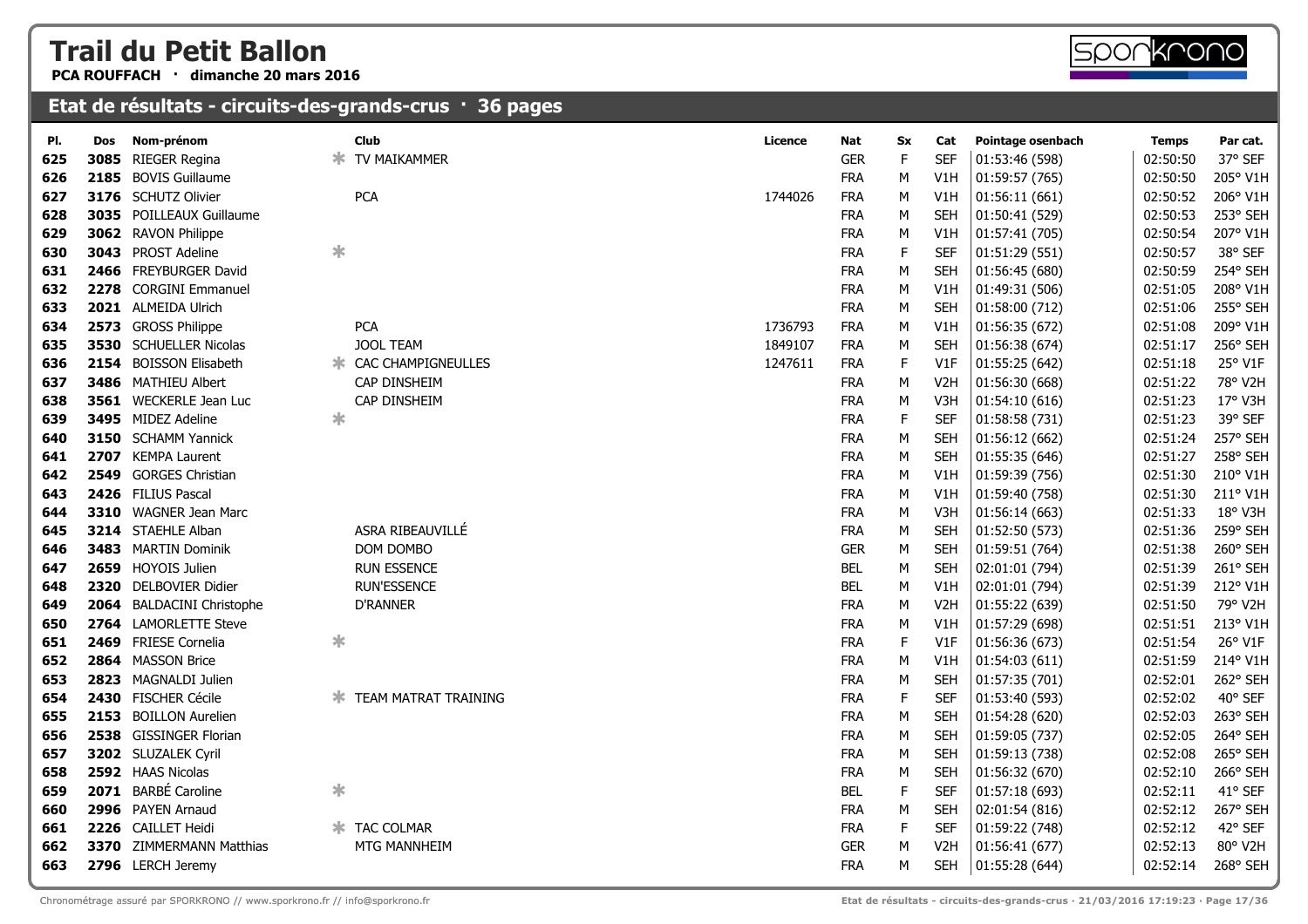# Trail du Petit Ballon

**PCA ROUFFACH · dimanche 20 mars 2016**

## Etat de résultats - circuits-des-grands-crus · 36 pages

| Pl. | Dos | Nom-prénom | | Club | Licence | Nat | Sx | Cat | Pointage osenbach | Temps | Par cat. |
|---|---|---|---|---|---|---|---|---|---|---|---|
| 625 | **3085** | RIEGER Regina | * | TV MAIKAMMER | | GER | F | SEF | 01:53:46 (598) | 02:50:50 | 37° SEF |
| 626 | **2185** | BOVIS Guillaume | | | | FRA | M | V1H | 01:59:57 (765) | 02:50:50 | 205° V1H |
| 627 | **3176** | SCHUTZ Olivier | | PCA | 1744026 | FRA | M | V1H | 01:56:11 (661) | 02:50:52 | 206° V1H |
| 628 | **3035** | POILLEAUX Guillaume | | | | FRA | M | SEH | 01:50:41 (529) | 02:50:53 | 253° SEH |
| 629 | **3062** | RAVON Philippe | | | | FRA | M | V1H | 01:57:41 (705) | 02:50:54 | 207° V1H |
| 630 | **3043** | PROST Adeline | * | | | FRA | F | SEF | 01:51:29 (551) | 02:50:57 | 38° SEF |
| 631 | **2466** | FREYBURGER David | | | | FRA | M | SEH | 01:56:45 (680) | 02:50:59 | 254° SEH |
| 632 | **2278** | CORGINI Emmanuel | | | | FRA | M | V1H | 01:49:31 (506) | 02:51:05 | 208° V1H |
| 633 | **2021** | ALMEIDA Ulrich | | | | FRA | M | SEH | 01:58:00 (712) | 02:51:06 | 255° SEH |
| 634 | **2573** | GROSS Philippe | | PCA | 1736793 | FRA | M | V1H | 01:56:35 (672) | 02:51:08 | 209° V1H |
| 635 | **3530** | SCHUELLER Nicolas | | JOOL TEAM | 1849107 | FRA | M | SEH | 01:56:38 (674) | 02:51:17 | 256° SEH |
| 636 | **2154** | BOISSON Elisabeth | * | CAC CHAMPIGNEULLES | 1247611 | FRA | F | V1F | 01:55:25 (642) | 02:51:18 | 25° V1F |
| 637 | **3486** | MATHIEU Albert | | CAP DINSHEIM | | FRA | M | V2H | 01:56:30 (668) | 02:51:22 | 78° V2H |
| 638 | **3561** | WECKERLE Jean Luc | | CAP DINSHEIM | | FRA | M | V3H | 01:54:10 (616) | 02:51:23 | 17° V3H |
| 639 | **3495** | MIDEZ Adeline | * | | | FRA | F | SEF | 01:58:58 (731) | 02:51:23 | 39° SEF |
| 640 | **3150** | SCHAMM Yannick | | | | FRA | M | SEH | 01:56:12 (662) | 02:51:24 | 257° SEH |
| 641 | **2707** | KEMPA Laurent | | | | FRA | M | SEH | 01:55:35 (646) | 02:51:27 | 258° SEH |
| 642 | **2549** | GORGES Christian | | | | FRA | M | V1H | 01:59:39 (756) | 02:51:30 | 210° V1H |
| 643 | **2426** | FILIUS Pascal | | | | FRA | M | V1H | 01:59:40 (758) | 02:51:30 | 211° V1H |
| 644 | **3310** | WAGNER Jean Marc | | | | FRA | M | V3H | 01:56:14 (663) | 02:51:33 | 18° V3H |
| 645 | **3214** | STAEHLE Alban | | ASRA RIBEAUVILLÉ | | FRA | M | SEH | 01:52:50 (573) | 02:51:36 | 259° SEH |
| 646 | **3483** | MARTIN Dominik | | DOM DOMBO | | GER | M | SEH | 01:59:51 (764) | 02:51:38 | 260° SEH |
| 647 | **2659** | HOYOIS Julien | | RUN ESSENCE | | BEL | M | SEH | 02:01:01 (794) | 02:51:39 | 261° SEH |
| 648 | **2320** | DELBOVIER Didier | | RUN'ESSENCE | | BEL | M | V1H | 02:01:01 (794) | 02:51:39 | 212° V1H |
| 649 | **2064** | BALDACINI Christophe | | D'RANNER | | FRA | M | V2H | 01:55:22 (639) | 02:51:50 | 79° V2H |
| 650 | **2764** | LAMORLETTE Steve | | | | FRA | M | V1H | 01:57:29 (698) | 02:51:51 | 213° V1H |
| 651 | **2469** | FRIESE Cornelia | * | | | FRA | F | V1F | 01:56:36 (673) | 02:51:54 | 26° V1F |
| 652 | **2864** | MASSON Brice | | | | FRA | M | V1H | 01:54:03 (611) | 02:51:59 | 214° V1H |
| 653 | **2823** | MAGNALDI Julien | | | | FRA | M | SEH | 01:57:35 (701) | 02:52:01 | 262° SEH |
| 654 | **2430** | FISCHER Cécile | * | TEAM MATRAT TRAINING | | FRA | F | SEF | 01:53:40 (593) | 02:52:02 | 40° SEF |
| 655 | **2153** | BOILLON Aurelien | | | | FRA | M | SEH | 01:54:28 (620) | 02:52:03 | 263° SEH |
| 656 | **2538** | GISSINGER Florian | | | | FRA | M | SEH | 01:59:05 (737) | 02:52:05 | 264° SEH |
| 657 | **3202** | SLUZALEK Cyril | | | | FRA | M | SEH | 01:59:13 (738) | 02:52:08 | 265° SEH |
| 658 | **2592** | HAAS Nicolas | | | | FRA | M | SEH | 01:56:32 (670) | 02:52:10 | 266° SEH |
| 659 | **2071** | BARBÉ Caroline | * | | | BEL | F | SEF | 01:57:18 (693) | 02:52:11 | 41° SEF |
| 660 | **2996** | PAYEN Arnaud | | | | FRA | M | SEH | 02:01:54 (816) | 02:52:12 | 267° SEH |
| 661 | **2226** | CAILLET Heidi | * | TAC COLMAR | | FRA | F | SEF | 01:59:22 (748) | 02:52:12 | 42° SEF |
| 662 | **3370** | ZIMMERMANN Matthias | | MTG MANNHEIM | | GER | M | V2H | 01:56:41 (677) | 02:52:13 | 80° V2H |
| 663 | **2796** | LERCH Jeremy | | | | FRA | M | SEH | 01:55:28 (644) | 02:52:14 | 268° SEH |

Chronométrage assuré par SPORKRONO // www.sporkrono.fr // info@sporkrono.fr

Etat de résultats - circuits-des-grands-crus · 21/03/2016 17:19:23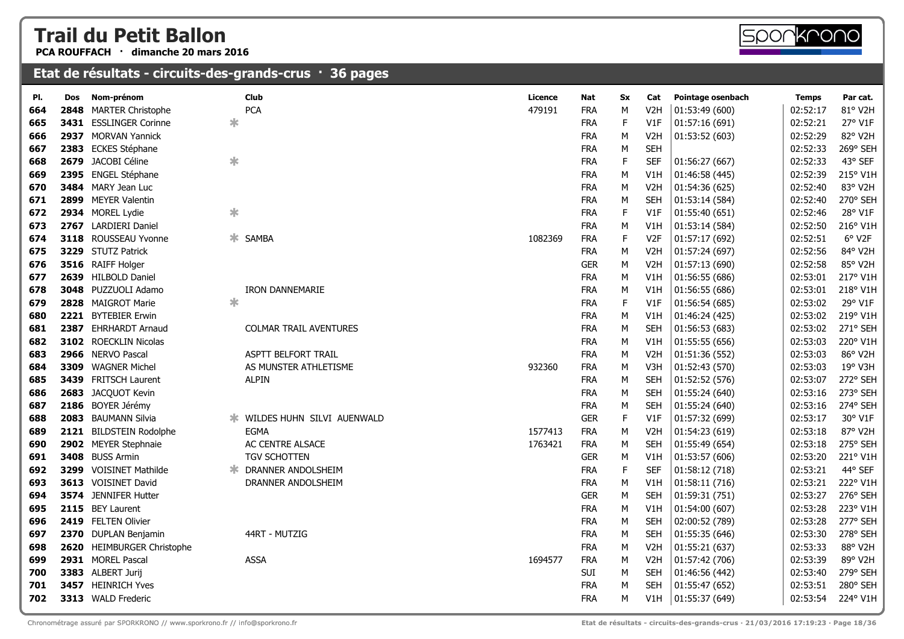# Trail du Petit Ballon

**PCA ROUFFACH · dimanche 20 mars 2016**

## Etat de résultats - circuits-des-grands-crus · 36 pages

| Pl. | Dos | Nom-prénom | | Club | Licence | Nat | Sx | Cat | Pointage osenbach | Temps | Par cat. |
|---|---|---|---|---|---|---|---|---|---|---|---|
| 664 | **2848** | MARTER Christophe | | PCA | 479191 | FRA | M | V2H | 01:53:49 (600) | 02:52:17 | 81° V2H |
| 665 | **3431** | ESSLINGER Corinne | * | | | FRA | F | V1F | 01:57:16 (691) | 02:52:21 | 27° V1F |
| 666 | **2937** | MORVAN Yannick | | | | FRA | M | V2H | 01:53:52 (603) | 02:52:29 | 82° V2H |
| 667 | **2383** | ECKES Stéphane | | | | FRA | M | SEH | | 02:52:33 | 269° SEH |
| 668 | **2679** | JACOBI Céline | * | | | FRA | F | SEF | 01:56:27 (667) | 02:52:33 | 43° SEF |
| 669 | **2395** | ENGEL Stéphane | | | | FRA | M | V1H | 01:46:58 (445) | 02:52:39 | 215° V1H |
| 670 | **3484** | MARY Jean Luc | | | | FRA | M | V2H | 01:54:36 (625) | 02:52:40 | 83° V2H |
| 671 | **2899** | MEYER Valentin | | | | FRA | M | SEH | 01:53:14 (584) | 02:52:40 | 270° SEH |
| 672 | **2934** | MOREL Lydie | * | | | FRA | F | V1F | 01:55:40 (651) | 02:52:46 | 28° V1F |
| 673 | **2767** | LARDIERI Daniel | | | | FRA | M | V1H | 01:53:14 (584) | 02:52:50 | 216° V1H |
| 674 | **3118** | ROUSSEAU Yvonne | * | SAMBA | 1082369 | FRA | F | V2F | 01:57:17 (692) | 02:52:51 | 6° V2F |
| 675 | **3229** | STUTZ Patrick | | | | FRA | M | V2H | 01:57:24 (697) | 02:52:56 | 84° V2H |
| 676 | **3516** | RAIFF Holger | | | | GER | M | V2H | 01:57:13 (690) | 02:52:58 | 85° V2H |
| 677 | **2639** | HILBOLD Daniel | | | | FRA | M | V1H | 01:56:55 (686) | 02:53:01 | 217° V1H |
| 678 | **3048** | PUZZUOLI Adamo | | IRON DANNEMARIE | | FRA | M | V1H | 01:56:55 (686) | 02:53:01 | 218° V1H |
| 679 | **2828** | MAIGROT Marie | * | | | FRA | F | V1F | 01:56:54 (685) | 02:53:02 | 29° V1F |
| 680 | **2221** | BYTEBIER Erwin | | | | FRA | M | V1H | 01:46:24 (425) | 02:53:02 | 219° V1H |
| 681 | **2387** | EHRHARDT Arnaud | | COLMAR TRAIL AVENTURES | | FRA | M | SEH | 01:56:53 (683) | 02:53:02 | 271° SEH |
| 682 | **3102** | ROECKLIN Nicolas | | | | FRA | M | V1H | 01:55:55 (656) | 02:53:03 | 220° V1H |
| 683 | **2966** | NERVO Pascal | | ASPTT BELFORT TRAIL | | FRA | M | V2H | 01:51:36 (552) | 02:53:03 | 86° V2H |
| 684 | **3309** | WAGNER Michel | | AS MUNSTER ATHLETISME | 932360 | FRA | M | V3H | 01:52:43 (570) | 02:53:03 | 19° V3H |
| 685 | **3439** | FRITSCH Laurent | | ALPIN | | FRA | M | SEH | 01:52:52 (576) | 02:53:07 | 272° SEH |
| 686 | **2683** | JACQUOT Kevin | | | | FRA | M | SEH | 01:55:24 (640) | 02:53:16 | 273° SEH |
| 687 | **2186** | BOYER Jérémy | | | | FRA | M | SEH | 01:55:24 (640) | 02:53:16 | 274° SEH |
| 688 | **2083** | BAUMANN Silvia | * | WILDES HUHN SILVI AUENWALD | | GER | F | V1F | 01:57:32 (699) | 02:53:17 | 30° V1F |
| 689 | **2121** | BILDSTEIN Rodolphe | | EGMA | 1577413 | FRA | M | V2H | 01:54:23 (619) | 02:53:18 | 87° V2H |
| 690 | **2902** | MEYER Stephnaie | | AC CENTRE ALSACE | 1763421 | FRA | M | SEH | 01:55:49 (654) | 02:53:18 | 275° SEH |
| 691 | **3408** | BUSS Armin | | TGV SCHOTTEN | | GER | M | V1H | 01:53:57 (606) | 02:53:20 | 221° V1H |
| 692 | **3299** | VOISINET Mathilde | * | DRANNER ANDOLSHEIM | | FRA | F | SEF | 01:58:12 (718) | 02:53:21 | 44° SEF |
| 693 | **3613** | VOISINET David | | DRANNER ANDOLSHEIM | | FRA | M | V1H | 01:58:11 (716) | 02:53:21 | 222° V1H |
| 694 | **3574** | JENNIFER Hutter | | | | GER | M | SEH | 01:59:31 (751) | 02:53:27 | 276° SEH |
| 695 | **2115** | BEY Laurent | | | | FRA | M | V1H | 01:54:00 (607) | 02:53:28 | 223° V1H |
| 696 | **2419** | FELTEN Olivier | | | | FRA | M | SEH | 02:00:52 (789) | 02:53:28 | 277° SEH |
| 697 | **2370** | DUPLAN Benjamin | | 44RT - MUTZIG | | FRA | M | SEH | 01:55:35 (646) | 02:53:30 | 278° SEH |
| 698 | **2620** | HEIMBURGER Christophe | | | | FRA | M | V2H | 01:55:21 (637) | 02:53:33 | 88° V2H |
| 699 | **2931** | MOREL Pascal | | ASSA | 1694577 | FRA | M | V2H | 01:57:42 (706) | 02:53:39 | 89° V2H |
| 700 | **3383** | ALBERT Jurij | | | | SUI | M | SEH | 01:46:56 (442) | 02:53:40 | 279° SEH |
| 701 | **3457** | HEINRICH Yves | | | | FRA | M | SEH | 01:55:47 (652) | 02:53:51 | 280° SEH |
| 702 | **3313** | WALD Frederic | | | | FRA | M | V1H | 01:55:37 (649) | 02:53:54 | 224° V1H |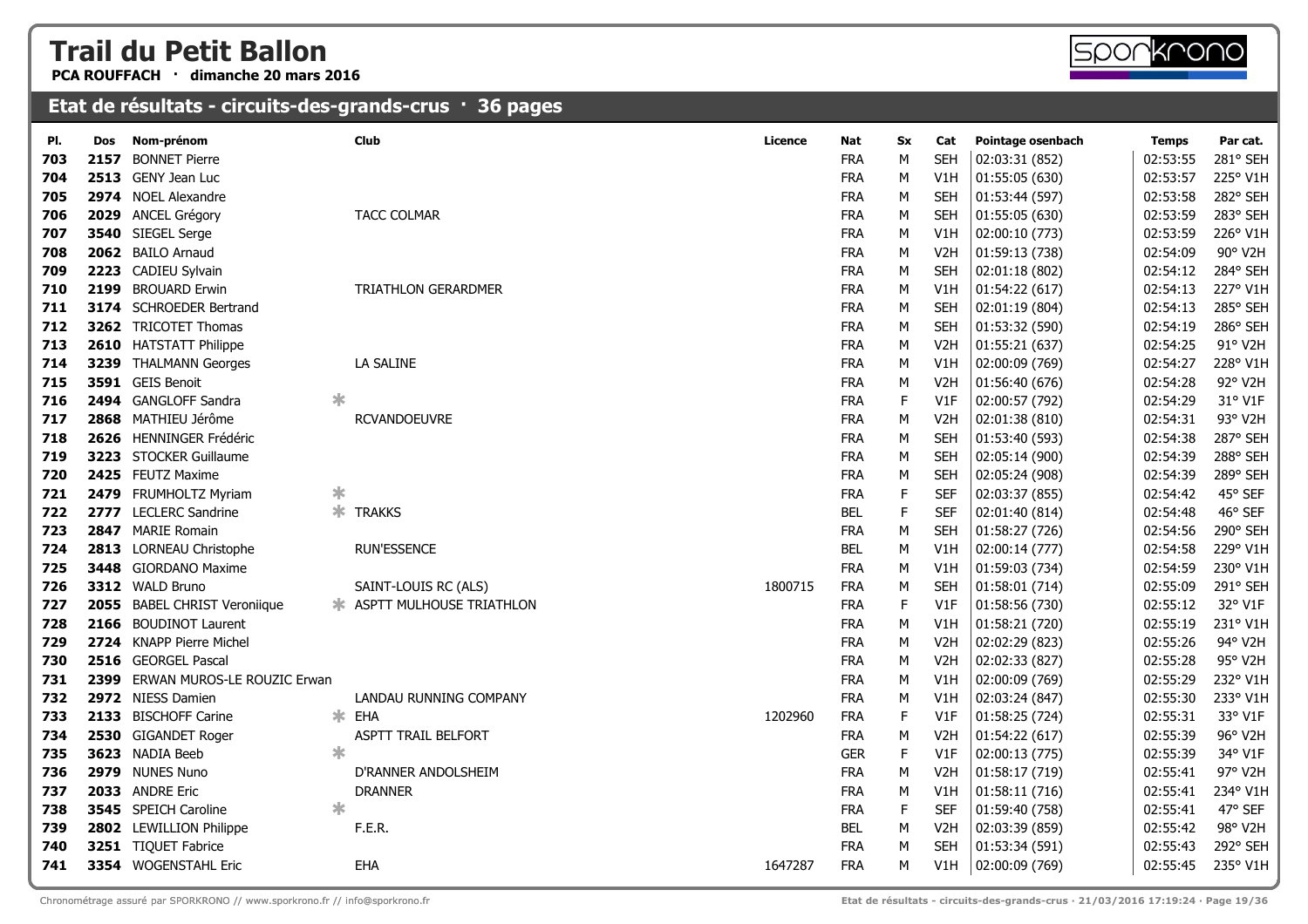# Trail du Petit Ballon

**PCA ROUFFACH · dimanche 20 mars 2016**

## Etat de résultats - circuits-des-grands-crus · 36 pages

| Pl. | Dos | Nom-prénom | | Club | Licence | Nat | Sx | Cat | Pointage osenbach | Temps | Par cat. |
|---|---|---|---|---|---|---|---|---|---|---|---|
| 703 | 2157 | BONNET Pierre | | | | FRA | M | SEH | 02:03:31 (852) | 02:53:55 | 281° SEH |
| 704 | 2513 | GENY Jean Luc | | | | FRA | M | V1H | 01:55:05 (630) | 02:53:57 | 225° V1H |
| 705 | 2974 | NOEL Alexandre | | | | FRA | M | SEH | 01:53:44 (597) | 02:53:58 | 282° SEH |
| 706 | 2029 | ANCEL Grégory | | TACC COLMAR | | FRA | M | SEH | 01:55:05 (630) | 02:53:59 | 283° SEH |
| 707 | 3540 | SIEGEL Serge | | | | FRA | M | V1H | 02:00:10 (773) | 02:53:59 | 226° V1H |
| 708 | 2062 | BAILO Arnaud | | | | FRA | M | V2H | 01:59:13 (738) | 02:54:09 | 90° V2H |
| 709 | 2223 | CADIEU Sylvain | | | | FRA | M | SEH | 02:01:18 (802) | 02:54:12 | 284° SEH |
| 710 | 2199 | BROUARD Erwin | | TRIATHLON GERARDMER | | FRA | M | V1H | 01:54:22 (617) | 02:54:13 | 227° V1H |
| 711 | 3174 | SCHROEDER Bertrand | | | | FRA | M | SEH | 02:01:19 (804) | 02:54:13 | 285° SEH |
| 712 | 3262 | TRICOTET Thomas | | | | FRA | M | SEH | 01:53:32 (590) | 02:54:19 | 286° SEH |
| 713 | 2610 | HATSTATT Philippe | | | | FRA | M | V2H | 01:55:21 (637) | 02:54:25 | 91° V2H |
| 714 | 3239 | THALMANN Georges | | LA SALINE | | FRA | M | V1H | 02:00:09 (769) | 02:54:27 | 228° V1H |
| 715 | 3591 | GEIS Benoit | | | | FRA | M | V2H | 01:56:40 (676) | 02:54:28 | 92° V2H |
| 716 | 2494 | GANGLOFF Sandra | * | | | FRA | F | V1F | 02:00:57 (792) | 02:54:29 | 31° V1F |
| 717 | 2868 | MATHIEU Jérôme | | RCVANDOEUVRE | | FRA | M | V2H | 02:01:38 (810) | 02:54:31 | 93° V2H |
| 718 | 2626 | HENNINGER Frédéric | | | | FRA | M | SEH | 01:53:40 (593) | 02:54:38 | 287° SEH |
| 719 | 3223 | STOCKER Guillaume | | | | FRA | M | SEH | 02:05:14 (900) | 02:54:39 | 288° SEH |
| 720 | 2425 | FEUTZ Maxime | | | | FRA | M | SEH | 02:05:24 (908) | 02:54:39 | 289° SEH |
| 721 | 2479 | FRUMHOLTZ Myriam | * | | | FRA | F | SEF | 02:03:37 (855) | 02:54:42 | 45° SEF |
| 722 | 2777 | LECLERC Sandrine | * | TRAKKS | | BEL | F | SEF | 02:01:40 (814) | 02:54:48 | 46° SEF |
| 723 | 2847 | MARIE Romain | | | | FRA | M | SEH | 01:58:27 (726) | 02:54:56 | 290° SEH |
| 724 | 2813 | LORNEAU Christophe | | RUN'ESSENCE | | BEL | M | V1H | 02:00:14 (777) | 02:54:58 | 229° V1H |
| 725 | 3448 | GIORDANO Maxime | | | | FRA | M | V1H | 01:59:03 (734) | 02:54:59 | 230° V1H |
| 726 | 3312 | WALD Bruno | | SAINT-LOUIS RC (ALS) | 1800715 | FRA | M | SEH | 01:58:01 (714) | 02:55:09 | 291° SEH |
| 727 | 2055 | BABEL CHRIST Veroniique | * | ASPTT MULHOUSE TRIATHLON | | FRA | F | V1F | 01:58:56 (730) | 02:55:12 | 32° V1F |
| 728 | 2166 | BOUDINOT Laurent | | | | FRA | M | V1H | 01:58:21 (720) | 02:55:19 | 231° V1H |
| 729 | 2724 | KNAPP Pierre Michel | | | | FRA | M | V2H | 02:02:29 (823) | 02:55:26 | 94° V2H |
| 730 | 2516 | GEORGEL Pascal | | | | FRA | M | V2H | 02:02:33 (827) | 02:55:28 | 95° V2H |
| 731 | 2399 | ERWAN MUROS-LE ROUZIC Erwan | | | | FRA | M | V1H | 02:00:09 (769) | 02:55:29 | 232° V1H |
| 732 | 2972 | NIESS Damien | | LANDAU RUNNING COMPANY | | FRA | M | V1H | 02:03:24 (847) | 02:55:30 | 233° V1H |
| 733 | 2133 | BISCHOFF Carine | * | EHA | 1202960 | FRA | F | V1F | 01:58:25 (724) | 02:55:31 | 33° V1F |
| 734 | 2530 | GIGANDET Roger | | ASPTT TRAIL BELFORT | | FRA | M | V2H | 01:54:22 (617) | 02:55:39 | 96° V2H |
| 735 | 3623 | NADIA Beeb | * | | | GER | F | V1F | 02:00:13 (775) | 02:55:39 | 34° V1F |
| 736 | 2979 | NUNES Nuno | | D'RANNER ANDOLSHEIM | | FRA | M | V2H | 01:58:17 (719) | 02:55:41 | 97° V2H |
| 737 | 2033 | ANDRE Eric | | DRANNER | | FRA | M | V1H | 01:58:11 (716) | 02:55:41 | 234° V1H |
| 738 | 3545 | SPEICH Caroline | * | | | FRA | F | SEF | 01:59:40 (758) | 02:55:41 | 47° SEF |
| 739 | 2802 | LEWILLION Philippe | | F.E.R. | | BEL | M | V2H | 02:03:39 (859) | 02:55:42 | 98° V2H |
| 740 | 3251 | TIQUET Fabrice | | | | FRA | M | SEH | 01:53:34 (591) | 02:55:43 | 292° SEH |
| 741 | 3354 | WOGENSTAHL Eric | | EHA | 1647287 | FRA | M | V1H | 02:00:09 (769) | 02:55:45 | 235° V1H |

Chronométrage assuré par SPORKRONO // www.sporkrono.fr // info@sporkrono.fr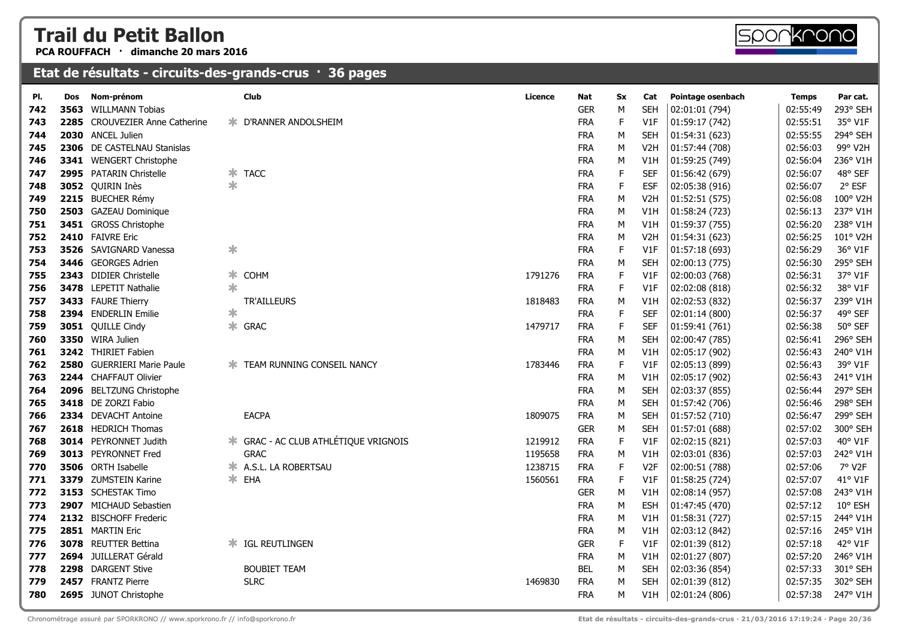# Trail du Petit Ballon

**PCA ROUFFACH · dimanche 20 mars 2016**

## Etat de résultats - circuits-des-grands-crus · 36 pages

| Pl. | Dos | Nom-prénom | | Club | Licence | Nat | Sx | Cat | Pointage osenbach | Temps | Par cat. |
|---|---|---|---|---|---|---|---|---|---|---|---|
| 742 | 3563 | WILLMANN Tobias | | | | GER | M | SEH | 02:01:01 (794) | 02:55:49 | 293° SEH |
| 743 | 2285 | CROUVEZIER Anne Catherine | * | D'RANNER ANDOLSHEIM | | FRA | F | V1F | 01:59:17 (742) | 02:55:51 | 35° V1F |
| 744 | 2030 | ANCEL Julien | | | | FRA | M | SEH | 01:54:31 (623) | 02:55:55 | 294° SEH |
| 745 | 2306 | DE CASTELNAU Stanislas | | | | FRA | M | V2H | 01:57:44 (708) | 02:56:03 | 99° V2H |
| 746 | 3341 | WENGERT Christophe | | | | FRA | M | V1H | 01:59:25 (749) | 02:56:04 | 236° V1H |
| 747 | 2995 | PATARIN Christelle | * | TACC | | FRA | F | SEF | 01:56:42 (679) | 02:56:07 | 48° SEF |
| 748 | 3052 | QUIRIN Inès | * | | | FRA | F | ESF | 02:05:38 (916) | 02:56:07 | 2° ESF |
| 749 | 2215 | BUECHER Rémy | | | | FRA | M | V2H | 01:52:51 (575) | 02:56:08 | 100° V2H |
| 750 | 2503 | GAZEAU Dominique | | | | FRA | M | V1H | 01:58:24 (723) | 02:56:13 | 237° V1H |
| 751 | 3451 | GROSS Christophe | | | | FRA | M | V1H | 01:59:37 (755) | 02:56:20 | 238° V1H |
| 752 | 2410 | FAIVRE Eric | | | | FRA | M | V2H | 01:54:31 (623) | 02:56:25 | 101° V2H |
| 753 | 3526 | SAVIGNARD Vanessa | * | | | FRA | F | V1F | 01:57:18 (693) | 02:56:29 | 36° V1F |
| 754 | 3446 | GEORGES Adrien | | | | FRA | M | SEH | 02:00:13 (775) | 02:56:30 | 295° SEH |
| 755 | 2343 | DIDIER Christelle | * | COHM | 1791276 | FRA | F | V1F | 02:00:03 (768) | 02:56:31 | 37° V1F |
| 756 | 3478 | LEPETIT Nathalie | * | | | FRA | F | V1F | 02:02:08 (818) | 02:56:32 | 38° V1F |
| 757 | 3433 | FAURE Thierry | | TR'AILLEURS | 1818483 | FRA | M | V1H | 02:02:53 (832) | 02:56:37 | 239° V1H |
| 758 | 2394 | ENDERLIN Emilie | * | | | FRA | F | SEF | 02:01:14 (800) | 02:56:37 | 49° SEF |
| 759 | 3051 | QUILLE Cindy | * | GRAC | 1479717 | FRA | F | SEF | 01:59:41 (761) | 02:56:38 | 50° SEF |
| 760 | 3350 | WIRA Julien | | | | FRA | M | SEH | 02:00:47 (785) | 02:56:41 | 296° SEH |
| 761 | 3242 | THIRIET Fabien | | | | FRA | M | V1H | 02:05:17 (902) | 02:56:43 | 240° V1H |
| 762 | 2580 | GUERRIERI Marie Paule | * | TEAM RUNNING CONSEIL NANCY | 1783446 | FRA | F | V1F | 02:05:13 (899) | 02:56:43 | 39° V1F |
| 763 | 2244 | CHAFFAUT Olivier | | | | FRA | M | V1H | 02:05:17 (902) | 02:56:43 | 241° V1H |
| 764 | 2096 | BELTZUNG Christophe | | | | FRA | M | SEH | 02:03:37 (855) | 02:56:44 | 297° SEH |
| 765 | 3418 | DE ZORZI Fabio | | | | FRA | M | SEH | 01:57:42 (706) | 02:56:46 | 298° SEH |
| 766 | 2334 | DEVACHT Antoine | | EACPA | 1809075 | FRA | M | SEH | 01:57:52 (710) | 02:56:47 | 299° SEH |
| 767 | 2618 | HEDRICH Thomas | | | | GER | M | SEH | 01:57:01 (688) | 02:57:02 | 300° SEH |
| 768 | 3014 | PEYRONNET Judith | * | GRAC - AC CLUB ATHLÉTIQUE VRIGNOIS | 1219912 | FRA | F | V1F | 02:02:15 (821) | 02:57:03 | 40° V1F |
| 769 | 3013 | PEYRONNET Fred | | GRAC | 1195658 | FRA | M | V1H | 02:03:01 (836) | 02:57:03 | 242° V1H |
| 770 | 3506 | ORTH Isabelle | * | A.S.L. LA ROBERTSAU | 1238715 | FRA | F | V2F | 02:00:51 (788) | 02:57:06 | 7° V2F |
| 771 | 3379 | ZUMSTEIN Karine | * | EHA | 1560561 | FRA | F | V1F | 01:58:25 (724) | 02:57:07 | 41° V1F |
| 772 | 3153 | SCHESTAK Timo | | | | GER | M | V1H | 02:08:14 (957) | 02:57:08 | 243° V1H |
| 773 | 2907 | MICHAUD Sebastien | | | | FRA | M | ESH | 01:47:45 (470) | 02:57:12 | 10° ESH |
| 774 | 2132 | BISCHOFF Frederic | | | | FRA | M | V1H | 01:58:31 (727) | 02:57:15 | 244° V1H |
| 775 | 2851 | MARTIN Eric | | | | FRA | M | V1H | 02:03:12 (842) | 02:57:16 | 245° V1H |
| 776 | 3078 | REUTTER Bettina | * | IGL REUTLINGEN | | GER | F | V1F | 02:01:39 (812) | 02:57:18 | 42° V1F |
| 777 | 2694 | JUILLERAT Gérald | | | | FRA | M | V1H | 02:01:27 (807) | 02:57:20 | 246° V1H |
| 778 | 2298 | DARGENT Stive | | BOUBIET TEAM | | BEL | M | SEH | 02:03:36 (854) | 02:57:33 | 301° SEH |
| 779 | 2457 | FRANTZ Pierre | | SLRC | 1469830 | FRA | M | SEH | 02:01:39 (812) | 02:57:35 | 302° SEH |
| 780 | 2695 | JUNOT Christophe | | | | FRA | M | V1H | 02:01:24 (806) | 02:57:38 | 247° V1H |

Chronométrage assuré par SPORKRONO // www.sporkrono.fr // info@sporkrono.fr

Etat de résultats - circuits-des-grands-crus · 21/03/2016 17:19:24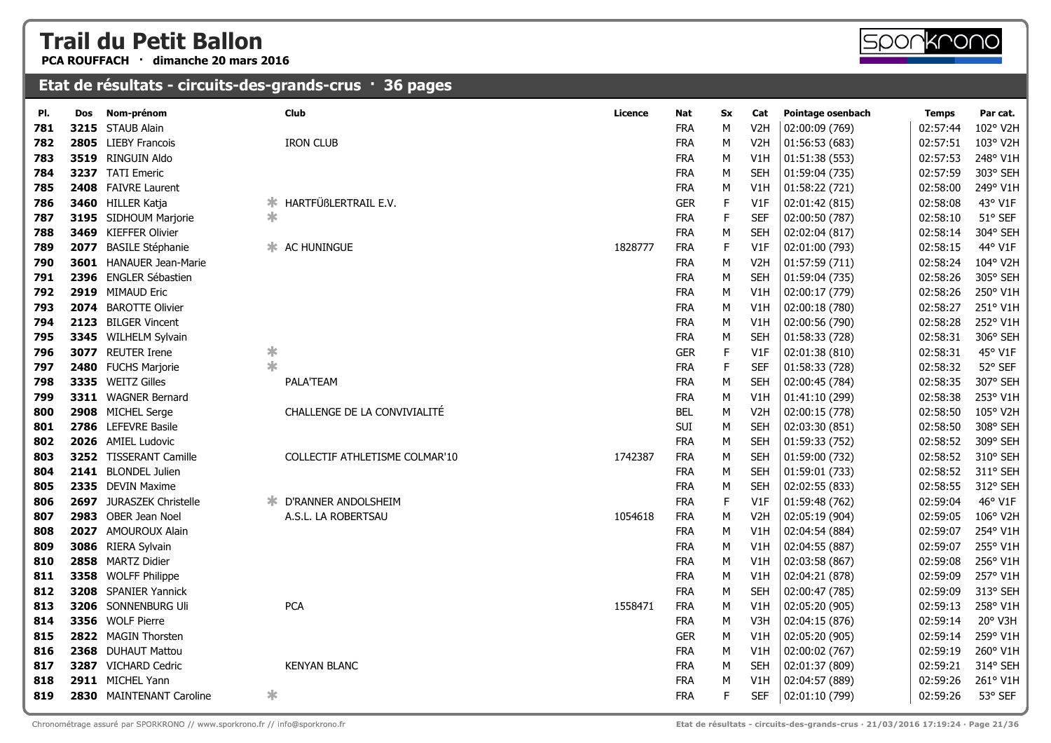# Trail du Petit Ballon

**PCA ROUFFACH · dimanche 20 mars 2016**

## Etat de résultats - circuits-des-grands-crus · 36 pages

| Pl. | Dos | Nom-prénom | | Club | Licence | Nat | Sx | Cat | Pointage osenbach | Temps | Par cat. |
|---|---|---|---|---|---|---|---|---|---|---|---|
| 781 | 3215 | STAUB Alain | | | | FRA | M | V2H | 02:00:09 (769) | 02:57:44 | 102° V2H |
| 782 | 2805 | LIEBY Francois | | IRON CLUB | | FRA | M | V2H | 01:56:53 (683) | 02:57:51 | 103° V2H |
| 783 | 3519 | RINGUIN Aldo | | | | FRA | M | V1H | 01:51:38 (553) | 02:57:53 | 248° V1H |
| 784 | 3237 | TATI Emeric | | | | FRA | M | SEH | 01:59:04 (735) | 02:57:59 | 303° SEH |
| 785 | 2408 | FAIVRE Laurent | | | | FRA | M | V1H | 01:58:22 (721) | 02:58:00 | 249° V1H |
| 786 | 3460 | HILLER Katja | * | HARTFÜßLERTRAIL E.V. | | GER | F | V1F | 02:01:42 (815) | 02:58:08 | 43° V1F |
| 787 | 3195 | SIDHOUM Marjorie | * | | | FRA | F | SEF | 02:00:50 (787) | 02:58:10 | 51° SEF |
| 788 | 3469 | KIEFFER Olivier | | | | FRA | M | SEH | 02:02:04 (817) | 02:58:14 | 304° SEH |
| 789 | 2077 | BASILE Stéphanie | * | AC HUNINGUE | 1828777 | FRA | F | V1F | 02:01:00 (793) | 02:58:15 | 44° V1F |
| 790 | 3601 | HANAUER Jean-Marie | | | | FRA | M | V2H | 01:57:59 (711) | 02:58:24 | 104° V2H |
| 791 | 2396 | ENGLER Sébastien | | | | FRA | M | SEH | 01:59:04 (735) | 02:58:26 | 305° SEH |
| 792 | 2919 | MIMAUD Eric | | | | FRA | M | V1H | 02:00:17 (779) | 02:58:26 | 250° V1H |
| 793 | 2074 | BAROTTE Olivier | | | | FRA | M | V1H | 02:00:18 (780) | 02:58:27 | 251° V1H |
| 794 | 2123 | BILGER Vincent | | | | FRA | M | V1H | 02:00:56 (790) | 02:58:28 | 252° V1H |
| 795 | 3345 | WILHELM Sylvain | | | | FRA | M | SEH | 01:58:33 (728) | 02:58:31 | 306° SEH |
| 796 | 3077 | REUTER Irene | * | | | GER | F | V1F | 02:01:38 (810) | 02:58:31 | 45° V1F |
| 797 | 2480 | FUCHS Marjorie | * | | | FRA | F | SEF | 01:58:33 (728) | 02:58:32 | 52° SEF |
| 798 | 3335 | WEITZ Gilles | | PALA'TEAM | | FRA | M | SEH | 02:00:45 (784) | 02:58:35 | 307° SEH |
| 799 | 3311 | WAGNER Bernard | | | | FRA | M | V1H | 01:41:10 (299) | 02:58:38 | 253° V1H |
| 800 | 2908 | MICHEL Serge | | CHALLENGE DE LA CONVIVIALITÉ | | BEL | M | V2H | 02:00:15 (778) | 02:58:50 | 105° V2H |
| 801 | 2786 | LEFEVRE Basile | | | | SUI | M | SEH | 02:03:30 (851) | 02:58:50 | 308° SEH |
| 802 | 2026 | AMIEL Ludovic | | | | FRA | M | SEH | 01:59:33 (752) | 02:58:52 | 309° SEH |
| 803 | 3252 | TISSERANT Camille | | COLLECTIF ATHLETISME COLMAR'10 | 1742387 | FRA | M | SEH | 01:59:00 (732) | 02:58:52 | 310° SEH |
| 804 | 2141 | BLONDEL Julien | | | | FRA | M | SEH | 01:59:01 (733) | 02:58:52 | 311° SEH |
| 805 | 2335 | DEVIN Maxime | | | | FRA | M | SEH | 02:02:55 (833) | 02:58:55 | 312° SEH |
| 806 | 2697 | JURASZEK Christelle | * | D'RANNER ANDOLSHEIM | | FRA | F | V1F | 01:59:48 (762) | 02:59:04 | 46° V1F |
| 807 | 2983 | OBER Jean Noel | | A.S.L. LA ROBERTSAU | 1054618 | FRA | M | V2H | 02:05:19 (904) | 02:59:05 | 106° V2H |
| 808 | 2027 | AMOUROUX Alain | | | | FRA | M | V1H | 02:04:54 (884) | 02:59:07 | 254° V1H |
| 809 | 3086 | RIERA Sylvain | | | | FRA | M | V1H | 02:04:55 (887) | 02:59:07 | 255° V1H |
| 810 | 2858 | MARTZ Didier | | | | FRA | M | V1H | 02:03:58 (867) | 02:59:08 | 256° V1H |
| 811 | 3358 | WOLFF Philippe | | | | FRA | M | V1H | 02:04:21 (878) | 02:59:09 | 257° V1H |
| 812 | 3208 | SPANIER Yannick | | | | FRA | M | SEH | 02:00:47 (785) | 02:59:09 | 313° SEH |
| 813 | 3206 | SONNENBURG Uli | | PCA | 1558471 | FRA | M | V1H | 02:05:20 (905) | 02:59:13 | 258° V1H |
| 814 | 3356 | WOLF Pierre | | | | FRA | M | V3H | 02:04:15 (876) | 02:59:14 | 20° V3H |
| 815 | 2822 | MAGIN Thorsten | | | | GER | M | V1H | 02:05:20 (905) | 02:59:14 | 259° V1H |
| 816 | 2368 | DUHAUT Mattou | | | | FRA | M | V1H | 02:00:02 (767) | 02:59:19 | 260° V1H |
| 817 | 3287 | VICHARD Cedric | | KENYAN BLANC | | FRA | M | SEH | 02:01:37 (809) | 02:59:21 | 314° SEH |
| 818 | 2911 | MICHEL Yann | | | | FRA | M | V1H | 02:04:57 (889) | 02:59:26 | 261° V1H |
| 819 | 2830 | MAINTENANT Caroline | * | | | FRA | F | SEF | 02:01:10 (799) | 02:59:26 | 53° SEF |

Chronométrage assuré par SPORKRONO // www.sporkrono.fr // info@sporkrono.fr

Etat de résultats - circuits-des-grands-crus · 21/03/2016 17:19:24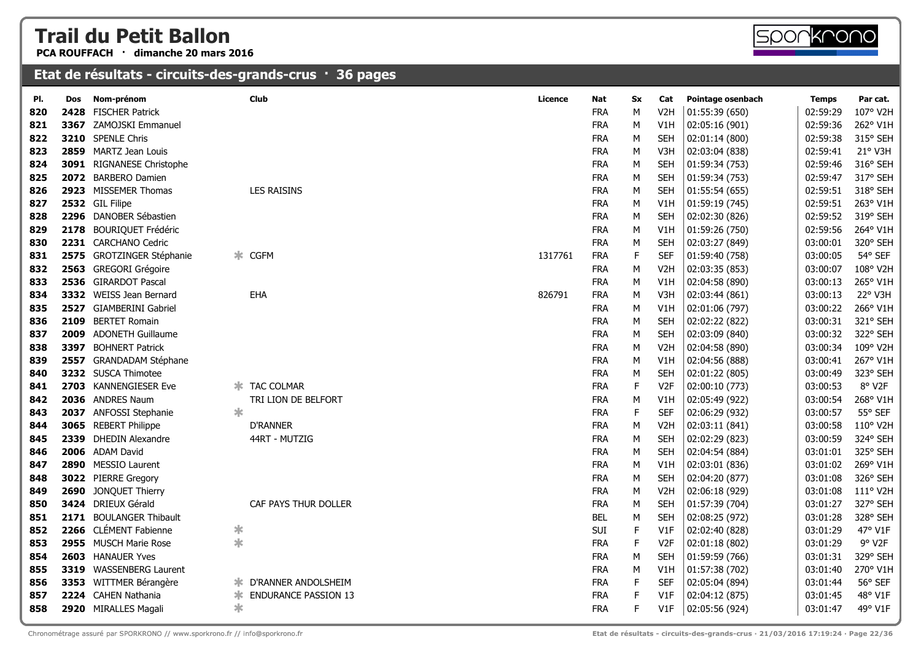# Trail du Petit Ballon

**PCA ROUFFACH · dimanche 20 mars 2016**

## Etat de résultats - circuits-des-grands-crus · 36 pages

| Pl. | Dos | Nom-prénom | | Club | Licence | Nat | Sx | Cat | Pointage osenbach | Temps | Par cat. |
|---|---|---|---|---|---|---|---|---|---|---|---|
| 820 | 2428 | FISCHER Patrick | | | | FRA | M | V2H | 01:55:39 (650) | 02:59:29 | 107° V2H |
| 821 | 3367 | ZAMOJSKI Emmanuel | | | | FRA | M | V1H | 02:05:16 (901) | 02:59:36 | 262° V1H |
| 822 | 3210 | SPENLE Chris | | | | FRA | M | SEH | 02:01:14 (800) | 02:59:38 | 315° SEH |
| 823 | 2859 | MARTZ Jean Louis | | | | FRA | M | V3H | 02:03:04 (838) | 02:59:41 | 21° V3H |
| 824 | 3091 | RIGNANESE Christophe | | | | FRA | M | SEH | 01:59:34 (753) | 02:59:46 | 316° SEH |
| 825 | 2072 | BARBERO Damien | | | | FRA | M | SEH | 01:59:34 (753) | 02:59:47 | 317° SEH |
| 826 | 2923 | MISSEMER Thomas | | LES RAISINS | | FRA | M | SEH | 01:55:54 (655) | 02:59:51 | 318° SEH |
| 827 | 2532 | GIL Filipe | | | | FRA | M | V1H | 01:59:19 (745) | 02:59:51 | 263° V1H |
| 828 | 2296 | DANOBER Sébastien | | | | FRA | M | SEH | 02:02:30 (826) | 02:59:52 | 319° SEH |
| 829 | 2178 | BOURIQUET Frédéric | | | | FRA | M | V1H | 01:59:26 (750) | 02:59:56 | 264° V1H |
| 830 | 2231 | CARCHANO Cedric | | | | FRA | M | SEH | 02:03:27 (849) | 03:00:01 | 320° SEH |
| 831 | 2575 | GROTZINGER Stéphanie | * | CGFM | 1317761 | FRA | F | SEF | 01:59:40 (758) | 03:00:05 | 54° SEF |
| 832 | 2563 | GREGORI Grégoire | | | | FRA | M | V2H | 02:03:35 (853) | 03:00:07 | 108° V2H |
| 833 | 2536 | GIRARDOT Pascal | | | | FRA | M | V1H | 02:04:58 (890) | 03:00:13 | 265° V1H |
| 834 | 3332 | WEISS Jean Bernard | | EHA | 826791 | FRA | M | V3H | 02:03:44 (861) | 03:00:13 | 22° V3H |
| 835 | 2527 | GIAMBERINI Gabriel | | | | FRA | M | V1H | 02:01:06 (797) | 03:00:22 | 266° V1H |
| 836 | 2109 | BERTET Romain | | | | FRA | M | SEH | 02:02:22 (822) | 03:00:31 | 321° SEH |
| 837 | 2009 | ADONETH Guillaume | | | | FRA | M | SEH | 02:03:09 (840) | 03:00:32 | 322° SEH |
| 838 | 3397 | BOHNERT Patrick | | | | FRA | M | V2H | 02:04:58 (890) | 03:00:34 | 109° V2H |
| 839 | 2557 | GRANDADAM Stéphane | | | | FRA | M | V1H | 02:04:56 (888) | 03:00:41 | 267° V1H |
| 840 | 3232 | SUSCA Thimotee | | | | FRA | M | SEH | 02:01:22 (805) | 03:00:49 | 323° SEH |
| 841 | 2703 | KANNENGIESER Eve | * | TAC COLMAR | | FRA | F | V2F | 02:00:10 (773) | 03:00:53 | 8° V2F |
| 842 | 2036 | ANDRES Naum | | TRI LION DE BELFORT | | FRA | M | V1H | 02:05:49 (922) | 03:00:54 | 268° V1H |
| 843 | 2037 | ANFOSSI Stephanie | * | | | FRA | F | SEF | 02:06:29 (932) | 03:00:57 | 55° SEF |
| 844 | 3065 | REBERT Philippe | | D'RANNER | | FRA | M | V2H | 02:03:11 (841) | 03:00:58 | 110° V2H |
| 845 | 2339 | DHEDIN Alexandre | | 44RT - MUTZIG | | FRA | M | SEH | 02:02:29 (823) | 03:00:59 | 324° SEH |
| 846 | 2006 | ADAM David | | | | FRA | M | SEH | 02:04:54 (884) | 03:01:01 | 325° SEH |
| 847 | 2890 | MESSIO Laurent | | | | FRA | M | V1H | 02:03:01 (836) | 03:01:02 | 269° V1H |
| 848 | 3022 | PIERRE Gregory | | | | FRA | M | SEH | 02:04:20 (877) | 03:01:08 | 326° SEH |
| 849 | 2690 | JONQUET Thierry | | | | FRA | M | V2H | 02:06:18 (929) | 03:01:08 | 111° V2H |
| 850 | 3424 | DRIEUX Gérald | | CAF PAYS THUR DOLLER | | FRA | M | SEH | 01:57:39 (704) | 03:01:27 | 327° SEH |
| 851 | 2171 | BOULANGER Thibault | | | | BEL | M | SEH | 02:08:25 (972) | 03:01:28 | 328° SEH |
| 852 | 2266 | CLÉMENT Fabienne | * | | | SUI | F | V1F | 02:02:40 (828) | 03:01:29 | 47° V1F |
| 853 | 2955 | MUSCH Marie Rose | * | | | FRA | F | V2F | 02:01:18 (802) | 03:01:29 | 9° V2F |
| 854 | 2603 | HANAUER Yves | | | | FRA | M | SEH | 01:59:59 (766) | 03:01:31 | 329° SEH |
| 855 | 3319 | WASSENBERG Laurent | | | | FRA | M | V1H | 01:57:38 (702) | 03:01:40 | 270° V1H |
| 856 | 3353 | WITTMER Bérangère | * | D'RANNER ANDOLSHEIM | | FRA | F | SEF | 02:05:04 (894) | 03:01:44 | 56° SEF |
| 857 | 2224 | CAHEN Nathania | * | ENDURANCE PASSION 13 | | FRA | F | V1F | 02:04:12 (875) | 03:01:45 | 48° V1F |
| 858 | 2920 | MIRALLES Magali | * | | | FRA | F | V1F | 02:05:56 (924) | 03:01:47 | 49° V1F |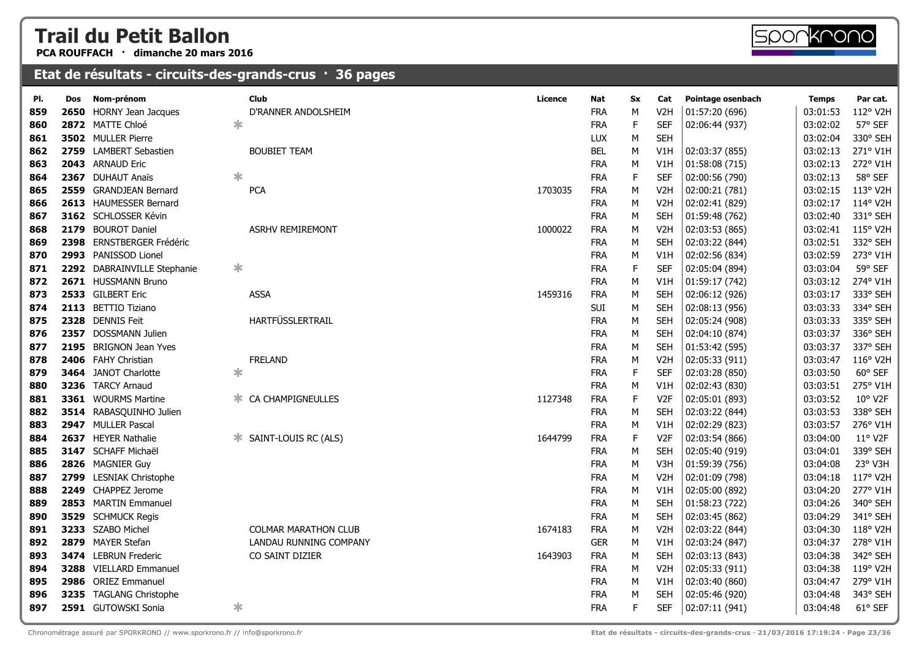# Trail du Petit Ballon

**PCA ROUFFACH · dimanche 20 mars 2016**

## Etat de résultats - circuits-des-grands-crus · 36 pages

| Pl. | Dos | Nom-prénom | | Club | Licence | Nat | Sx | Cat | Pointage osenbach | Temps | Par cat. |
|---|---|---|---|---|---|---|---|---|---|---|---|
| 859 | 2650 | HORNY Jean Jacques | | D'RANNER ANDOLSHEIM | | FRA | M | V2H | 01:57:20 (696) | 03:01:53 | 112° V2H |
| 860 | 2872 | MATTE Chloé | * | | | FRA | F | SEF | 02:06:44 (937) | 03:02:02 | 57° SEF |
| 861 | 3502 | MULLER Pierre | | | | LUX | M | SEH | | 03:02:04 | 330° SEH |
| 862 | 2759 | LAMBERT Sebastien | | BOUBIET TEAM | | BEL | M | V1H | 02:03:37 (855) | 03:02:13 | 271° V1H |
| 863 | 2043 | ARNAUD Eric | | | | FRA | M | V1H | 01:58:08 (715) | 03:02:13 | 272° V1H |
| 864 | 2367 | DUHAUT Anaïs | * | | | FRA | F | SEF | 02:00:56 (790) | 03:02:13 | 58° SEF |
| 865 | 2559 | GRANDJEAN Bernard | | PCA | 1703035 | FRA | M | V2H | 02:00:21 (781) | 03:02:15 | 113° V2H |
| 866 | 2613 | HAUMESSER Bernard | | | | FRA | M | V2H | 02:42:41 (829) | 03:02:17 | 114° V2H |
| 867 | 3162 | SCHLOSSER Kévin | | | | FRA | M | SEH | 01:59:48 (762) | 03:02:40 | 331° SEH |
| 868 | 2179 | BOUROT Daniel | | ASRHV REMIREMONT | 1000022 | FRA | M | V2H | 02:03:53 (865) | 03:02:41 | 115° V2H |
| 869 | 2398 | ERNSTBERGER Frédéric | | | | FRA | M | SEH | 02:03:22 (844) | 03:02:51 | 332° SEH |
| 870 | 2993 | PANISSOD Lionel | | | | FRA | M | V1H | 02:02:56 (834) | 03:02:59 | 273° V1H |
| 871 | 2292 | DABRAINVILLE Stephanie | * | | | FRA | F | SEF | 02:05:04 (894) | 03:03:04 | 59° SEF |
| 872 | 2671 | HUSSMANN Bruno | | | | FRA | M | V1H | 01:59:17 (742) | 03:03:12 | 274° V1H |
| 873 | 2533 | GILBERT Eric | | ASSA | 1459316 | FRA | M | SEH | 02:06:12 (926) | 03:03:17 | 333° SEH |
| 874 | 2113 | BETTIO Tiziano | | | | SUI | M | SEH | 02:08:13 (956) | 03:03:33 | 334° SEH |
| 875 | 2328 | DENNIS Feit | | HARTFÜSSLERTRAIL | | FRA | M | SEH | 02:05:24 (908) | 03:03:33 | 335° SEH |
| 876 | 2357 | DOSSMANN Julien | | | | FRA | M | SEH | 02:04:10 (874) | 03:03:37 | 336° SEH |
| 877 | 2195 | BRIGNON Jean Yves | | | | FRA | M | SEH | 01:53:42 (595) | 03:03:37 | 337° SEH |
| 878 | 2406 | FAHY Christian | | FRELAND | | FRA | M | V2H | 02:05:33 (911) | 03:03:47 | 116° V2H |
| 879 | 3464 | JANOT Charlotte | * | | | FRA | F | SEF | 02:03:28 (850) | 03:03:50 | 60° SEF |
| 880 | 3236 | TARCY Arnaud | | | | FRA | M | V1H | 02:02:43 (830) | 03:03:51 | 275° V1H |
| 881 | 3361 | WOURMS Martine | * | CA CHAMPIGNEULLES | 1127348 | FRA | F | V2F | 02:05:01 (893) | 03:03:52 | 10° V2F |
| 882 | 3514 | RABASQUINHO Julien | | | | FRA | M | SEH | 02:03:22 (844) | 03:03:53 | 338° SEH |
| 883 | 2947 | MULLER Pascal | | | | FRA | M | V1H | 02:02:29 (823) | 03:03:57 | 276° V1H |
| 884 | 2637 | HEYER Nathalie | * | SAINT-LOUIS RC (ALS) | 1644799 | FRA | F | V2F | 02:03:54 (866) | 03:04:00 | 11° V2F |
| 885 | 3147 | SCHAFF Michaël | | | | FRA | M | SEH | 02:05:40 (919) | 03:04:01 | 339° SEH |
| 886 | 2826 | MAGNIER Guy | | | | FRA | M | V3H | 01:59:39 (756) | 03:04:08 | 23° V3H |
| 887 | 2799 | LESNIAK Christophe | | | | FRA | M | V2H | 02:01:09 (798) | 03:04:18 | 117° V2H |
| 888 | 2249 | CHAPPEZ Jerome | | | | FRA | M | V1H | 02:05:00 (892) | 03:04:20 | 277° V1H |
| 889 | 2853 | MARTIN Emmanuel | | | | FRA | M | SEH | 01:58:23 (722) | 03:04:26 | 340° SEH |
| 890 | 3529 | SCHMUCK Regis | | | | FRA | M | SEH | 02:03:45 (862) | 03:04:29 | 341° SEH |
| 891 | 3233 | SZABO Michel | | COLMAR MARATHON CLUB | 1674183 | FRA | M | V2H | 02:03:22 (844) | 03:04:30 | 118° V2H |
| 892 | 2879 | MAYER Stefan | | LANDAU RUNNING COMPANY | | GER | M | V1H | 02:03:24 (847) | 03:04:37 | 278° V1H |
| 893 | 3474 | LEBRUN Frederic | | CO SAINT DIZIER | 1643903 | FRA | M | SEH | 02:03:13 (843) | 03:04:38 | 342° SEH |
| 894 | 3288 | VIELLARD Emmanuel | | | | FRA | M | V2H | 02:05:33 (911) | 03:04:38 | 119° V2H |
| 895 | 2986 | ORIEZ Emmanuel | | | | FRA | M | V1H | 02:03:40 (860) | 03:04:47 | 279° V1H |
| 896 | 3235 | TAGLANG Christophe | | | | FRA | M | SEH | 02:05:46 (920) | 03:04:48 | 343° SEH |
| 897 | 2591 | GUTOWSKI Sonia | * | | | FRA | F | SEF | 02:07:11 (941) | 03:04:48 | 61° SEF |

Chronométrage assuré par SPORKRONO // www.sporkrono.fr // info@sporkrono.fr

Etat de résultats - circuits-des-grands-crus · 21/03/2016 17:19:24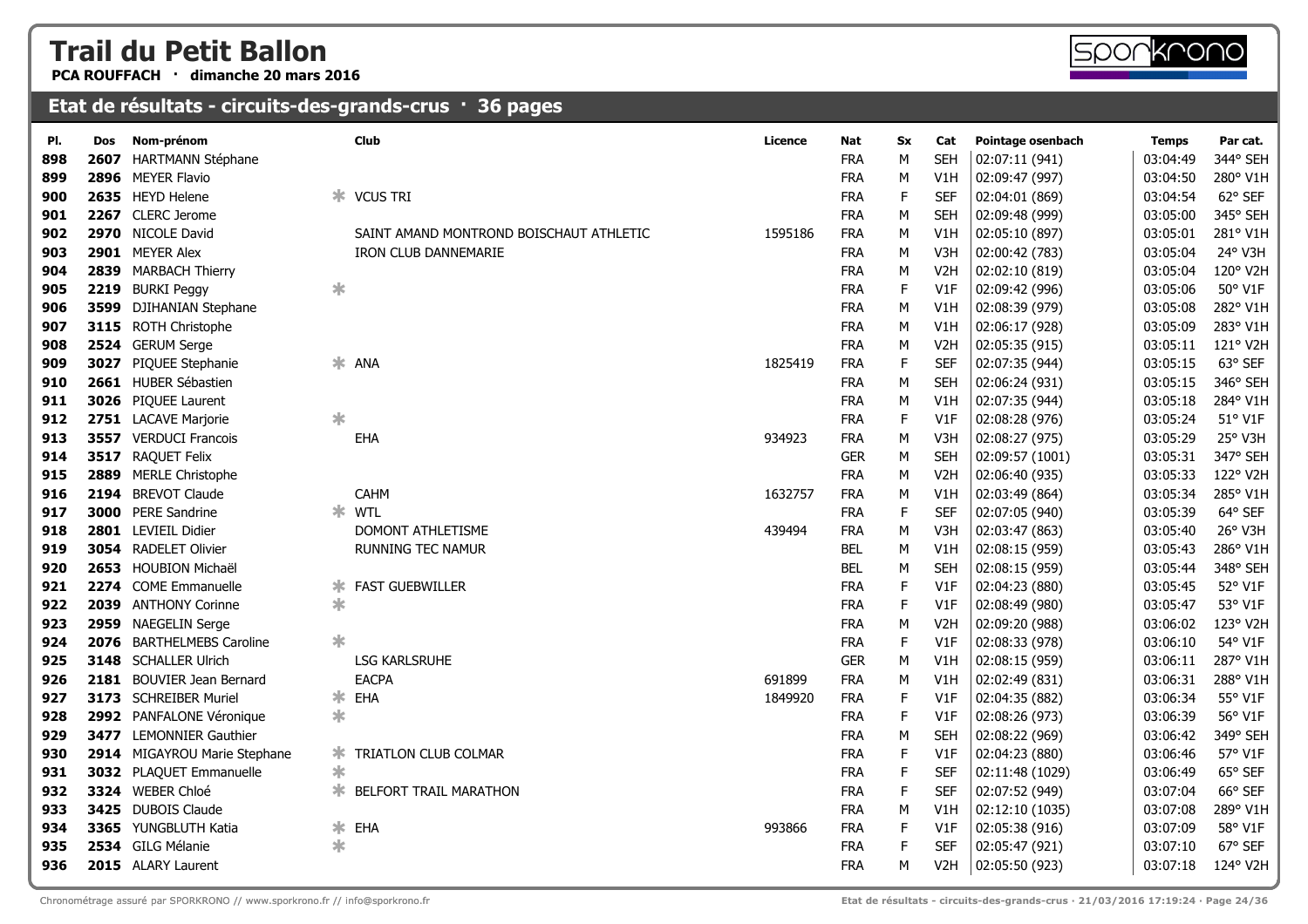# Trail du Petit Ballon

**PCA ROUFFACH · dimanche 20 mars 2016**

## Etat de résultats - circuits-des-grands-crus · 36 pages

| Pl. | Dos | Nom-prénom | | Club | Licence | Nat | Sx | Cat | Pointage osenbach | Temps | Par cat. |
|---|---|---|---|---|---|---|---|---|---|---|---|
| 898 | 2607 | HARTMANN Stéphane | | | | FRA | M | SEH | 02:07:11 (941) | 03:04:49 | 344° SEH |
| 899 | 2896 | MEYER Flavio | | | | FRA | M | V1H | 02:09:47 (997) | 03:04:50 | 280° V1H |
| 900 | 2635 | HEYD Helene | * | VCUS TRI | | FRA | F | SEF | 02:04:01 (869) | 03:04:54 | 62° SEF |
| 901 | 2267 | CLERC Jerome | | | | FRA | M | SEH | 02:09:48 (999) | 03:05:00 | 345° SEH |
| 902 | 2970 | NICOLE David | | SAINT AMAND MONTROND BOISCHAUT ATHLETIC | 1595186 | FRA | M | V1H | 02:05:10 (897) | 03:05:01 | 281° V1H |
| 903 | 2901 | MEYER Alex | | IRON CLUB DANNEMARIE | | FRA | M | V3H | 02:00:42 (783) | 03:05:04 | 24° V3H |
| 904 | 2839 | MARBACH Thierry | | | | FRA | M | V2H | 02:02:10 (819) | 03:05:04 | 120° V2H |
| 905 | 2219 | BURKI Peggy | * | | | FRA | F | V1F | 02:09:42 (996) | 03:05:06 | 50° V1F |
| 906 | 3599 | DJIHANIAN Stephane | | | | FRA | M | V1H | 02:08:39 (979) | 03:05:08 | 282° V1H |
| 907 | 3115 | ROTH Christophe | | | | FRA | M | V1H | 02:06:17 (928) | 03:05:09 | 283° V1H |
| 908 | 2524 | GERUM Serge | | | | FRA | M | V2H | 02:05:35 (915) | 03:05:11 | 121° V2H |
| 909 | 3027 | PIQUEE Stephanie | * | ANA | 1825419 | FRA | F | SEF | 02:07:35 (944) | 03:05:15 | 63° SEF |
| 910 | 2661 | HUBER Sébastien | | | | FRA | M | SEH | 02:06:24 (931) | 03:05:15 | 346° SEH |
| 911 | 3026 | PIQUEE Laurent | | | | FRA | M | V1H | 02:07:35 (944) | 03:05:18 | 284° V1H |
| 912 | 2751 | LACAVE Marjorie | * | | | FRA | F | V1F | 02:08:28 (976) | 03:05:24 | 51° V1F |
| 913 | 3557 | VERDUCI Francois | | EHA | 934923 | FRA | M | V3H | 02:08:27 (975) | 03:05:29 | 25° V3H |
| 914 | 3517 | RAQUET Felix | | | | GER | M | SEH | 02:09:57 (1001) | 03:05:31 | 347° SEH |
| 915 | 2889 | MERLE Christophe | | | | FRA | M | V2H | 02:06:40 (935) | 03:05:33 | 122° V2H |
| 916 | 2194 | BREVOT Claude | | CAHM | 1632757 | FRA | M | V1H | 02:03:49 (864) | 03:05:34 | 285° V1H |
| 917 | 3000 | PERE Sandrine | * | WTL | | FRA | F | SEF | 02:07:05 (940) | 03:05:39 | 64° SEF |
| 918 | 2801 | LEVIEIL Didier | | DOMONT ATHLETISME | 439494 | FRA | M | V3H | 02:03:47 (863) | 03:05:40 | 26° V3H |
| 919 | 3054 | RADELET Olivier | | RUNNING TEC NAMUR | | BEL | M | V1H | 02:08:15 (959) | 03:05:43 | 286° V1H |
| 920 | 2653 | HOUBION Michaël | | | | BEL | M | SEH | 02:08:15 (959) | 03:05:44 | 348° SEH |
| 921 | 2274 | COME Emmanuelle | * | FAST GUEBWILLER | | FRA | F | V1F | 02:04:23 (880) | 03:05:45 | 52° V1F |
| 922 | 2039 | ANTHONY Corinne | * | | | FRA | F | V1F | 02:08:49 (980) | 03:05:47 | 53° V1F |
| 923 | 2959 | NAEGELIN Serge | | | | FRA | M | V2H | 02:09:20 (988) | 03:06:02 | 123° V2H |
| 924 | 2076 | BARTHELMEBS Caroline | * | | | FRA | F | V1F | 02:08:33 (978) | 03:06:10 | 54° V1F |
| 925 | 3148 | SCHALLER Ulrich | | LSG KARLSRUHE | | GER | M | V1H | 02:08:15 (959) | 03:06:11 | 287° V1H |
| 926 | 2181 | BOUVIER Jean Bernard | | EACPA | 691899 | FRA | M | V1H | 02:02:49 (831) | 03:06:31 | 288° V1H |
| 927 | 3173 | SCHREIBER Muriel | * | EHA | 1849920 | FRA | F | V1F | 02:04:35 (882) | 03:06:34 | 55° V1F |
| 928 | 2992 | PANFALONE Véronique | * | | | FRA | F | V1F | 02:08:26 (973) | 03:06:39 | 56° V1F |
| 929 | 3477 | LEMONNIER Gauthier | | | | FRA | M | SEH | 02:08:22 (969) | 03:06:42 | 349° SEH |
| 930 | 2914 | MIGAYROU Marie Stephane | * | TRIATLON CLUB COLMAR | | FRA | F | V1F | 02:04:23 (880) | 03:06:46 | 57° V1F |
| 931 | 3032 | PLAQUET Emmanuelle | * | | | FRA | F | SEF | 02:11:48 (1029) | 03:06:49 | 65° SEF |
| 932 | 3324 | WEBER Chloé | * | BELFORT TRAIL MARATHON | | FRA | F | SEF | 02:07:52 (949) | 03:07:04 | 66° SEF |
| 933 | 3425 | DUBOIS Claude | | | | FRA | M | V1H | 02:12:10 (1035) | 03:07:08 | 289° V1H |
| 934 | 3365 | YUNGBLUTH Katia | * | EHA | 993866 | FRA | F | V1F | 02:05:38 (916) | 03:07:09 | 58° V1F |
| 935 | 2534 | GILG Mélanie | * | | | FRA | F | SEF | 02:05:47 (921) | 03:07:10 | 67° SEF |
| 936 | 2015 | ALARY Laurent | | | | FRA | M | V2H | 02:05:50 (923) | 03:07:18 | 124° V2H |

Chronométrage assuré par SPORKRONO // www.sporkrono.fr // info@sporkrono.fr

Etat de résultats - circuits-des-grands-crus · 21/03/2016 17:19:24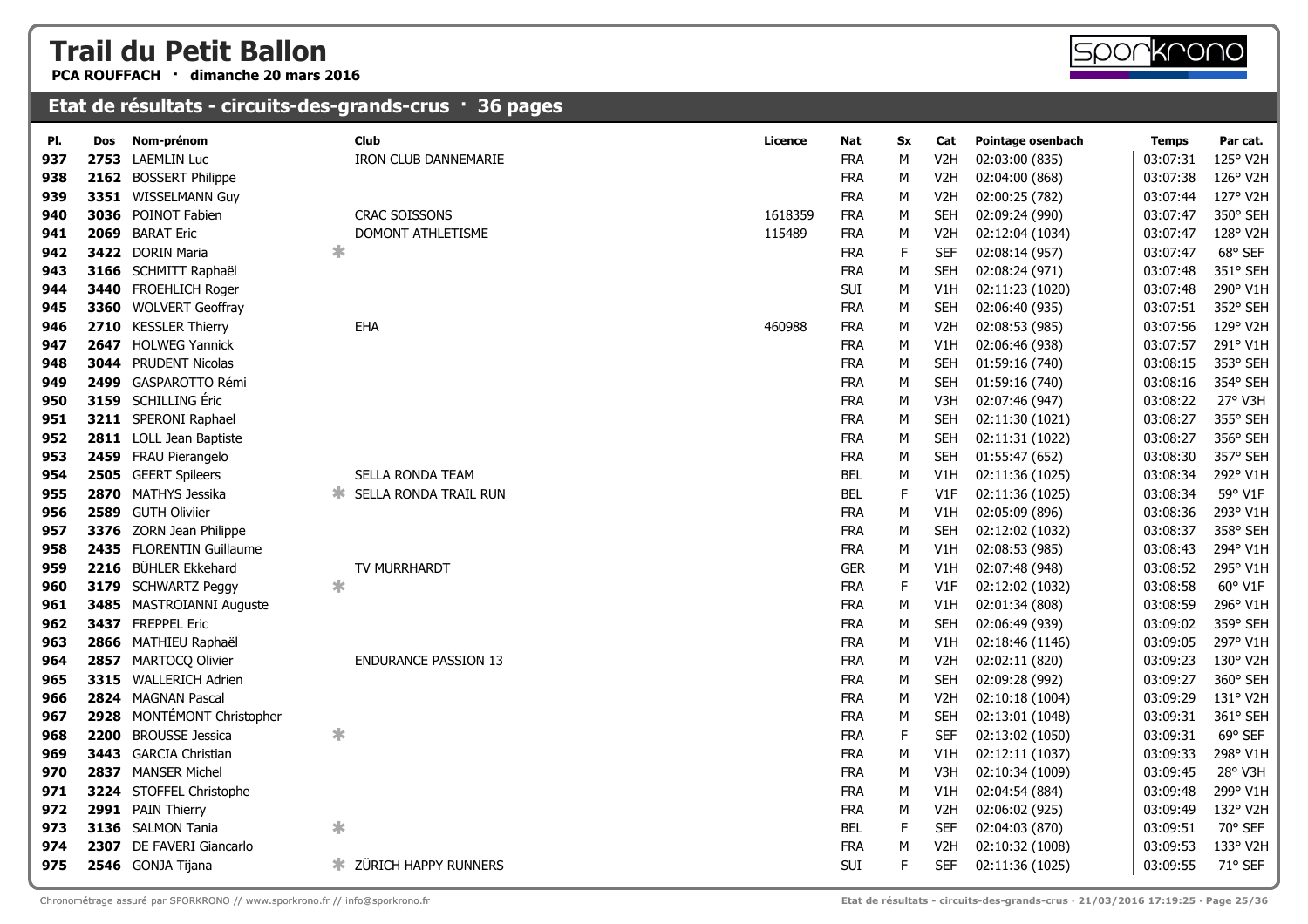# Trail du Petit Ballon

**PCA ROUFFACH · dimanche 20 mars 2016**

## Etat de résultats - circuits-des-grands-crus · 36 pages

| Pl. | Dos | Nom-prénom | | Club | Licence | Nat | Sx | Cat | Pointage osenbach | Temps | Par cat. |
|---|---|---|---|---|---|---|---|---|---|---|---|
| 937 | 2753 | LAEMLIN Luc | | IRON CLUB DANNEMARIE | | FRA | M | V2H | 02:03:00 (835) | 03:07:31 | 125° V2H |
| 938 | 2162 | BOSSERT Philippe | | | | FRA | M | V2H | 02:04:00 (868) | 03:07:38 | 126° V2H |
| 939 | 3351 | WISSELMANN Guy | | | | FRA | M | V2H | 02:00:25 (782) | 03:07:44 | 127° V2H |
| 940 | 3036 | POINOT Fabien | | CRAC SOISSONS | 1618359 | FRA | M | SEH | 02:09:24 (990) | 03:07:47 | 350° SEH |
| 941 | 2069 | BARAT Eric | | DOMONT ATHLETISME | 115489 | FRA | M | V2H | 02:12:04 (1034) | 03:07:47 | 128° V2H |
| 942 | 3422 | DORIN Maria | * | | | FRA | F | SEF | 02:08:14 (957) | 03:07:47 | 68° SEF |
| 943 | 3166 | SCHMITT Raphaël | | | | FRA | M | SEH | 02:08:24 (971) | 03:07:48 | 351° SEH |
| 944 | 3440 | FROEHLICH Roger | | | | SUI | M | V1H | 02:11:23 (1020) | 03:07:48 | 290° V1H |
| 945 | 3360 | WOLVERT Geoffray | | | | FRA | M | SEH | 02:06:40 (935) | 03:07:51 | 352° SEH |
| 946 | 2710 | KESSLER Thierry | | EHA | 460988 | FRA | M | V2H | 02:08:53 (985) | 03:07:56 | 129° V2H |
| 947 | 2647 | HOLWEG Yannick | | | | FRA | M | V1H | 02:06:46 (938) | 03:07:57 | 291° V1H |
| 948 | 3044 | PRUDENT Nicolas | | | | FRA | M | SEH | 01:59:16 (740) | 03:08:15 | 353° SEH |
| 949 | 2499 | GASPAROTTO Rémi | | | | FRA | M | SEH | 01:59:16 (740) | 03:08:16 | 354° SEH |
| 950 | 3159 | SCHILLING Éric | | | | FRA | M | V3H | 02:07:46 (947) | 03:08:22 | 27° V3H |
| 951 | 3211 | SPERONI Raphael | | | | FRA | M | SEH | 02:11:30 (1021) | 03:08:27 | 355° SEH |
| 952 | 2811 | LOLL Jean Baptiste | | | | FRA | M | SEH | 02:11:31 (1022) | 03:08:27 | 356° SEH |
| 953 | 2459 | FRAU Pierangelo | | | | FRA | M | SEH | 01:55:47 (652) | 03:08:30 | 357° SEH |
| 954 | 2505 | GEERT Spileers | | SELLA RONDA TEAM | | BEL | M | V1H | 02:11:36 (1025) | 03:08:34 | 292° V1H |
| 955 | 2870 | MATHYS Jessika | * | SELLA RONDA TRAIL RUN | | BEL | F | V1F | 02:11:36 (1025) | 03:08:34 | 59° V1F |
| 956 | 2589 | GUTH Oliviier | | | | FRA | M | V1H | 02:05:09 (896) | 03:08:36 | 293° V1H |
| 957 | 3376 | ZORN Jean Philippe | | | | FRA | M | SEH | 02:12:02 (1032) | 03:08:37 | 358° SEH |
| 958 | 2435 | FLORENTIN Guillaume | | | | FRA | M | V1H | 02:08:53 (985) | 03:08:43 | 294° V1H |
| 959 | 2216 | BÜHLER Ekkehard | | TV MURRHARDT | | GER | M | V1H | 02:07:48 (948) | 03:08:52 | 295° V1H |
| 960 | 3179 | SCHWARTZ Peggy | * | | | FRA | F | V1F | 02:12:02 (1032) | 03:08:58 | 60° V1F |
| 961 | 3485 | MASTROIANNI Auguste | | | | FRA | M | V1H | 02:01:34 (808) | 03:08:59 | 296° V1H |
| 962 | 3437 | FREPPEL Eric | | | | FRA | M | SEH | 02:06:49 (939) | 03:09:02 | 359° SEH |
| 963 | 2866 | MATHIEU Raphaël | | | | FRA | M | V1H | 02:18:46 (1146) | 03:09:05 | 297° V1H |
| 964 | 2857 | MARTOCQ Olivier | | ENDURANCE PASSION 13 | | FRA | M | V2H | 02:02:11 (820) | 03:09:23 | 130° V2H |
| 965 | 3315 | WALLERICH Adrien | | | | FRA | M | SEH | 02:09:28 (992) | 03:09:27 | 360° SEH |
| 966 | 2824 | MAGNAN Pascal | | | | FRA | M | V2H | 02:10:18 (1004) | 03:09:29 | 131° V2H |
| 967 | 2928 | MONTÉMONT Christopher | | | | FRA | M | SEH | 02:13:01 (1048) | 03:09:31 | 361° SEH |
| 968 | 2200 | BROUSSE Jessica | * | | | FRA | F | SEF | 02:13:02 (1050) | 03:09:31 | 69° SEF |
| 969 | 3443 | GARCIA Christian | | | | FRA | M | V1H | 02:12:11 (1037) | 03:09:33 | 298° V1H |
| 970 | 2837 | MANSER Michel | | | | FRA | M | V3H | 02:10:34 (1009) | 03:09:45 | 28° V3H |
| 971 | 3224 | STOFFEL Christophe | | | | FRA | M | V1H | 02:04:54 (884) | 03:09:48 | 299° V1H |
| 972 | 2991 | PAIN Thierry | | | | FRA | M | V2H | 02:06:02 (925) | 03:09:49 | 132° V2H |
| 973 | 3136 | SALMON Tania | * | | | BEL | F | SEF | 02:04:03 (870) | 03:09:51 | 70° SEF |
| 974 | 2307 | DE FAVERI Giancarlo | | | | FRA | M | V2H | 02:10:32 (1008) | 03:09:53 | 133° V2H |
| 975 | 2546 | GONJA Tijana | * | ZÜRICH HAPPY RUNNERS | | SUI | F | SEF | 02:11:36 (1025) | 03:09:55 | 71° SEF |

Chronométrage assuré par SPORKRONO // www.sporkrono.fr // info@sporkrono.fr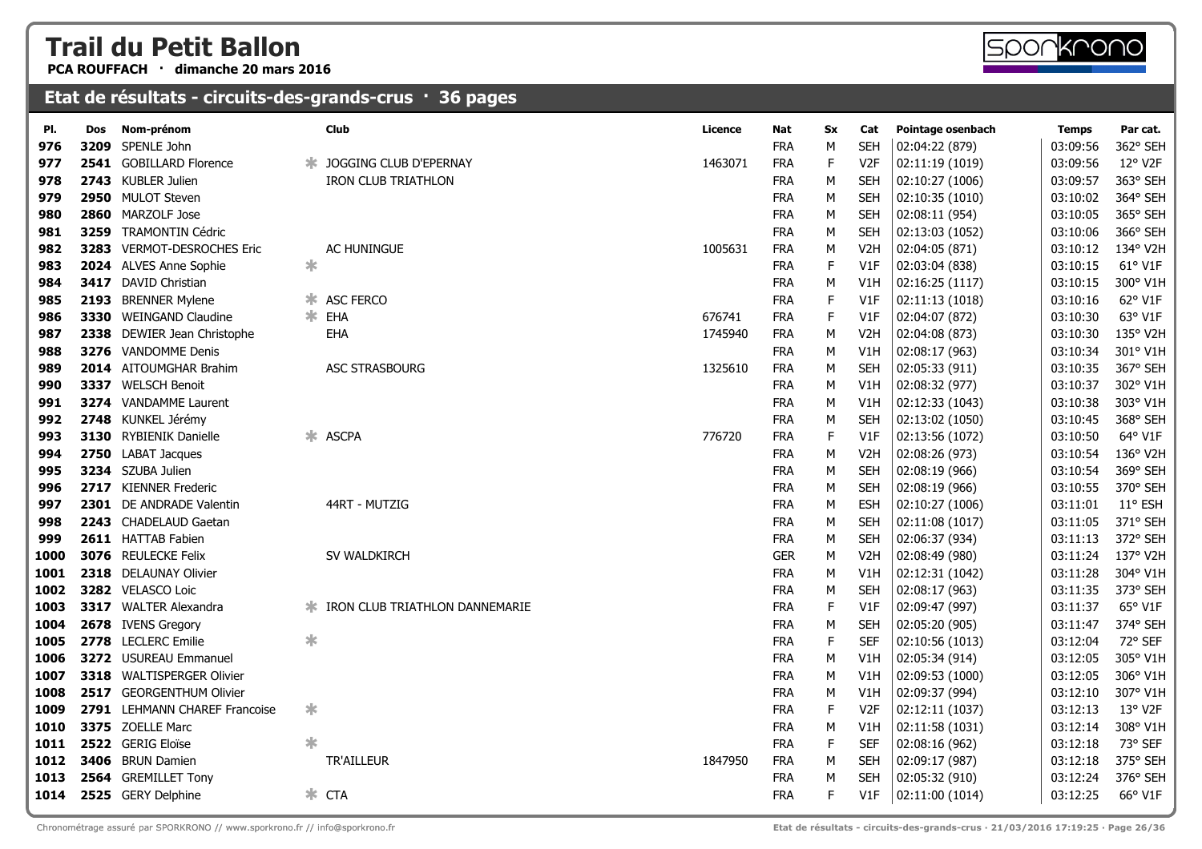# Trail du Petit Ballon

**PCA ROUFFACH · dimanche 20 mars 2016**

## Etat de résultats - circuits-des-grands-crus · 36 pages

| Pl. | Dos | Nom-prénom | | Club | Licence | Nat | Sx | Cat | Pointage osenbach | Temps | Par cat. |
|---|---|---|---|---|---|---|---|---|---|---|---|
| 976 | 3209 | SPENLE John | | | | FRA | M | SEH | 02:04:22 (879) | 03:09:56 | 362° SEH |
| 977 | 2541 | GOBILLARD Florence | * | JOGGING CLUB D'EPERNAY | 1463071 | FRA | F | V2F | 02:11:19 (1019) | 03:09:56 | 12° V2F |
| 978 | 2743 | KUBLER Julien | | IRON CLUB TRIATHLON | | FRA | M | SEH | 02:10:27 (1006) | 03:09:57 | 363° SEH |
| 979 | 2950 | MULOT Steven | | | | FRA | M | SEH | 02:10:35 (1010) | 03:10:02 | 364° SEH |
| 980 | 2860 | MARZOLF Jose | | | | FRA | M | SEH | 02:08:11 (954) | 03:10:05 | 365° SEH |
| 981 | 3259 | TRAMONTIN Cédric | | | | FRA | M | SEH | 02:13:03 (1052) | 03:10:06 | 366° SEH |
| 982 | 3283 | VERMOT-DESROCHES Eric | | AC HUNINGUE | 1005631 | FRA | M | V2H | 02:04:05 (871) | 03:10:12 | 134° V2H |
| 983 | 2024 | ALVES Anne Sophie | * | | | FRA | F | V1F | 02:03:04 (838) | 03:10:15 | 61° V1F |
| 984 | 3417 | DAVID Christian | | | | FRA | M | V1H | 02:16:25 (1117) | 03:10:15 | 300° V1H |
| 985 | 2193 | BRENNER Mylene | * | ASC FERCO | | FRA | F | V1F | 02:11:13 (1018) | 03:10:16 | 62° V1F |
| 986 | 3330 | WEINGAND Claudine | * | EHA | 676741 | FRA | F | V1F | 02:04:07 (872) | 03:10:30 | 63° V1F |
| 987 | 2338 | DEWIER Jean Christophe | | EHA | 1745940 | FRA | M | V2H | 02:04:08 (873) | 03:10:30 | 135° V2H |
| 988 | 3276 | VANDOMME Denis | | | | FRA | M | V1H | 02:08:17 (963) | 03:10:34 | 301° V1H |
| 989 | 2014 | AITOUMGHAR Brahim | | ASC STRASBOURG | 1325610 | FRA | M | SEH | 02:05:33 (911) | 03:10:35 | 367° SEH |
| 990 | 3337 | WELSCH Benoit | | | | FRA | M | V1H | 02:08:32 (977) | 03:10:37 | 302° V1H |
| 991 | 3274 | VANDAMME Laurent | | | | FRA | M | V1H | 02:12:33 (1043) | 03:10:38 | 303° V1H |
| 992 | 2748 | KUNKEL Jérémy | | | | FRA | M | SEH | 02:13:02 (1050) | 03:10:45 | 368° SEH |
| 993 | 3130 | RYBIENIK Danielle | * | ASCPA | 776720 | FRA | F | V1F | 02:13:56 (1072) | 03:10:50 | 64° V1F |
| 994 | 2750 | LABAT Jacques | | | | FRA | M | V2H | 02:08:26 (973) | 03:10:54 | 136° V2H |
| 995 | 3234 | SZUBA Julien | | | | FRA | M | SEH | 02:08:19 (966) | 03:10:54 | 369° SEH |
| 996 | 2717 | KIENNER Frederic | | | | FRA | M | SEH | 02:08:19 (966) | 03:10:55 | 370° SEH |
| 997 | 2301 | DE ANDRADE Valentin | | 44RT - MUTZIG | | FRA | M | ESH | 02:10:27 (1006) | 03:11:01 | 11° ESH |
| 998 | 2243 | CHADELAUD Gaetan | | | | FRA | M | SEH | 02:11:08 (1017) | 03:11:05 | 371° SEH |
| 999 | 2611 | HATTAB Fabien | | | | FRA | M | SEH | 02:06:37 (934) | 03:11:13 | 372° SEH |
| 1000 | 3076 | REULECKE Felix | | SV WALDKIRCH | | GER | M | V2H | 02:08:49 (980) | 03:11:24 | 137° V2H |
| 1001 | 2318 | DELAUNAY Olivier | | | | FRA | M | V1H | 02:12:31 (1042) | 03:11:28 | 304° V1H |
| 1002 | 3282 | VELASCO Loic | | | | FRA | M | SEH | 02:08:17 (963) | 03:11:35 | 373° SEH |
| 1003 | 3317 | WALTER Alexandra | * | IRON CLUB TRIATHLON DANNEMARIE | | FRA | F | V1F | 02:09:47 (997) | 03:11:37 | 65° V1F |
| 1004 | 2678 | IVENS Gregory | | | | FRA | M | SEH | 02:05:20 (905) | 03:11:47 | 374° SEH |
| 1005 | 2778 | LECLERC Emilie | * | | | FRA | F | SEF | 02:10:56 (1013) | 03:12:04 | 72° SEF |
| 1006 | 3272 | USUREAU Emmanuel | | | | FRA | M | V1H | 02:05:34 (914) | 03:12:05 | 305° V1H |
| 1007 | 3318 | WALTISPERGER Olivier | | | | FRA | M | V1H | 02:09:53 (1000) | 03:12:05 | 306° V1H |
| 1008 | 2517 | GEORGENTHUM Olivier | | | | FRA | M | V1H | 02:09:37 (994) | 03:12:10 | 307° V1H |
| 1009 | 2791 | LEHMANN CHAREF Francoise | * | | | FRA | F | V2F | 02:12:11 (1037) | 03:12:13 | 13° V2F |
| 1010 | 3375 | ZOELLE Marc | | | | FRA | M | V1H | 02:11:58 (1031) | 03:12:14 | 308° V1H |
| 1011 | 2522 | GERIG Eloïse | * | | | FRA | F | SEF | 02:08:16 (962) | 03:12:18 | 73° SEF |
| 1012 | 3406 | BRUN Damien | | TR'AILLEUR | 1847950 | FRA | M | SEH | 02:09:17 (987) | 03:12:18 | 375° SEH |
| 1013 | 2564 | GREMILLET Tony | | | | FRA | M | SEH | 02:05:32 (910) | 03:12:24 | 376° SEH |
| 1014 | 2525 | GERY Delphine | * | CTA | | FRA | F | V1F | 02:11:00 (1014) | 03:12:25 | 66° V1F |

Chronométrage assuré par SPORKRONO // www.sporkrono.fr // info@sporkrono.fr

Etat de résultats - circuits-des-grands-crus · 21/03/2016 17:19:25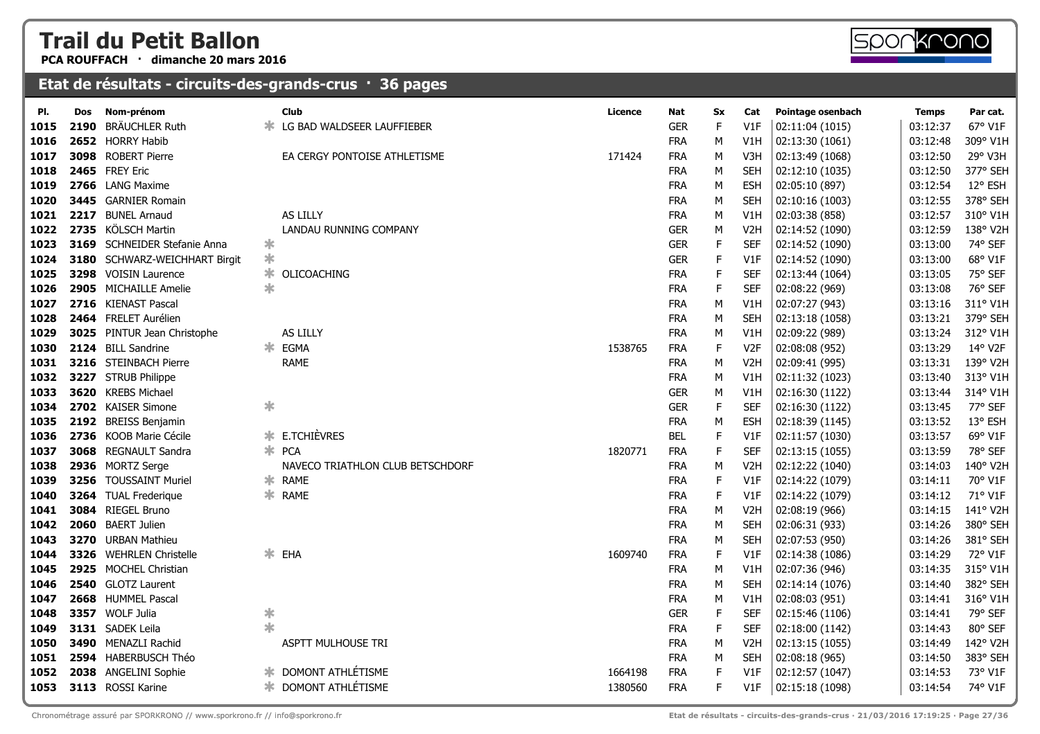# Trail du Petit Ballon

**PCA ROUFFACH · dimanche 20 mars 2016**

## Etat de résultats - circuits-des-grands-crus · 36 pages

| Pl. | Dos | Nom-prénom | | Club | Licence | Nat | Sx | Cat | Pointage osenbach | Temps | Par cat. |
|---|---|---|---|---|---|---|---|---|---|---|---|
| 1015 | 2190 | BRÄUCHLER Ruth | * | LG BAD WALDSEER LAUFFIEBER | | GER | F | V1F | 02:11:04 (1015) | 03:12:37 | 67° V1F |
| 1016 | 2652 | HORRY Habib | | | | FRA | M | V1H | 02:13:30 (1061) | 03:12:48 | 309° V1H |
| 1017 | 3098 | ROBERT Pierre | | EA CERGY PONTOISE ATHLETISME | 171424 | FRA | M | V3H | 02:13:49 (1068) | 03:12:50 | 29° V3H |
| 1018 | 2465 | FREY Eric | | | | FRA | M | SEH | 02:12:10 (1035) | 03:12:50 | 377° SEH |
| 1019 | 2766 | LANG Maxime | | | | FRA | M | ESH | 02:05:10 (897) | 03:12:54 | 12° ESH |
| 1020 | 3445 | GARNIER Romain | | | | FRA | M | SEH | 02:10:16 (1003) | 03:12:55 | 378° SEH |
| 1021 | 2217 | BUNEL Arnaud | | AS LILLY | | FRA | M | V1H | 02:03:38 (858) | 03:12:57 | 310° V1H |
| 1022 | 2735 | KÖLSCH Martin | | LANDAU RUNNING COMPANY | | GER | M | V2H | 02:14:52 (1090) | 03:12:59 | 138° V2H |
| 1023 | 3169 | SCHNEIDER Stefanie Anna | * | | | GER | F | SEF | 02:14:52 (1090) | 03:13:00 | 74° SEF |
| 1024 | 3180 | SCHWARZ-WEICHHART Birgit | * | | | GER | F | V1F | 02:14:52 (1090) | 03:13:00 | 68° V1F |
| 1025 | 3298 | VOISIN Laurence | * | OLICOACHING | | FRA | F | SEF | 02:13:44 (1064) | 03:13:05 | 75° SEF |
| 1026 | 2905 | MICHAILLE Amelie | * | | | FRA | F | SEF | 02:08:22 (969) | 03:13:08 | 76° SEF |
| 1027 | 2716 | KIENAST Pascal | | | | FRA | M | V1H | 02:07:27 (943) | 03:13:16 | 311° V1H |
| 1028 | 2464 | FRELET Aurélien | | | | FRA | M | SEH | 02:13:18 (1058) | 03:13:21 | 379° SEH |
| 1029 | 3025 | PINTUR Jean Christophe | | AS LILLY | | FRA | M | V1H | 02:09:22 (989) | 03:13:24 | 312° V1H |
| 1030 | 2124 | BILL Sandrine | * | EGMA | 1538765 | FRA | F | V2F | 02:08:08 (952) | 03:13:29 | 14° V2F |
| 1031 | 3216 | STEINBACH Pierre | | RAME | | FRA | M | V2H | 02:09:41 (995) | 03:13:31 | 139° V2H |
| 1032 | 3227 | STRUB Philippe | | | | FRA | M | V1H | 02:11:32 (1023) | 03:13:40 | 313° V1H |
| 1033 | 3620 | KREBS Michael | | | | GER | M | V1H | 02:16:30 (1122) | 03:13:44 | 314° V1H |
| 1034 | 2702 | KAISER Simone | * | | | GER | F | SEF | 02:16:30 (1122) | 03:13:45 | 77° SEF |
| 1035 | 2192 | BREISS Benjamin | | | | FRA | M | ESH | 02:18:39 (1145) | 03:13:52 | 13° ESH |
| 1036 | 2736 | KOOB Marie Cécile | * | E.TCHIÈVRES | | BEL | F | V1F | 02:11:57 (1030) | 03:13:57 | 69° V1F |
| 1037 | 3068 | REGNAULT Sandra | * | PCA | 1820771 | FRA | F | SEF | 02:13:15 (1055) | 03:13:59 | 78° SEF |
| 1038 | 2936 | MORTZ Serge | | NAVECO TRIATHLON CLUB BETSCHDORF | | FRA | M | V2H | 02:12:22 (1040) | 03:14:03 | 140° V2H |
| 1039 | 3256 | TOUSSAINT Muriel | * | RAME | | FRA | F | V1F | 02:14:22 (1079) | 03:14:11 | 70° V1F |
| 1040 | 3264 | TUAL Frederique | * | RAME | | FRA | F | V1F | 02:14:22 (1079) | 03:14:12 | 71° V1F |
| 1041 | 3084 | RIEGEL Bruno | | | | FRA | M | V2H | 02:08:19 (966) | 03:14:15 | 141° V2H |
| 1042 | 2060 | BAERT Julien | | | | FRA | M | SEH | 02:06:31 (933) | 03:14:26 | 380° SEH |
| 1043 | 3270 | URBAN Mathieu | | | | FRA | M | SEH | 02:07:53 (950) | 03:14:26 | 381° SEH |
| 1044 | 3326 | WEHRLEN Christelle | * | EHA | 1609740 | FRA | F | V1F | 02:14:38 (1086) | 03:14:29 | 72° V1F |
| 1045 | 2925 | MOCHEL Christian | | | | FRA | M | V1H | 02:07:36 (946) | 03:14:35 | 315° V1H |
| 1046 | 2540 | GLOTZ Laurent | | | | FRA | M | SEH | 02:14:14 (1076) | 03:14:40 | 382° SEH |
| 1047 | 2668 | HUMMEL Pascal | | | | FRA | M | V1H | 02:08:03 (951) | 03:14:41 | 316° V1H |
| 1048 | 3357 | WOLF Julia | * | | | GER | F | SEF | 02:15:46 (1106) | 03:14:41 | 79° SEF |
| 1049 | 3131 | SADEK Leila | * | | | FRA | F | SEF | 02:18:00 (1142) | 03:14:43 | 80° SEF |
| 1050 | 3490 | MENAZLI Rachid | | ASPTT MULHOUSE TRI | | FRA | M | V2H | 02:13:15 (1055) | 03:14:49 | 142° V2H |
| 1051 | 2594 | HABERBUSCH Théo | | | | FRA | M | SEH | 02:08:18 (965) | 03:14:50 | 383° SEH |
| 1052 | 2038 | ANGELINI Sophie | * | DOMONT ATHLÉTISME | 1664198 | FRA | F | V1F | 02:12:57 (1047) | 03:14:53 | 73° V1F |
| 1053 | 3113 | ROSSI Karine | * | DOMONT ATHLÉTISME | 1380560 | FRA | F | V1F | 02:15:18 (1098) | 03:14:54 | 74° V1F |

Chronométrage assuré par SPORKRONO // www.sporkrono.fr // info@sporkrono.fr

Etat de résultats - circuits-des-grands-crus · 21/03/2016 17:19:25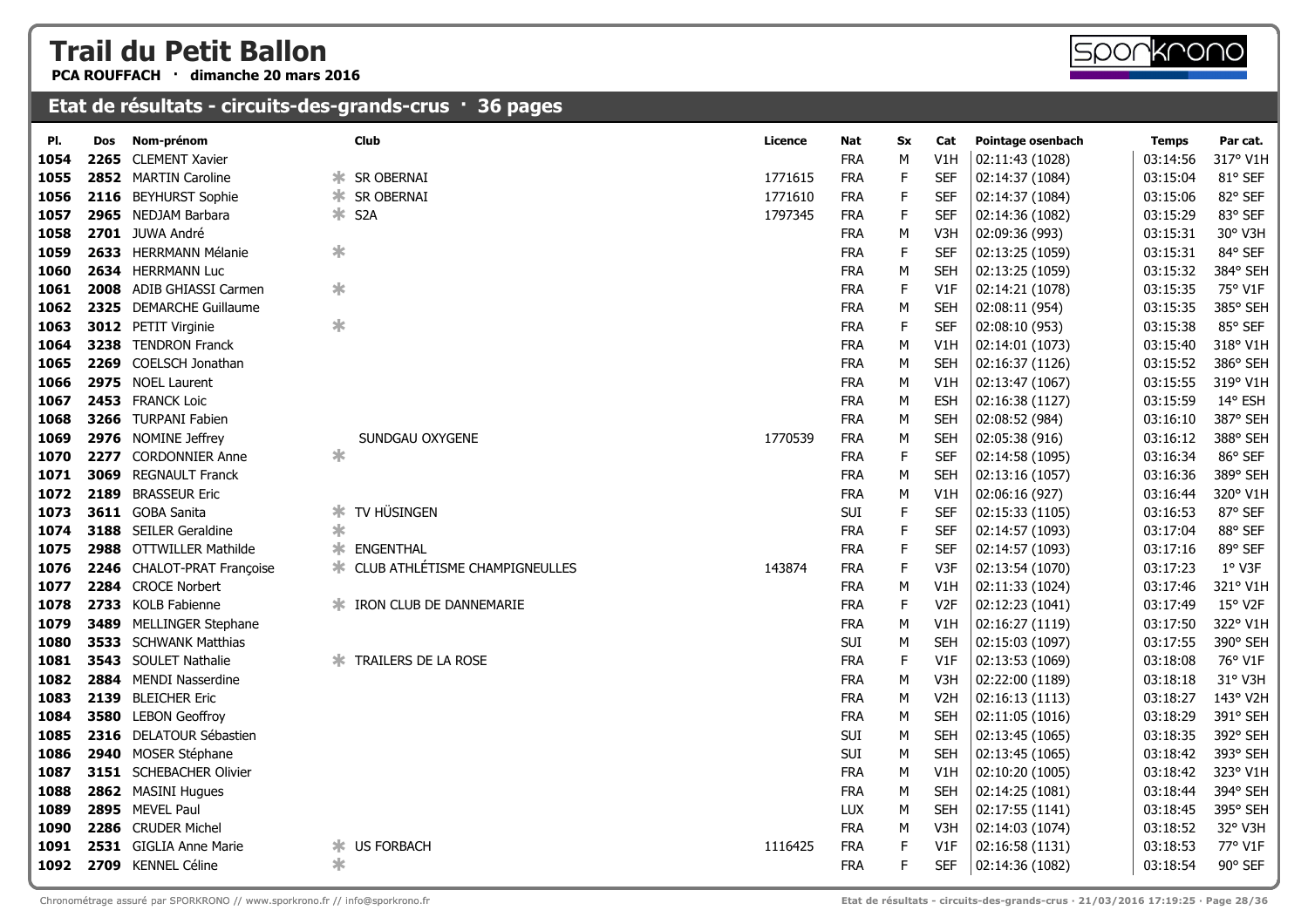# Trail du Petit Ballon

**PCA ROUFFACH · dimanche 20 mars 2016**

## Etat de résultats - circuits-des-grands-crus · 36 pages

| Pl. | Dos | Nom-prénom | | Club | Licence | Nat | Sx | Cat | Pointage osenbach | Temps | Par cat. |
|---|---|---|---|---|---|---|---|---|---|---|---|
| 1054 | 2265 | CLEMENT Xavier | | | | FRA | M | V1H | 02:11:43 (1028) | 03:14:56 | 317° V1H |
| 1055 | 2852 | MARTIN Caroline | * | SR OBERNAI | 1771615 | FRA | F | SEF | 02:14:37 (1084) | 03:15:04 | 81° SEF |
| 1056 | 2116 | BEYHURST Sophie | * | SR OBERNAI | 1771610 | FRA | F | SEF | 02:14:37 (1084) | 03:15:06 | 82° SEF |
| 1057 | 2965 | NEDJAM Barbara | * | S2A | 1797345 | FRA | F | SEF | 02:14:36 (1082) | 03:15:29 | 83° SEF |
| 1058 | 2701 | JUWA André | | | | FRA | M | V3H | 02:09:36 (993) | 03:15:31 | 30° V3H |
| 1059 | 2633 | HERRMANN Mélanie | * | | | FRA | F | SEF | 02:13:25 (1059) | 03:15:31 | 84° SEF |
| 1060 | 2634 | HERRMANN Luc | | | | FRA | M | SEH | 02:13:25 (1059) | 03:15:32 | 384° SEH |
| 1061 | 2008 | ADIB GHIASSI Carmen | * | | | FRA | F | V1F | 02:14:21 (1078) | 03:15:35 | 75° V1F |
| 1062 | 2325 | DEMARCHE Guillaume | | | | FRA | M | SEH | 02:08:11 (954) | 03:15:35 | 385° SEH |
| 1063 | 3012 | PETIT Virginie | * | | | FRA | F | SEF | 02:08:10 (953) | 03:15:38 | 85° SEF |
| 1064 | 3238 | TENDRON Franck | | | | FRA | M | V1H | 02:14:01 (1073) | 03:15:40 | 318° V1H |
| 1065 | 2269 | COELSCH Jonathan | | | | FRA | M | SEH | 02:16:37 (1126) | 03:15:52 | 386° SEH |
| 1066 | 2975 | NOEL Laurent | | | | FRA | M | V1H | 02:13:47 (1067) | 03:15:55 | 319° V1H |
| 1067 | 2453 | FRANCK Loic | | | | FRA | M | ESH | 02:16:38 (1127) | 03:15:59 | 14° ESH |
| 1068 | 3266 | TURPANI Fabien | | | | FRA | M | SEH | 02:08:52 (984) | 03:16:10 | 387° SEH |
| 1069 | 2976 | NOMINE Jeffrey | | SUNDGAU OXYGENE | 1770539 | FRA | M | SEH | 02:05:38 (916) | 03:16:12 | 388° SEH |
| 1070 | 2277 | CORDONNIER Anne | * | | | FRA | F | SEF | 02:14:58 (1095) | 03:16:34 | 86° SEF |
| 1071 | 3069 | REGNAULT Franck | | | | FRA | M | SEH | 02:13:16 (1057) | 03:16:36 | 389° SEH |
| 1072 | 2189 | BRASSEUR Eric | | | | FRA | M | V1H | 02:06:16 (927) | 03:16:44 | 320° V1H |
| 1073 | 3611 | GOBA Sanita | * | TV HÜSINGEN | | SUI | F | SEF | 02:15:33 (1105) | 03:16:53 | 87° SEF |
| 1074 | 3188 | SEILER Geraldine | * | | | FRA | F | SEF | 02:14:57 (1093) | 03:17:04 | 88° SEF |
| 1075 | 2988 | OTTWILLER Mathilde | * | ENGENTHAL | | FRA | F | SEF | 02:14:57 (1093) | 03:17:16 | 89° SEF |
| 1076 | 2246 | CHALOT-PRAT Françoise | * | CLUB ATHLÉTISME CHAMPIGNEULLES | 143874 | FRA | F | V3F | 02:13:54 (1070) | 03:17:23 | 1° V3F |
| 1077 | 2284 | CROCE Norbert | | | | FRA | M | V1H | 02:11:33 (1024) | 03:17:46 | 321° V1H |
| 1078 | 2733 | KOLB Fabienne | * | IRON CLUB DE DANNEMARIE | | FRA | F | V2F | 02:12:23 (1041) | 03:17:49 | 15° V2F |
| 1079 | 3489 | MELLINGER Stephane | | | | FRA | M | V1H | 02:16:27 (1119) | 03:17:50 | 322° V1H |
| 1080 | 3533 | SCHWANK Matthias | | | | SUI | M | SEH | 02:15:03 (1097) | 03:17:55 | 390° SEH |
| 1081 | 3543 | SOULET Nathalie | * | TRAILERS DE LA ROSE | | FRA | F | V1F | 02:13:53 (1069) | 03:18:08 | 76° V1F |
| 1082 | 2884 | MENDI Nasserdine | | | | FRA | M | V3H | 02:22:00 (1189) | 03:18:18 | 31° V3H |
| 1083 | 2139 | BLEICHER Eric | | | | FRA | M | V2H | 02:16:13 (1113) | 03:18:27 | 143° V2H |
| 1084 | 3580 | LEBON Geoffroy | | | | FRA | M | SEH | 02:11:05 (1016) | 03:18:29 | 391° SEH |
| 1085 | 2316 | DELATOUR Sébastien | | | | SUI | M | SEH | 02:13:45 (1065) | 03:18:35 | 392° SEH |
| 1086 | 2940 | MOSER Stéphane | | | | SUI | M | SEH | 02:13:45 (1065) | 03:18:42 | 393° SEH |
| 1087 | 3151 | SCHEBACHER Olivier | | | | FRA | M | V1H | 02:10:20 (1005) | 03:18:42 | 323° V1H |
| 1088 | 2862 | MASINI Hugues | | | | FRA | M | SEH | 02:14:25 (1081) | 03:18:44 | 394° SEH |
| 1089 | 2895 | MEVEL Paul | | | | LUX | M | SEH | 02:17:55 (1141) | 03:18:45 | 395° SEH |
| 1090 | 2286 | CRUDER Michel | | | | FRA | M | V3H | 02:14:03 (1074) | 03:18:52 | 32° V3H |
| 1091 | 2531 | GIGLIA Anne Marie | * | US FORBACH | 1116425 | FRA | F | V1F | 02:16:58 (1131) | 03:18:53 | 77° V1F |
| 1092 | 2709 | KENNEL Céline | * | | | FRA | F | SEF | 02:14:36 (1082) | 03:18:54 | 90° SEF |

Chronométrage assuré par SPORKRONO // www.sporkrono.fr // info@sporkrono.fr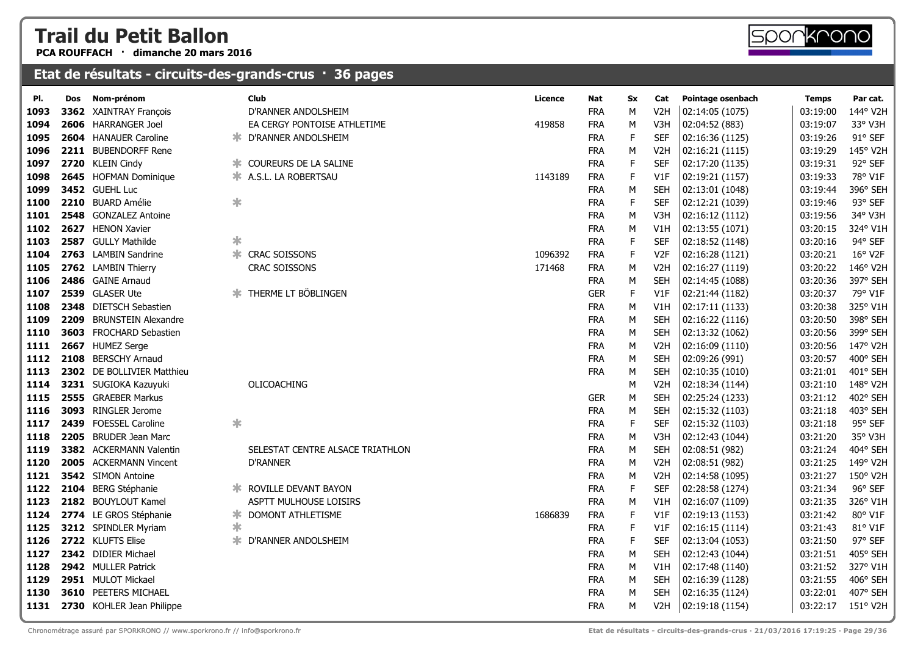# Trail du Petit Ballon

**PCA ROUFFACH · dimanche 20 mars 2016**

## Etat de résultats - circuits-des-grands-crus · 36 pages

| Pl. | Dos | Nom-prénom | | Club | Licence | Nat | Sx | Cat | Pointage osenbach | Temps | Par cat. |
|---|---|---|---|---|---|---|---|---|---|---|---|
| 1093 | 3362 | XAINTRAY François | | D'RANNER ANDOLSHEIM | | FRA | M | V2H | 02:14:05 (1075) | 03:19:00 | 144° V2H |
| 1094 | 2606 | HARRANGER Joel | | EA CERGY PONTOISE ATHLETIME | 419858 | FRA | M | V3H | 02:04:52 (883) | 03:19:07 | 33° V3H |
| 1095 | 2604 | HANAUER Caroline | * | D'RANNER ANDOLSHEIM | | FRA | F | SEF | 02:16:36 (1125) | 03:19:26 | 91° SEF |
| 1096 | 2211 | BUBENDORFF Rene | | | | FRA | M | V2H | 02:16:21 (1115) | 03:19:29 | 145° V2H |
| 1097 | 2720 | KLEIN Cindy | * | COUREURS DE LA SALINE | | FRA | F | SEF | 02:17:20 (1135) | 03:19:31 | 92° SEF |
| 1098 | 2645 | HOFMAN Dominique | * | A.S.L. LA ROBERTSAU | 1143189 | FRA | F | V1F | 02:19:21 (1157) | 03:19:33 | 78° V1F |
| 1099 | 3452 | GUEHL Luc | | | | FRA | M | SEH | 02:13:01 (1048) | 03:19:44 | 396° SEH |
| 1100 | 2210 | BUARD Amélie | * | | | FRA | F | SEF | 02:12:21 (1039) | 03:19:46 | 93° SEF |
| 1101 | 2548 | GONZALEZ Antoine | | | | FRA | M | V3H | 02:16:12 (1112) | 03:19:56 | 34° V3H |
| 1102 | 2627 | HENON Xavier | | | | FRA | M | V1H | 02:13:55 (1071) | 03:20:15 | 324° V1H |
| 1103 | 2587 | GULLY Mathilde | * | | | FRA | F | SEF | 02:18:52 (1148) | 03:20:16 | 94° SEF |
| 1104 | 2763 | LAMBIN Sandrine | * | CRAC SOISSONS | 1096392 | FRA | F | V2F | 02:16:28 (1121) | 03:20:21 | 16° V2F |
| 1105 | 2762 | LAMBIN Thierry | | CRAC SOISSONS | 171468 | FRA | M | V2H | 02:16:27 (1119) | 03:20:22 | 146° V2H |
| 1106 | 2486 | GAINE Arnaud | | | | FRA | M | SEH | 02:14:45 (1088) | 03:20:36 | 397° SEH |
| 1107 | 2539 | GLASER Ute | * | THERME LT BÖBLINGEN | | GER | F | V1F | 02:21:44 (1182) | 03:20:37 | 79° V1F |
| 1108 | 2348 | DIETSCH Sebastien | | | | FRA | M | V1H | 02:17:11 (1133) | 03:20:38 | 325° V1H |
| 1109 | 2209 | BRUNSTEIN Alexandre | | | | FRA | M | SEH | 02:16:22 (1116) | 03:20:50 | 398° SEH |
| 1110 | 3603 | FROCHARD Sebastien | | | | FRA | M | SEH | 02:13:32 (1062) | 03:20:56 | 399° SEH |
| 1111 | 2667 | HUMEZ Serge | | | | FRA | M | V2H | 02:16:09 (1110) | 03:20:56 | 147° V2H |
| 1112 | 2108 | BERSCHY Arnaud | | | | FRA | M | SEH | 02:09:26 (991) | 03:20:57 | 400° SEH |
| 1113 | 2302 | DE BOLLIVIER Matthieu | | | | FRA | M | SEH | 02:10:35 (1010) | 03:21:01 | 401° SEH |
| 1114 | 3231 | SUGIOKA Kazuyuki | | OLICOACHING | | | M | V2H | 02:18:34 (1144) | 03:21:10 | 148° V2H |
| 1115 | 2555 | GRAEBER Markus | | | | GER | M | SEH | 02:25:24 (1233) | 03:21:12 | 402° SEH |
| 1116 | 3093 | RINGLER Jerome | | | | FRA | M | SEH | 02:15:32 (1103) | 03:21:18 | 403° SEH |
| 1117 | 2439 | FOESSEL Caroline | * | | | FRA | F | SEF | 02:15:32 (1103) | 03:21:18 | 95° SEF |
| 1118 | 2205 | BRUDER Jean Marc | | | | FRA | M | V3H | 02:12:43 (1044) | 03:21:20 | 35° V3H |
| 1119 | 3382 | ACKERMANN Valentin | | SELESTAT CENTRE ALSACE TRIATHLON | | FRA | M | SEH | 02:08:51 (982) | 03:21:24 | 404° SEH |
| 1120 | 2005 | ACKERMANN Vincent | | D'RANNER | | FRA | M | V2H | 02:08:51 (982) | 03:21:25 | 149° V2H |
| 1121 | 3542 | SIMON Antoine | | | | FRA | M | V2H | 02:14:58 (1095) | 03:21:27 | 150° V2H |
| 1122 | 2104 | BERG Stéphanie | * | ROVILLE DEVANT BAYON | | FRA | F | SEF | 02:28:58 (1274) | 03:21:34 | 96° SEF |
| 1123 | 2182 | BOUYLOUT Kamel | | ASPTT MULHOUSE LOISIRS | | FRA | M | V1H | 02:16:07 (1109) | 03:21:35 | 326° V1H |
| 1124 | 2774 | LE GROS Stéphanie | * | DOMONT ATHLETISME | 1686839 | FRA | F | V1F | 02:19:13 (1153) | 03:21:42 | 80° V1F |
| 1125 | 3212 | SPINDLER Myriam | * | | | FRA | F | V1F | 02:16:15 (1114) | 03:21:43 | 81° V1F |
| 1126 | 2722 | KLUFTS Elise | * | D'RANNER ANDOLSHEIM | | FRA | F | SEF | 02:13:04 (1053) | 03:21:50 | 97° SEF |
| 1127 | 2342 | DIDIER Michael | | | | FRA | M | SEH | 02:12:43 (1044) | 03:21:51 | 405° SEH |
| 1128 | 2942 | MULLER Patrick | | | | FRA | M | V1H | 02:17:48 (1140) | 03:21:52 | 327° V1H |
| 1129 | 2951 | MULOT Mickael | | | | FRA | M | SEH | 02:16:39 (1128) | 03:21:55 | 406° SEH |
| 1130 | 3610 | PEETERS MICHAEL | | | | FRA | M | SEH | 02:16:35 (1124) | 03:22:01 | 407° SEH |
| 1131 | 2730 | KOHLER Jean Philippe | | | | FRA | M | V2H | 02:19:18 (1154) | 03:22:17 | 151° V2H |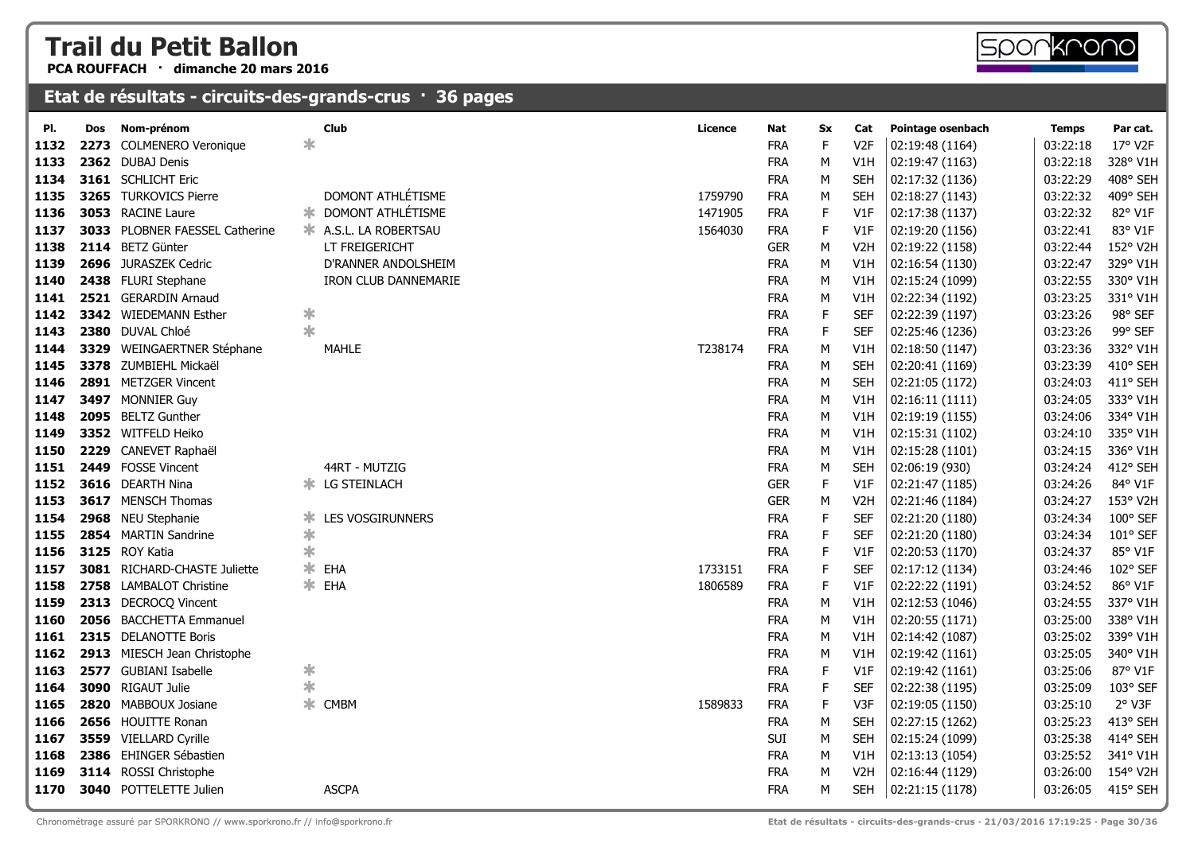# Trail du Petit Ballon

**PCA ROUFFACH · dimanche 20 mars 2016**

## Etat de résultats - circuits-des-grands-crus · 36 pages

| Pl. | Dos | Nom-prénom | | Club | Licence | Nat | Sx | Cat | Pointage osenbach | Temps | Par cat. |
|---|---|---|---|---|---|---|---|---|---|---|---|
| 1132 | 2273 | COLMENERO Veronique | * | | | FRA | F | V2F | 02:19:48 (1164) | 03:22:18 | 17° V2F |
| 1133 | 2362 | DUBAJ Denis | | | | FRA | M | V1H | 02:19:47 (1163) | 03:22:18 | 328° V1H |
| 1134 | 3161 | SCHLICHT Eric | | | | FRA | M | SEH | 02:17:32 (1136) | 03:22:29 | 408° SEH |
| 1135 | 3265 | TURKOVICS Pierre | | DOMONT ATHLÉTISME | 1759790 | FRA | M | SEH | 02:18:27 (1143) | 03:22:32 | 409° SEH |
| 1136 | 3053 | RACINE Laure | * | DOMONT ATHLÉTISME | 1471905 | FRA | F | V1F | 02:17:38 (1137) | 03:22:32 | 82° V1F |
| 1137 | 3033 | PLOBNER FAESSEL Catherine | * | A.S.L. LA ROBERTSAU | 1564030 | FRA | F | V1F | 02:19:20 (1156) | 03:22:41 | 83° V1F |
| 1138 | 2114 | BETZ Günter | | LT FREIGERICHT | | GER | M | V2H | 02:19:22 (1158) | 03:22:44 | 152° V2H |
| 1139 | 2696 | JURASZEK Cedric | | D'RANNER ANDOLSHEIM | | FRA | M | V1H | 02:16:54 (1130) | 03:22:47 | 329° V1H |
| 1140 | 2438 | FLURI Stephane | | IRON CLUB DANNEMARIE | | FRA | M | V1H | 02:15:24 (1099) | 03:22:55 | 330° V1H |
| 1141 | 2521 | GERARDIN Arnaud | | | | FRA | M | V1H | 02:22:34 (1192) | 03:23:25 | 331° V1H |
| 1142 | 3342 | WIEDEMANN Esther | * | | | FRA | F | SEF | 02:22:39 (1197) | 03:23:26 | 98° SEF |
| 1143 | 2380 | DUVAL Chloé | * | | | FRA | F | SEF | 02:25:46 (1236) | 03:23:26 | 99° SEF |
| 1144 | 3329 | WEINGAERTNER Stéphane | | MAHLE | T238174 | FRA | M | V1H | 02:18:50 (1147) | 03:23:36 | 332° V1H |
| 1145 | 3378 | ZUMBIEHL Mickaël | | | | FRA | M | SEH | 02:20:41 (1169) | 03:23:39 | 410° SEH |
| 1146 | 2891 | METZGER Vincent | | | | FRA | M | SEH | 02:21:05 (1172) | 03:24:03 | 411° SEH |
| 1147 | 3497 | MONNIER Guy | | | | FRA | M | V1H | 02:16:11 (1111) | 03:24:05 | 333° V1H |
| 1148 | 2095 | BELTZ Gunther | | | | FRA | M | V1H | 02:19:19 (1155) | 03:24:06 | 334° V1H |
| 1149 | 3352 | WITFELD Heiko | | | | FRA | M | V1H | 02:15:31 (1102) | 03:24:10 | 335° V1H |
| 1150 | 2229 | CANEVET Raphaël | | | | FRA | M | V1H | 02:15:28 (1101) | 03:24:15 | 336° V1H |
| 1151 | 2449 | FOSSE Vincent | | 44RT - MUTZIG | | FRA | M | SEH | 02:06:19 (930) | 03:24:24 | 412° SEH |
| 1152 | 3616 | DEARTH Nina | * | LG STEINLACH | | GER | F | V1F | 02:21:47 (1185) | 03:24:26 | 84° V1F |
| 1153 | 3617 | MENSCH Thomas | | | | GER | M | V2H | 02:21:46 (1184) | 03:24:27 | 153° V2H |
| 1154 | 2968 | NEU Stephanie | * | LES VOSGIRUNNERS | | FRA | F | SEF | 02:21:20 (1180) | 03:24:34 | 100° SEF |
| 1155 | 2854 | MARTIN Sandrine | * | | | FRA | F | SEF | 02:21:20 (1180) | 03:24:34 | 101° SEF |
| 1156 | 3125 | ROY Katia | * | | | FRA | F | V1F | 02:20:53 (1170) | 03:24:37 | 85° V1F |
| 1157 | 3081 | RICHARD-CHASTE Juliette | * | EHA | 1733151 | FRA | F | SEF | 02:17:12 (1134) | 03:24:46 | 102° SEF |
| 1158 | 2758 | LAMBALOT Christine | * | EHA | 1806589 | FRA | F | V1F | 02:22:22 (1191) | 03:24:52 | 86° V1F |
| 1159 | 2313 | DECROCQ Vincent | | | | FRA | M | V1H | 02:12:53 (1046) | 03:24:55 | 337° V1H |
| 1160 | 2056 | BACCHETTA Emmanuel | | | | FRA | M | V1H | 02:20:55 (1171) | 03:25:00 | 338° V1H |
| 1161 | 2315 | DELANOTTE Boris | | | | FRA | M | V1H | 02:14:42 (1087) | 03:25:02 | 339° V1H |
| 1162 | 2913 | MIESCH Jean Christophe | | | | FRA | M | V1H | 02:19:42 (1161) | 03:25:05 | 340° V1H |
| 1163 | 2577 | GUBIANI Isabelle | * | | | FRA | F | V1F | 02:19:42 (1161) | 03:25:06 | 87° V1F |
| 1164 | 3090 | RIGAUT Julie | * | | | FRA | F | SEF | 02:22:38 (1195) | 03:25:09 | 103° SEF |
| 1165 | 2820 | MABBOUX Josiane | * | CMBM | 1589833 | FRA | F | V3F | 02:19:05 (1150) | 03:25:10 | 2° V3F |
| 1166 | 2656 | HOUITTE Ronan | | | | FRA | M | SEH | 02:27:15 (1262) | 03:25:23 | 413° SEH |
| 1167 | 3559 | VIELLARD Cyrille | | | | SUI | M | SEH | 02:15:24 (1099) | 03:25:38 | 414° SEH |
| 1168 | 2386 | EHINGER Sébastien | | | | FRA | M | V1H | 02:13:13 (1054) | 03:25:52 | 341° V1H |
| 1169 | 3114 | ROSSI Christophe | | | | FRA | M | V2H | 02:16:44 (1129) | 03:26:00 | 154° V2H |
| 1170 | 3040 | POTTELETTE Julien | | ASCPA | | FRA | M | SEH | 02:21:15 (1178) | 03:26:05 | 415° SEH |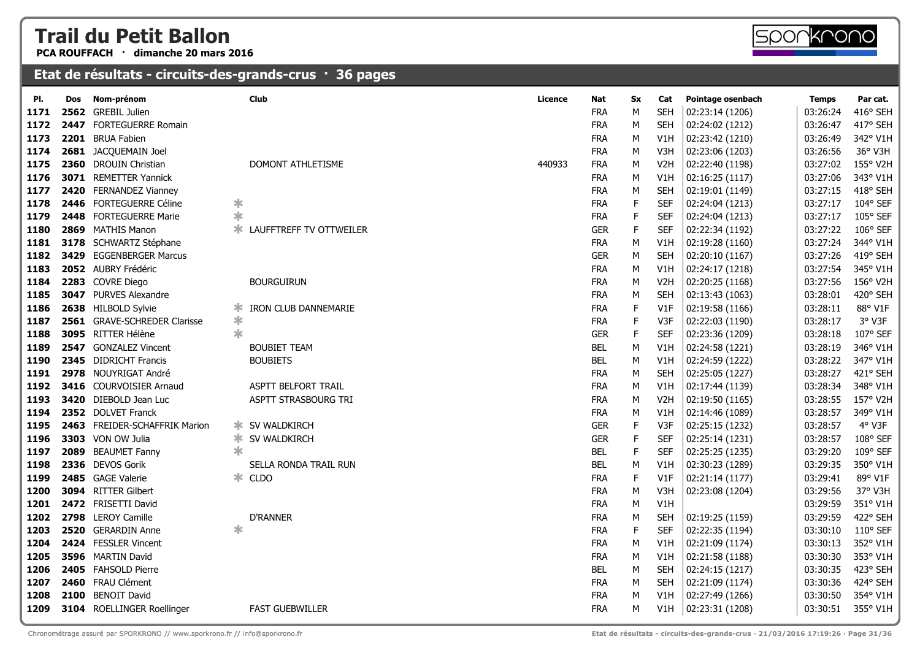# Trail du Petit Ballon

**PCA ROUFFACH · dimanche 20 mars 2016**

## Etat de résultats - circuits-des-grands-crus · 36 pages

| Pl. | Dos | Nom-prénom | | Club | Licence | Nat | Sx | Cat | Pointage osenbach | Temps | Par cat. |
|---|---|---|---|---|---|---|---|---|---|---|---|
| 1171 | 2562 | GREBIL Julien | | | | FRA | M | SEH | 02:23:14 (1206) | 03:26:24 | 416° SEH |
| 1172 | 2447 | FORTEGUERRE Romain | | | | FRA | M | SEH | 02:24:02 (1212) | 03:26:47 | 417° SEH |
| 1173 | 2201 | BRUA Fabien | | | | FRA | M | V1H | 02:23:42 (1210) | 03:26:49 | 342° V1H |
| 1174 | 2681 | JACQUEMAIN Joel | | | | FRA | M | V3H | 02:23:06 (1203) | 03:26:56 | 36° V3H |
| 1175 | 2360 | DROUIN Christian | | DOMONT ATHLETISME | 440933 | FRA | M | V2H | 02:22:40 (1198) | 03:27:02 | 155° V2H |
| 1176 | 3071 | REMETTER Yannick | | | | FRA | M | V1H | 02:16:25 (1117) | 03:27:06 | 343° V1H |
| 1177 | 2420 | FERNANDEZ Vianney | | | | FRA | M | SEH | 02:19:01 (1149) | 03:27:15 | 418° SEH |
| 1178 | 2446 | FORTEGUERRE Céline | * | | | FRA | F | SEF | 02:24:04 (1213) | 03:27:17 | 104° SEF |
| 1179 | 2448 | FORTEGUERRE Marie | * | | | FRA | F | SEF | 02:24:04 (1213) | 03:27:17 | 105° SEF |
| 1180 | 2869 | MATHIS Manon | * | LAUFFTREFF TV OTTWEILER | | GER | F | SEF | 02:22:34 (1192) | 03:27:22 | 106° SEF |
| 1181 | 3178 | SCHWARTZ Stéphane | | | | FRA | M | V1H | 02:19:28 (1160) | 03:27:24 | 344° V1H |
| 1182 | 3429 | EGGENBERGER Marcus | | | | GER | M | SEH | 02:20:10 (1167) | 03:27:26 | 419° SEH |
| 1183 | 2052 | AUBRY Frédéric | | | | FRA | M | V1H | 02:24:17 (1218) | 03:27:54 | 345° V1H |
| 1184 | 2283 | COVRE Diego | | BOURGUIRUN | | FRA | M | V2H | 02:20:25 (1168) | 03:27:56 | 156° V2H |
| 1185 | 3047 | PURVES Alexandre | | | | FRA | M | SEH | 02:13:43 (1063) | 03:28:01 | 420° SEH |
| 1186 | 2638 | HILBOLD Sylvie | * | IRON CLUB DANNEMARIE | | FRA | F | V1F | 02:19:58 (1166) | 03:28:11 | 88° V1F |
| 1187 | 2561 | GRAVE-SCHREDER Clarisse | * | | | FRA | F | V3F | 02:22:03 (1190) | 03:28:17 | 3° V3F |
| 1188 | 3095 | RITTER Hélène | * | | | GER | F | SEF | 02:23:36 (1209) | 03:28:18 | 107° SEF |
| 1189 | 2547 | GONZALEZ Vincent | | BOUBIET TEAM | | BEL | M | V1H | 02:24:58 (1221) | 03:28:19 | 346° V1H |
| 1190 | 2345 | DIDRICHT Francis | | BOUBIETS | | BEL | M | V1H | 02:24:59 (1222) | 03:28:22 | 347° V1H |
| 1191 | 2978 | NOUYRIGAT André | | | | FRA | M | SEH | 02:25:05 (1227) | 03:28:27 | 421° SEH |
| 1192 | 3416 | COURVOISIER Arnaud | | ASPTT BELFORT TRAIL | | FRA | M | V1H | 02:17:44 (1139) | 03:28:34 | 348° V1H |
| 1193 | 3420 | DIEBOLD Jean Luc | | ASPTT STRASBOURG TRI | | FRA | M | V2H | 02:19:50 (1165) | 03:28:55 | 157° V2H |
| 1194 | 2352 | DOLVET Franck | | | | FRA | M | V1H | 02:14:46 (1089) | 03:28:57 | 349° V1H |
| 1195 | 2463 | FREIDER-SCHAFFRIK Marion | * | SV WALDKIRCH | | GER | F | V3F | 02:25:15 (1232) | 03:28:57 | 4° V3F |
| 1196 | 3303 | VON OW Julia | * | SV WALDKIRCH | | GER | F | SEF | 02:25:14 (1231) | 03:28:57 | 108° SEF |
| 1197 | 2089 | BEAUMET Fanny | * | | | BEL | F | SEF | 02:25:25 (1235) | 03:29:20 | 109° SEF |
| 1198 | 2336 | DEVOS Gorik | | SELLA RONDA TRAIL RUN | | BEL | M | V1H | 02:30:23 (1289) | 03:29:35 | 350° V1H |
| 1199 | 2485 | GAGE Valerie | * | CLDO | | FRA | F | V1F | 02:21:14 (1177) | 03:29:41 | 89° V1F |
| 1200 | 3094 | RITTER Gilbert | | | | FRA | M | V3H | 02:23:08 (1204) | 03:29:56 | 37° V3H |
| 1201 | 2472 | FRISETTI David | | | | FRA | M | V1H | | 03:29:59 | 351° V1H |
| 1202 | 2798 | LEROY Camille | | D'RANNER | | FRA | M | SEH | 02:19:25 (1159) | 03:29:59 | 422° SEH |
| 1203 | 2520 | GERARDIN Anne | * | | | FRA | F | SEF | 02:22:35 (1194) | 03:30:10 | 110° SEF |
| 1204 | 2424 | FESSLER Vincent | | | | FRA | M | V1H | 02:21:09 (1174) | 03:30:13 | 352° V1H |
| 1205 | 3596 | MARTIN David | | | | FRA | M | V1H | 02:21:58 (1188) | 03:30:30 | 353° V1H |
| 1206 | 2405 | FAHSOLD Pierre | | | | BEL | M | SEH | 02:24:15 (1217) | 03:30:35 | 423° SEH |
| 1207 | 2460 | FRAU Clément | | | | FRA | M | SEH | 02:21:09 (1174) | 03:30:36 | 424° SEH |
| 1208 | 2100 | BENOIT David | | | | FRA | M | V1H | 02:27:49 (1266) | 03:30:50 | 354° V1H |
| 1209 | 3104 | ROELLINGER Roellinger | | FAST GUEBWILLER | | FRA | M | V1H | 02:23:31 (1208) | 03:30:51 | 355° V1H |

Chronométrage assuré par SPORKRONO // www.sporkrono.fr // info@sporkrono.fr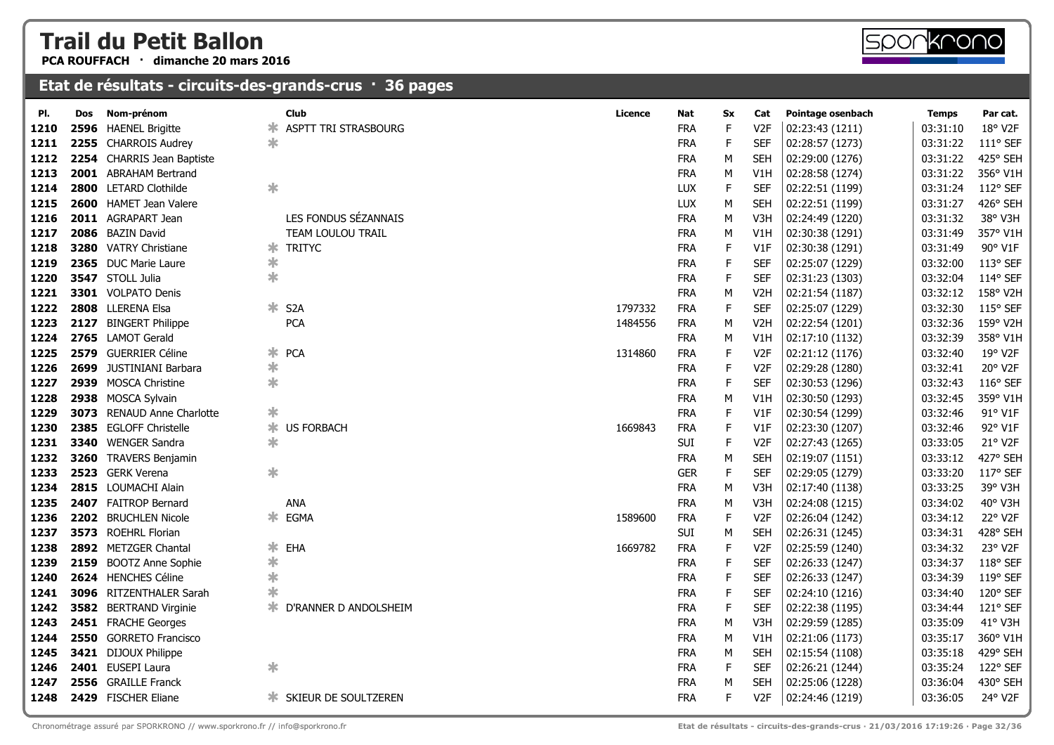# Trail du Petit Ballon

**PCA ROUFFACH · dimanche 20 mars 2016**

## Etat de résultats - circuits-des-grands-crus · 36 pages

| Pl. | Dos | Nom-prénom | | Club | Licence | Nat | Sx | Cat | Pointage osenbach | Temps | Par cat. |
|---|---|---|---|---|---|---|---|---|---|---|---|
| 1210 | 2596 | HAENEL Brigitte | * | ASPTT TRI STRASBOURG | | FRA | F | V2F | 02:23:43 (1211) | 03:31:10 | 18° V2F |
| 1211 | 2255 | CHARROIS Audrey | * | | | FRA | F | SEF | 02:28:57 (1273) | 03:31:22 | 111° SEF |
| 1212 | 2254 | CHARRIS Jean Baptiste | | | | FRA | M | SEH | 02:29:00 (1276) | 03:31:22 | 425° SEH |
| 1213 | 2001 | ABRAHAM Bertrand | | | | FRA | M | V1H | 02:28:58 (1274) | 03:31:22 | 356° V1H |
| 1214 | 2800 | LETARD Clothilde | * | | | LUX | F | SEF | 02:22:51 (1199) | 03:31:24 | 112° SEF |
| 1215 | 2600 | HAMET Jean Valere | | | | LUX | M | SEH | 02:22:51 (1199) | 03:31:27 | 426° SEH |
| 1216 | 2011 | AGRAPART Jean | | LES FONDUS SÉZANNAIS | | FRA | M | V3H | 02:24:49 (1220) | 03:31:32 | 38° V3H |
| 1217 | 2086 | BAZIN David | | TEAM LOULOU TRAIL | | FRA | M | V1H | 02:30:38 (1291) | 03:31:49 | 357° V1H |
| 1218 | 3280 | VATRY Christiane | * | TRITYC | | FRA | F | V1F | 02:30:38 (1291) | 03:31:49 | 90° V1F |
| 1219 | 2365 | DUC Marie Laure | * | | | FRA | F | SEF | 02:25:07 (1229) | 03:32:00 | 113° SEF |
| 1220 | 3547 | STOLL Julia | * | | | FRA | F | SEF | 02:31:23 (1303) | 03:32:04 | 114° SEF |
| 1221 | 3301 | VOLPATO Denis | | | | FRA | M | V2H | 02:21:54 (1187) | 03:32:12 | 158° V2H |
| 1222 | 2808 | LLERENA Elsa | * | S2A | 1797332 | FRA | F | SEF | 02:25:07 (1229) | 03:32:30 | 115° SEF |
| 1223 | 2127 | BINGERT Philippe | | PCA | 1484556 | FRA | M | V2H | 02:22:54 (1201) | 03:32:36 | 159° V2H |
| 1224 | 2765 | LAMOT Gerald | | | | FRA | M | V1H | 02:17:10 (1132) | 03:32:39 | 358° V1H |
| 1225 | 2579 | GUERRIER Céline | * | PCA | 1314860 | FRA | F | V2F | 02:21:12 (1176) | 03:32:40 | 19° V2F |
| 1226 | 2699 | JUSTINIANI Barbara | * | | | FRA | F | V2F | 02:29:28 (1280) | 03:32:41 | 20° V2F |
| 1227 | 2939 | MOSCA Christine | * | | | FRA | F | SEF | 02:30:53 (1296) | 03:32:43 | 116° SEF |
| 1228 | 2938 | MOSCA Sylvain | | | | FRA | M | V1H | 02:30:50 (1293) | 03:32:45 | 359° V1H |
| 1229 | 3073 | RENAUD Anne Charlotte | * | | | FRA | F | V1F | 02:30:54 (1299) | 03:32:46 | 91° V1F |
| 1230 | 2385 | EGLOFF Christelle | * | US FORBACH | 1669843 | FRA | F | V1F | 02:23:30 (1207) | 03:32:46 | 92° V1F |
| 1231 | 3340 | WENGER Sandra | * | | | SUI | F | V2F | 02:27:43 (1265) | 03:33:05 | 21° V2F |
| 1232 | 3260 | TRAVERS Benjamin | | | | FRA | M | SEH | 02:19:07 (1151) | 03:33:12 | 427° SEH |
| 1233 | 2523 | GERK Verena | * | | | GER | F | SEF | 02:29:05 (1279) | 03:33:20 | 117° SEF |
| 1234 | 2815 | LOUMACHI Alain | | | | FRA | M | V3H | 02:17:40 (1138) | 03:33:25 | 39° V3H |
| 1235 | 2407 | FAITROP Bernard | | ANA | | FRA | M | V3H | 02:24:08 (1215) | 03:34:02 | 40° V3H |
| 1236 | 2202 | BRUCHLEN Nicole | * | EGMA | 1589600 | FRA | F | V2F | 02:26:04 (1242) | 03:34:12 | 22° V2F |
| 1237 | 3573 | ROEHRL Florian | | | | SUI | M | SEH | 02:26:31 (1245) | 03:34:31 | 428° SEH |
| 1238 | 2892 | METZGER Chantal | * | EHA | 1669782 | FRA | F | V2F | 02:25:59 (1240) | 03:34:32 | 23° V2F |
| 1239 | 2159 | BOOTZ Anne Sophie | * | | | FRA | F | SEF | 02:26:33 (1247) | 03:34:37 | 118° SEF |
| 1240 | 2624 | HENCHES Céline | * | | | FRA | F | SEF | 02:26:33 (1247) | 03:34:39 | 119° SEF |
| 1241 | 3096 | RITZENTHALER Sarah | * | | | FRA | F | SEF | 02:24:10 (1216) | 03:34:40 | 120° SEF |
| 1242 | 3582 | BERTRAND Virginie | * | D'RANNER D ANDOLSHEIM | | FRA | F | SEF | 02:22:38 (1195) | 03:34:44 | 121° SEF |
| 1243 | 2451 | FRACHE Georges | | | | FRA | M | V3H | 02:29:59 (1285) | 03:35:09 | 41° V3H |
| 1244 | 2550 | GORRETO Francisco | | | | FRA | M | V1H | 02:21:06 (1173) | 03:35:17 | 360° V1H |
| 1245 | 3421 | DIJOUX Philippe | | | | FRA | M | SEH | 02:15:54 (1108) | 03:35:18 | 429° SEH |
| 1246 | 2401 | EUSEPI Laura | * | | | FRA | F | SEF | 02:26:21 (1244) | 03:35:24 | 122° SEF |
| 1247 | 2556 | GRAILLE Franck | | | | FRA | M | SEH | 02:25:06 (1228) | 03:36:04 | 430° SEH |
| 1248 | 2429 | FISCHER Eliane | * | SKIEUR DE SOULTZEREN | | FRA | F | V2F | 02:24:46 (1219) | 03:36:05 | 24° V2F |

Chronométrage assuré par SPORKRONO // www.sporkrono.fr // info@sporkrono.fr

Etat de résultats - circuits-des-grands-crus · 21/03/2016 17:19:26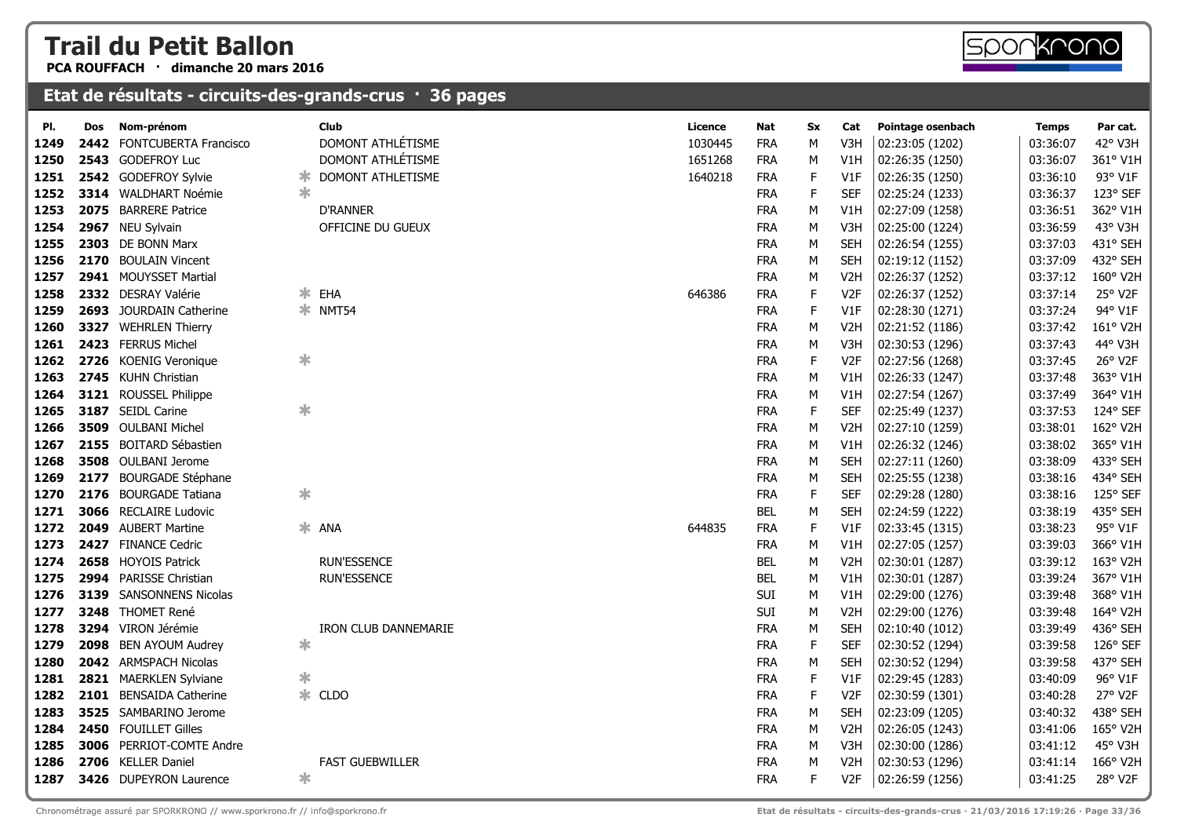# Trail du Petit Ballon

**PCA ROUFFACH · dimanche 20 mars 2016**

## Etat de résultats - circuits-des-grands-crus · 36 pages

| Pl. | Dos | Nom-prénom | | Club | Licence | Nat | Sx | Cat | Pointage osenbach | Temps | Par cat. |
|---|---|---|---|---|---|---|---|---|---|---|---|
| 1249 | 2442 | FONTCUBERTA Francisco | | DOMONT ATHLÉTISME | 1030445 | FRA | M | V3H | 02:23:05 (1202) | 03:36:07 | 42° V3H |
| 1250 | 2543 | GODEFROY Luc | | DOMONT ATHLÉTISME | 1651268 | FRA | M | V1H | 02:26:35 (1250) | 03:36:07 | 361° V1H |
| 1251 | 2542 | GODEFROY Sylvie | * | DOMONT ATHLETISME | 1640218 | FRA | F | V1F | 02:26:35 (1250) | 03:36:10 | 93° V1F |
| 1252 | 3314 | WALDHART Noémie | * | | | FRA | F | SEF | 02:25:24 (1233) | 03:36:37 | 123° SEF |
| 1253 | 2075 | BARRERE Patrice | | D'RANNER | | FRA | M | V1H | 02:27:09 (1258) | 03:36:51 | 362° V1H |
| 1254 | 2967 | NEU Sylvain | | OFFICINE DU GUEUX | | FRA | M | V3H | 02:25:00 (1224) | 03:36:59 | 43° V3H |
| 1255 | 2303 | DE BONN Marx | | | | FRA | M | SEH | 02:26:54 (1255) | 03:37:03 | 431° SEH |
| 1256 | 2170 | BOULAIN Vincent | | | | FRA | M | SEH | 02:19:12 (1152) | 03:37:09 | 432° SEH |
| 1257 | 2941 | MOUYSSET Martial | | | | FRA | M | V2H | 02:26:37 (1252) | 03:37:12 | 160° V2H |
| 1258 | 2332 | DESRAY Valérie | * | EHA | 646386 | FRA | F | V2F | 02:26:37 (1252) | 03:37:14 | 25° V2F |
| 1259 | 2693 | JOURDAIN Catherine | * | NMT54 | | FRA | F | V1F | 02:28:30 (1271) | 03:37:24 | 94° V1F |
| 1260 | 3327 | WEHRLEN Thierry | | | | FRA | M | V2H | 02:21:52 (1186) | 03:37:42 | 161° V2H |
| 1261 | 2423 | FERRUS Michel | | | | FRA | M | V3H | 02:30:53 (1296) | 03:37:43 | 44° V3H |
| 1262 | 2726 | KOENIG Veronique | * | | | FRA | F | V2F | 02:27:56 (1268) | 03:37:45 | 26° V2F |
| 1263 | 2745 | KUHN Christian | | | | FRA | M | V1H | 02:26:33 (1247) | 03:37:48 | 363° V1H |
| 1264 | 3121 | ROUSSEL Philippe | | | | FRA | M | V1H | 02:27:54 (1267) | 03:37:49 | 364° V1H |
| 1265 | 3187 | SEIDL Carine | * | | | FRA | F | SEF | 02:25:49 (1237) | 03:37:53 | 124° SEF |
| 1266 | 3509 | OULBANI Michel | | | | FRA | M | V2H | 02:27:10 (1259) | 03:38:01 | 162° V2H |
| 1267 | 2155 | BOITARD Sébastien | | | | FRA | M | V1H | 02:26:32 (1246) | 03:38:02 | 365° V1H |
| 1268 | 3508 | OULBANI Jerome | | | | FRA | M | SEH | 02:27:11 (1260) | 03:38:09 | 433° SEH |
| 1269 | 2177 | BOURGADE Stéphane | | | | FRA | M | SEH | 02:25:55 (1238) | 03:38:16 | 434° SEH |
| 1270 | 2176 | BOURGADE Tatiana | * | | | FRA | F | SEF | 02:29:28 (1280) | 03:38:16 | 125° SEF |
| 1271 | 3066 | RECLAIRE Ludovic | | | | BEL | M | SEH | 02:24:59 (1222) | 03:38:19 | 435° SEH |
| 1272 | 2049 | AUBERT Martine | * | ANA | 644835 | FRA | F | V1F | 02:33:45 (1315) | 03:38:23 | 95° V1F |
| 1273 | 2427 | FINANCE Cedric | | | | FRA | M | V1H | 02:27:05 (1257) | 03:39:03 | 366° V1H |
| 1274 | 2658 | HOYOIS Patrick | | RUN'ESSENCE | | BEL | M | V2H | 02:30:01 (1287) | 03:39:12 | 163° V2H |
| 1275 | 2994 | PARISSE Christian | | RUN'ESSENCE | | BEL | M | V1H | 02:30:01 (1287) | 03:39:24 | 367° V1H |
| 1276 | 3139 | SANSONNENS Nicolas | | | | SUI | M | V1H | 02:29:00 (1276) | 03:39:48 | 368° V1H |
| 1277 | 3248 | THOMET René | | | | SUI | M | V2H | 02:29:00 (1276) | 03:39:48 | 164° V2H |
| 1278 | 3294 | VIRON Jérémie | | IRON CLUB DANNEMARIE | | FRA | M | SEH | 02:10:40 (1012) | 03:39:49 | 436° SEH |
| 1279 | 2098 | BEN AYOUM Audrey | * | | | FRA | F | SEF | 02:30:52 (1294) | 03:39:58 | 126° SEF |
| 1280 | 2042 | ARMSPACH Nicolas | | | | FRA | M | SEH | 02:30:52 (1294) | 03:39:58 | 437° SEH |
| 1281 | 2821 | MAERKLEN Sylviane | * | | | FRA | F | V1F | 02:29:45 (1283) | 03:40:09 | 96° V1F |
| 1282 | 2101 | BENSAIDA Catherine | * | CLDO | | FRA | F | V2F | 02:30:59 (1301) | 03:40:28 | 27° V2F |
| 1283 | 3525 | SAMBARINO Jerome | | | | FRA | M | SEH | 02:23:09 (1205) | 03:40:32 | 438° SEH |
| 1284 | 2450 | FOUILLET Gilles | | | | FRA | M | V2H | 02:26:05 (1243) | 03:41:06 | 165° V2H |
| 1285 | 3006 | PERRIOT-COMTE Andre | | | | FRA | M | V3H | 02:30:00 (1286) | 03:41:12 | 45° V3H |
| 1286 | 2706 | KELLER Daniel | | FAST GUEBWILLER | | FRA | M | V2H | 02:30:53 (1296) | 03:41:14 | 166° V2H |
| 1287 | 3426 | DUPEYRON Laurence | * | | | FRA | F | V2F | 02:26:59 (1256) | 03:41:25 | 28° V2F |

Chronométrage assuré par SPORKRONO // www.sporkrono.fr // info@sporkrono.fr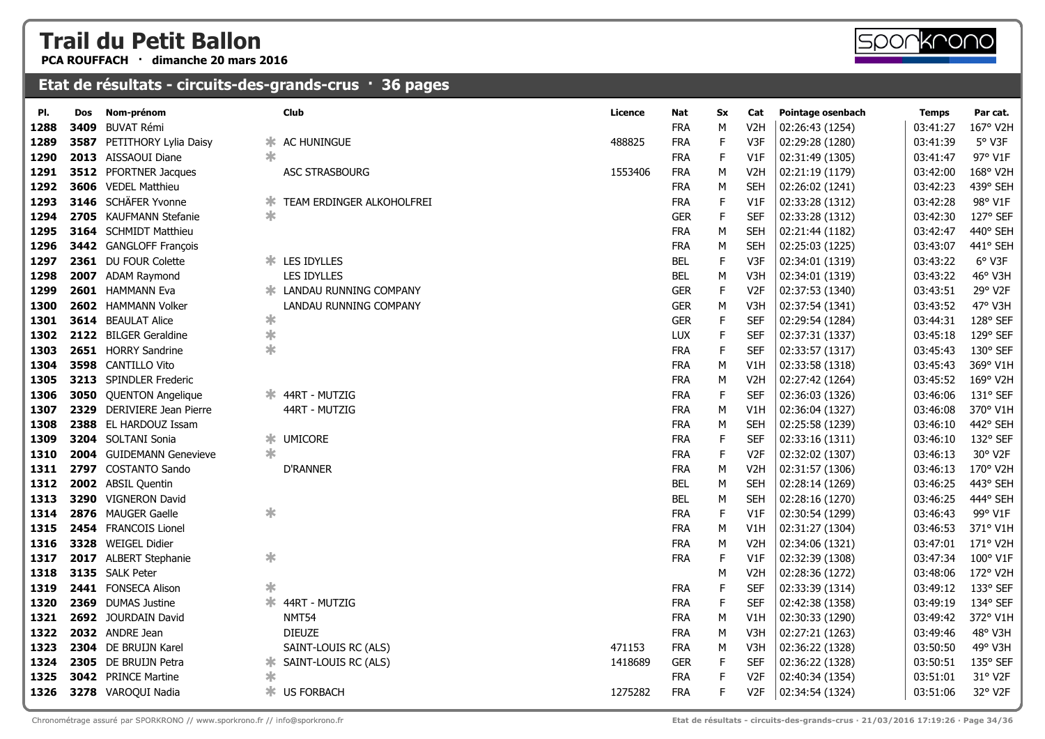# Trail du Petit Ballon

**PCA ROUFFACH · dimanche 20 mars 2016**

## Etat de résultats - circuits-des-grands-crus · 36 pages

| Pl. | Dos | Nom-prénom | | Club | Licence | Nat | Sx | Cat | Pointage osenbach | Temps | Par cat. |
|---|---|---|---|---|---|---|---|---|---|---|---|
| 1288 | 3409 | BUVAT Rémi | | | | FRA | M | V2H | 02:26:43 (1254) | 03:41:27 | 167° V2H |
| 1289 | 3587 | PETITHORY Lylia Daisy | * | AC HUNINGUE | 488825 | FRA | F | V3F | 02:29:28 (1280) | 03:41:39 | 5° V3F |
| 1290 | 2013 | AISSAOUI Diane | * | | | FRA | F | V1F | 02:31:49 (1305) | 03:41:47 | 97° V1F |
| 1291 | 3512 | PFORTNER Jacques | | ASC STRASBOURG | 1553406 | FRA | M | V2H | 02:21:19 (1179) | 03:42:00 | 168° V2H |
| 1292 | 3606 | VEDEL Matthieu | | | | FRA | M | SEH | 02:26:02 (1241) | 03:42:23 | 439° SEH |
| 1293 | 3146 | SCHÄFER Yvonne | * | TEAM ERDINGER ALKOHOLFREI | | FRA | F | V1F | 02:33:28 (1312) | 03:42:28 | 98° V1F |
| 1294 | 2705 | KAUFMANN Stefanie | * | | | GER | F | SEF | 02:33:28 (1312) | 03:42:30 | 127° SEF |
| 1295 | 3164 | SCHMIDT Matthieu | | | | FRA | M | SEH | 02:21:44 (1182) | 03:42:47 | 440° SEH |
| 1296 | 3442 | GANGLOFF François | | | | FRA | M | SEH | 02:25:03 (1225) | 03:43:07 | 441° SEH |
| 1297 | 2361 | DU FOUR Colette | * | LES IDYLLES | | BEL | F | V3F | 02:34:01 (1319) | 03:43:22 | 6° V3F |
| 1298 | 2007 | ADAM Raymond | | LES IDYLLES | | BEL | M | V3H | 02:34:01 (1319) | 03:43:22 | 46° V3H |
| 1299 | 2601 | HAMMANN Eva | * | LANDAU RUNNING COMPANY | | GER | F | V2F | 02:37:53 (1340) | 03:43:51 | 29° V2F |
| 1300 | 2602 | HAMMANN Volker | | LANDAU RUNNING COMPANY | | GER | M | V3H | 02:37:54 (1341) | 03:43:52 | 47° V3H |
| 1301 | 3614 | BEAULAT Alice | * | | | GER | F | SEF | 02:29:54 (1284) | 03:44:31 | 128° SEF |
| 1302 | 2122 | BILGER Geraldine | * | | | LUX | F | SEF | 02:37:31 (1337) | 03:45:18 | 129° SEF |
| 1303 | 2651 | HORRY Sandrine | * | | | FRA | F | SEF | 02:33:57 (1317) | 03:45:43 | 130° SEF |
| 1304 | 3598 | CANTILLO Vito | | | | FRA | M | V1H | 02:33:58 (1318) | 03:45:43 | 369° V1H |
| 1305 | 3213 | SPINDLER Frederic | | | | FRA | M | V2H | 02:27:42 (1264) | 03:45:52 | 169° V2H |
| 1306 | 3050 | QUENTON Angelique | * | 44RT - MUTZIG | | FRA | F | SEF | 02:36:03 (1326) | 03:46:06 | 131° SEF |
| 1307 | 2329 | DERIVIERE Jean Pierre | | 44RT - MUTZIG | | FRA | M | V1H | 02:36:04 (1327) | 03:46:08 | 370° V1H |
| 1308 | 2388 | EL HARDOUZ Issam | | | | FRA | M | SEH | 02:25:58 (1239) | 03:46:10 | 442° SEH |
| 1309 | 3204 | SOLTANI Sonia | * | UMICORE | | FRA | F | SEF | 02:33:16 (1311) | 03:46:10 | 132° SEF |
| 1310 | 2004 | GUIDEMANN Genevieve | * | | | FRA | F | V2F | 02:32:02 (1307) | 03:46:13 | 30° V2F |
| 1311 | 2797 | COSTANTO Sando | | D'RANNER | | FRA | M | V2H | 02:31:57 (1306) | 03:46:13 | 170° V2H |
| 1312 | 2002 | ABSIL Quentin | | | | BEL | M | SEH | 02:28:14 (1269) | 03:46:25 | 443° SEH |
| 1313 | 3290 | VIGNERON David | | | | BEL | M | SEH | 02:28:16 (1270) | 03:46:25 | 444° SEH |
| 1314 | 2876 | MAUGER Gaelle | * | | | FRA | F | V1F | 02:30:54 (1299) | 03:46:43 | 99° V1F |
| 1315 | 2454 | FRANCOIS Lionel | | | | FRA | M | V1H | 02:31:27 (1304) | 03:46:53 | 371° V1H |
| 1316 | 3328 | WEIGEL Didier | | | | FRA | M | V2H | 02:34:06 (1321) | 03:47:01 | 171° V2H |
| 1317 | 2017 | ALBERT Stephanie | * | | | FRA | F | V1F | 02:32:39 (1308) | 03:47:34 | 100° V1F |
| 1318 | 3135 | SALK Peter | | | | | M | V2H | 02:28:36 (1272) | 03:48:06 | 172° V2H |
| 1319 | 2441 | FONSECA Alison | * | | | FRA | F | SEF | 02:33:39 (1314) | 03:49:12 | 133° SEF |
| 1320 | 2369 | DUMAS Justine | * | 44RT - MUTZIG | | FRA | F | SEF | 02:42:38 (1358) | 03:49:19 | 134° SEF |
| 1321 | 2692 | JOURDAIN David | | NMT54 | | FRA | M | V1H | 02:30:33 (1290) | 03:49:42 | 372° V1H |
| 1322 | 2032 | ANDRE Jean | | DIEUZE | | FRA | M | V3H | 02:27:21 (1263) | 03:49:46 | 48° V3H |
| 1323 | 2304 | DE BRUIJN Karel | | SAINT-LOUIS RC (ALS) | 471153 | FRA | M | V3H | 02:36:22 (1328) | 03:50:50 | 49° V3H |
| 1324 | 2305 | DE BRUIJN Petra | * | SAINT-LOUIS RC (ALS) | 1418689 | GER | F | SEF | 02:36:22 (1328) | 03:50:51 | 135° SEF |
| 1325 | 3042 | PRINCE Martine | * | | | FRA | F | V2F | 02:40:34 (1354) | 03:51:01 | 31° V2F |
| 1326 | 3278 | VAROQUI Nadia | * | US FORBACH | 1275282 | FRA | F | V2F | 02:34:54 (1324) | 03:51:06 | 32° V2F |

Chronométrage assuré par SPORKRONO // www.sporkrono.fr // info@sporkrono.fr

Etat de résultats - circuits-des-grands-crus · 21/03/2016 17:19:26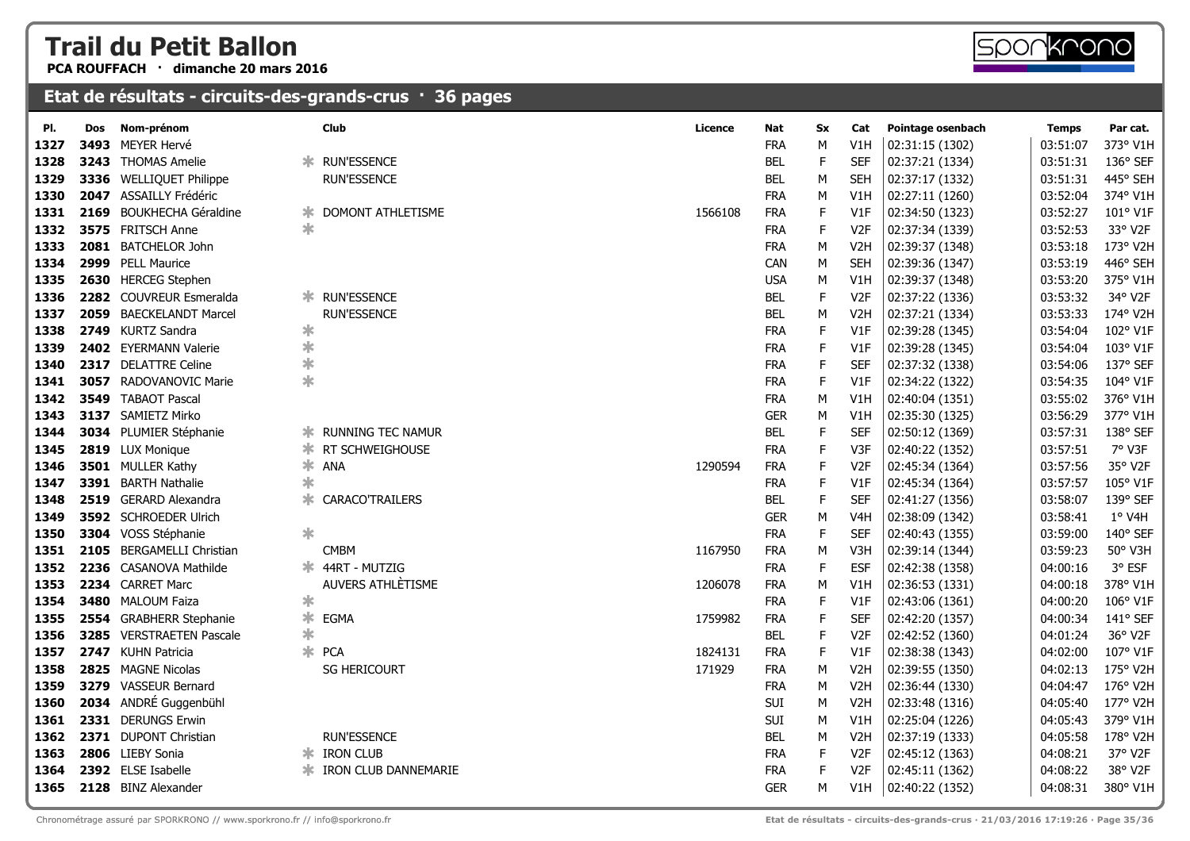# Trail du Petit Ballon

**PCA ROUFFACH · dimanche 20 mars 2016**

## Etat de résultats - circuits-des-grands-crus · 36 pages

| Pl. | Dos | Nom-prénom | | Club | Licence | Nat | Sx | Cat | Pointage osenbach | Temps | Par cat. |
|---|---|---|---|---|---|---|---|---|---|---|---|
| 1327 | 3493 | MEYER Hervé | | | | FRA | M | V1H | 02:31:15 (1302) | 03:51:07 | 373° V1H |
| 1328 | 3243 | THOMAS Amelie | * | RUN'ESSENCE | | BEL | F | SEF | 02:37:21 (1334) | 03:51:31 | 136° SEF |
| 1329 | 3336 | WELLIQUET Philippe | | RUN'ESSENCE | | BEL | M | SEH | 02:37:17 (1332) | 03:51:31 | 445° SEH |
| 1330 | 2047 | ASSAILLY Frédéric | | | | FRA | M | V1H | 02:27:11 (1260) | 03:52:04 | 374° V1H |
| 1331 | 2169 | BOUKHECHA Géraldine | * | DOMONT ATHLETISME | 1566108 | FRA | F | V1F | 02:34:50 (1323) | 03:52:27 | 101° V1F |
| 1332 | 3575 | FRITSCH Anne | * | | | FRA | F | V2F | 02:37:34 (1339) | 03:52:53 | 33° V2F |
| 1333 | 2081 | BATCHELOR John | | | | FRA | M | V2H | 02:39:37 (1348) | 03:53:18 | 173° V2H |
| 1334 | 2999 | PELL Maurice | | | | CAN | M | SEH | 02:39:36 (1347) | 03:53:19 | 446° SEH |
| 1335 | 2630 | HERCEG Stephen | | | | USA | M | V1H | 02:39:37 (1348) | 03:53:20 | 375° V1H |
| 1336 | 2282 | COUVREUR Esmeralda | * | RUN'ESSENCE | | BEL | F | V2F | 02:37:22 (1336) | 03:53:32 | 34° V2F |
| 1337 | 2059 | BAECKELANDT Marcel | | RUN'ESSENCE | | BEL | M | V2H | 02:37:21 (1334) | 03:53:33 | 174° V2H |
| 1338 | 2749 | KURTZ Sandra | * | | | FRA | F | V1F | 02:39:28 (1345) | 03:54:04 | 102° V1F |
| 1339 | 2402 | EYERMANN Valerie | * | | | FRA | F | V1F | 02:39:28 (1345) | 03:54:04 | 103° V1F |
| 1340 | 2317 | DELATTRE Celine | * | | | FRA | F | SEF | 02:37:32 (1338) | 03:54:06 | 137° SEF |
| 1341 | 3057 | RADOVANOVIC Marie | * | | | FRA | F | V1F | 02:34:22 (1322) | 03:54:35 | 104° V1F |
| 1342 | 3549 | TABAOT Pascal | | | | FRA | M | V1H | 02:40:04 (1351) | 03:55:02 | 376° V1H |
| 1343 | 3137 | SAMIETZ Mirko | | | | GER | M | V1H | 02:35:30 (1325) | 03:56:29 | 377° V1H |
| 1344 | 3034 | PLUMIER Stéphanie | * | RUNNING TEC NAMUR | | BEL | F | SEF | 02:50:12 (1369) | 03:57:31 | 138° SEF |
| 1345 | 2819 | LUX Monique | * | RT SCHWEIGHOUSE | | FRA | F | V3F | 02:40:22 (1352) | 03:57:51 | 7° V3F |
| 1346 | 3501 | MULLER Kathy | * | ANA | 1290594 | FRA | F | V2F | 02:45:34 (1364) | 03:57:56 | 35° V2F |
| 1347 | 3391 | BARTH Nathalie | * | | | FRA | F | V1F | 02:45:34 (1364) | 03:57:57 | 105° V1F |
| 1348 | 2519 | GERARD Alexandra | * | CARACO'TRAILERS | | BEL | F | SEF | 02:41:27 (1356) | 03:58:07 | 139° SEF |
| 1349 | 3592 | SCHROEDER Ulrich | | | | GER | M | V4H | 02:38:09 (1342) | 03:58:41 | 1° V4H |
| 1350 | 3304 | VOSS Stéphanie | * | | | FRA | F | SEF | 02:40:43 (1355) | 03:59:00 | 140° SEF |
| 1351 | 2105 | BERGAMELLI Christian | | CMBM | 1167950 | FRA | M | V3H | 02:39:14 (1344) | 03:59:23 | 50° V3H |
| 1352 | 2236 | CASANOVA Mathilde | * | 44RT - MUTZIG | | FRA | F | ESF | 02:42:38 (1358) | 04:00:16 | 3° ESF |
| 1353 | 2234 | CARRET Marc | | AUVERS ATHLÈTISME | 1206078 | FRA | M | V1H | 02:36:53 (1331) | 04:00:18 | 378° V1H |
| 1354 | 3480 | MALOUM Faiza | * | | | FRA | F | V1F | 02:43:06 (1361) | 04:00:20 | 106° V1F |
| 1355 | 2554 | GRABHERR Stephanie | * | EGMA | 1759982 | FRA | F | SEF | 02:42:20 (1357) | 04:00:34 | 141° SEF |
| 1356 | 3285 | VERSTRAETEN Pascale | * | | | BEL | F | V2F | 02:42:52 (1360) | 04:01:24 | 36° V2F |
| 1357 | 2747 | KUHN Patricia | * | PCA | 1824131 | FRA | F | V1F | 02:38:38 (1343) | 04:02:00 | 107° V1F |
| 1358 | 2825 | MAGNE Nicolas | | SG HERICOURT | 171929 | FRA | M | V2H | 02:39:55 (1350) | 04:02:13 | 175° V2H |
| 1359 | 3279 | VASSEUR Bernard | | | | FRA | M | V2H | 02:36:44 (1330) | 04:04:47 | 176° V2H |
| 1360 | 2034 | ANDRÉ Guggenbühl | | | | SUI | M | V2H | 02:33:48 (1316) | 04:05:40 | 177° V2H |
| 1361 | 2331 | DERUNGS Erwin | | | | SUI | M | V1H | 02:25:04 (1226) | 04:05:43 | 379° V1H |
| 1362 | 2371 | DUPONT Christian | | RUN'ESSENCE | | BEL | M | V2H | 02:37:19 (1333) | 04:05:58 | 178° V2H |
| 1363 | 2806 | LIEBY Sonia | * | IRON CLUB | | FRA | F | V2F | 02:45:12 (1363) | 04:08:21 | 37° V2F |
| 1364 | 2392 | ELSE Isabelle | * | IRON CLUB DANNEMARIE | | FRA | F | V2F | 02:45:11 (1362) | 04:08:22 | 38° V2F |
| 1365 | 2128 | BINZ Alexander | | | | GER | M | V1H | 02:40:22 (1352) | 04:08:31 | 380° V1H |

Chronométrage assuré par SPORKRONO // www.sporkrono.fr // info@sporkrono.fr

Etat de résultats - circuits-des-grands-crus · 21/03/2016 17:19:26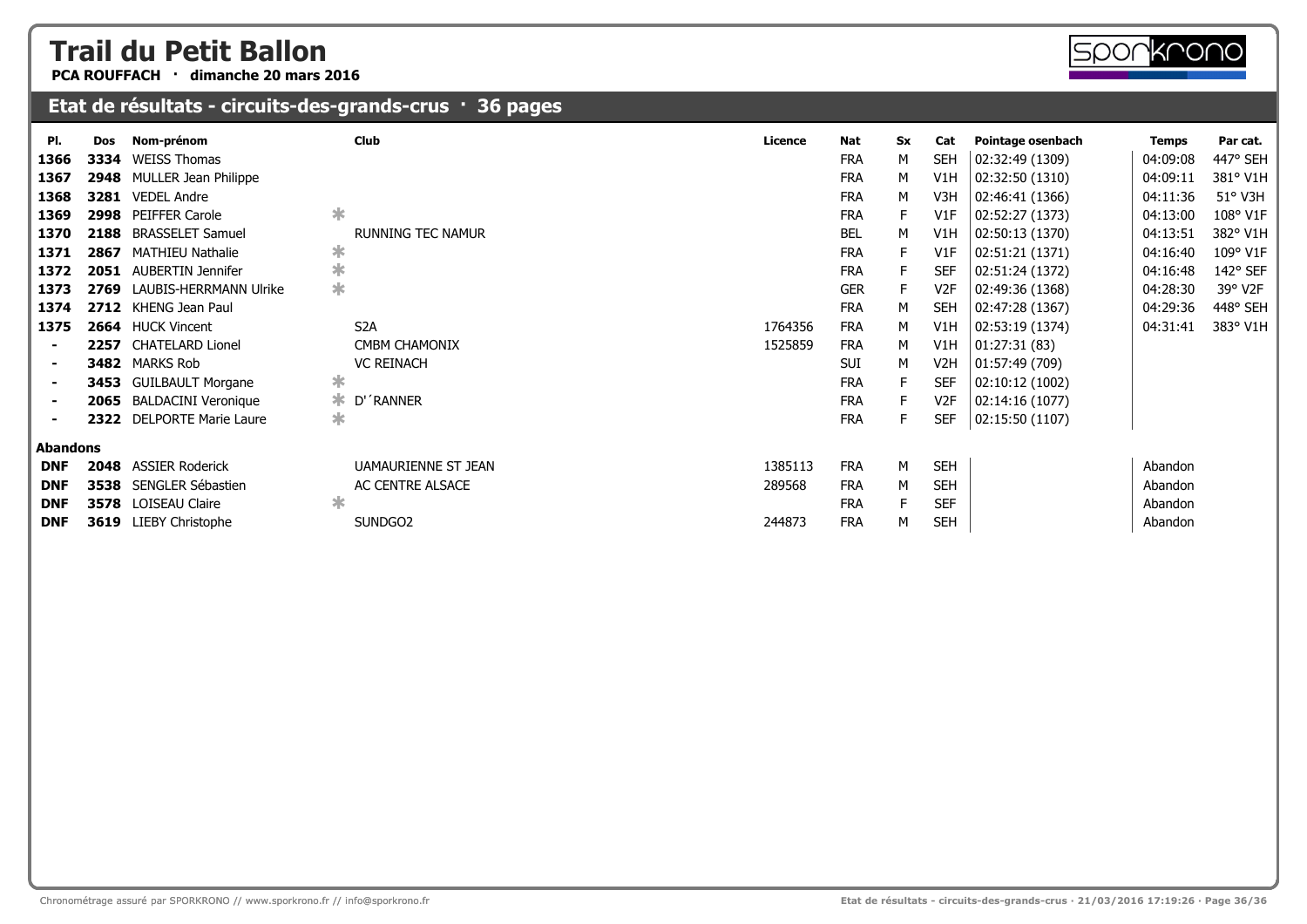# Trail du Petit Ballon

**PCA ROUFFACH · dimanche 20 mars 2016**

## Etat de résultats - circuits-des-grands-crus · 36 pages

| Pl. | Dos | Nom-prénom | | Club | Licence | Nat | Sx | Cat | Pointage osenbach | Temps | Par cat. |
|---|---|---|---|---|---|---|---|---|---|---|---|
| **1366** | **3334** | WEISS Thomas | | | | FRA | M | SEH | 02:32:49 (1309) | 04:09:08 | 447° SEH |
| **1367** | **2948** | MULLER Jean Philippe | | | | FRA | M | V1H | 02:32:50 (1310) | 04:09:11 | 381° V1H |
| **1368** | **3281** | VEDEL Andre | | | | FRA | M | V3H | 02:46:41 (1366) | 04:11:36 | 51° V3H |
| **1369** | **2998** | PEIFFER Carole | * | | | FRA | F | V1F | 02:52:27 (1373) | 04:13:00 | 108° V1F |
| **1370** | **2188** | BRASSELET Samuel | | RUNNING TEC NAMUR | | BEL | M | V1H | 02:50:13 (1370) | 04:13:51 | 382° V1H |
| **1371** | **2867** | MATHIEU Nathalie | * | | | FRA | F | V1F | 02:51:21 (1371) | 04:16:40 | 109° V1F |
| **1372** | **2051** | AUBERTIN Jennifer | * | | | FRA | F | SEF | 02:51:24 (1372) | 04:16:48 | 142° SEF |
| **1373** | **2769** | LAUBIS-HERRMANN Ulrike | * | | | GER | F | V2F | 02:49:36 (1368) | 04:28:30 | 39° V2F |
| **1374** | **2712** | KHENG Jean Paul | | | | FRA | M | SEH | 02:47:28 (1367) | 04:29:36 | 448° SEH |
| **1375** | **2664** | HUCK Vincent | | S2A | 1764356 | FRA | M | V1H | 02:53:19 (1374) | 04:31:41 | 383° V1H |
| - | **2257** | CHATELARD Lionel | | CMBM CHAMONIX | 1525859 | FRA | M | V1H | 01:27:31 (83) | | |
| - | **3482** | MARKS Rob | | VC REINACH | | SUI | M | V2H | 01:57:49 (709) | | |
| - | **3453** | GUILBAULT Morgane | * | | | FRA | F | SEF | 02:10:12 (1002) | | |
| - | **2065** | BALDACINI Veronique | * | D'´RANNER | | FRA | F | V2F | 02:14:16 (1077) | | |
| - | **2322** | DELPORTE Marie Laure | * | | | FRA | F | SEF | 02:15:50 (1107) | | |
| **Abandons** | | | | | | | | | | | |
| **DNF** | **2048** | ASSIER Roderick | | UAMAURIENNE ST JEAN | 1385113 | FRA | M | SEH | | Abandon | |
| **DNF** | **3538** | SENGLER Sébastien | | AC CENTRE ALSACE | 289568 | FRA | M | SEH | | Abandon | |
| **DNF** | **3578** | LOISEAU Claire | * | | | FRA | F | SEF | | Abandon | |
| **DNF** | **3619** | LIEBY Christophe | | SUNDGO2 | 244873 | FRA | M | SEH | | Abandon | |

Chronométrage assuré par SPORKRONO // www.sporkrono.fr // info@sporkrono.fr